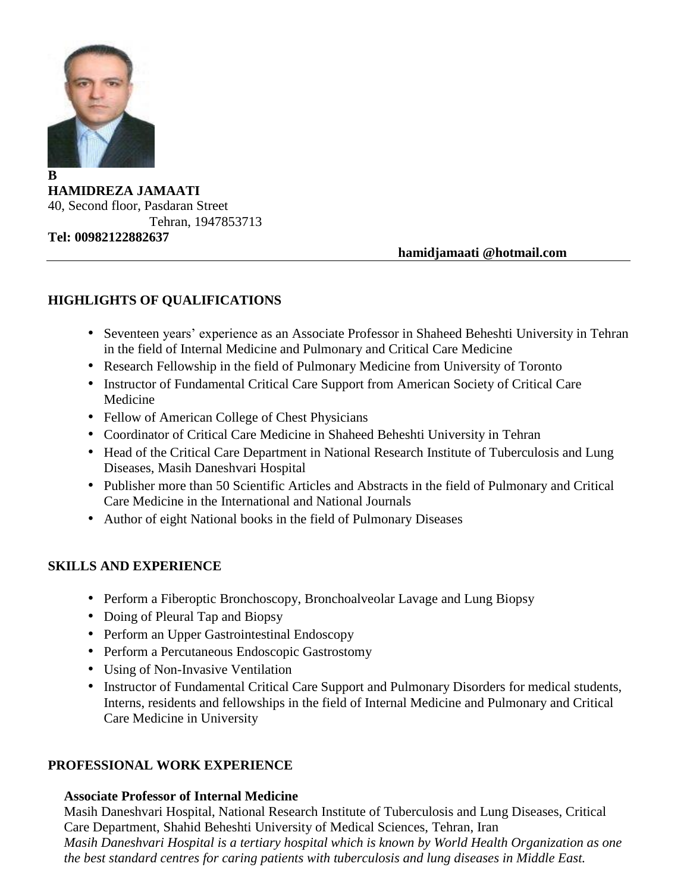B
**HAMIDREZA JAMAATI**
40, Second floor, Pasdaran Street
Tehran, 1947853713
**Tel: 00982122882637**

**hamidjamaati @hotmail.com**

---

## HIGHLIGHTS OF QUALIFICATIONS

- Seventeen years' experience as an Associate Professor in Shaheed Beheshti University in Tehran in the field of Internal Medicine and Pulmonary and Critical Care Medicine
- Research Fellowship in the field of Pulmonary Medicine from University of Toronto
- Instructor of Fundamental Critical Care Support from American Society of Critical Care Medicine
- Fellow of American College of Chest Physicians
- Coordinator of Critical Care Medicine in Shaheed Beheshti University in Tehran
- Head of the Critical Care Department in National Research Institute of Tuberculosis and Lung Diseases, Masih Daneshvari Hospital
- Publisher more than 50 Scientific Articles and Abstracts in the field of Pulmonary and Critical Care Medicine in the International and National Journals
- Author of eight National books in the field of Pulmonary Diseases

## SKILLS AND EXPERIENCE

- Perform a Fiberoptic Bronchoscopy, Bronchoalveolar Lavage and Lung Biopsy
- Doing of Pleural Tap and Biopsy
- Perform an Upper Gastrointestinal Endoscopy
- Perform a Percutaneous Endoscopic Gastrostomy
- Using of Non-Invasive Ventilation
- Instructor of Fundamental Critical Care Support and Pulmonary Disorders for medical students, Interns, residents and fellowships in the field of Internal Medicine and Pulmonary and Critical Care Medicine in University

## PROFESSIONAL WORK EXPERIENCE

**Associate Professor of Internal Medicine**
Masih Daneshvari Hospital, National Research Institute of Tuberculosis and Lung Diseases, Critical Care Department, Shahid Beheshti University of Medical Sciences, Tehran, Iran
*Masih Daneshvari Hospital is a tertiary hospital which is known by World Health Organization as one the best standard centres for caring patients with tuberculosis and lung diseases in Middle East.*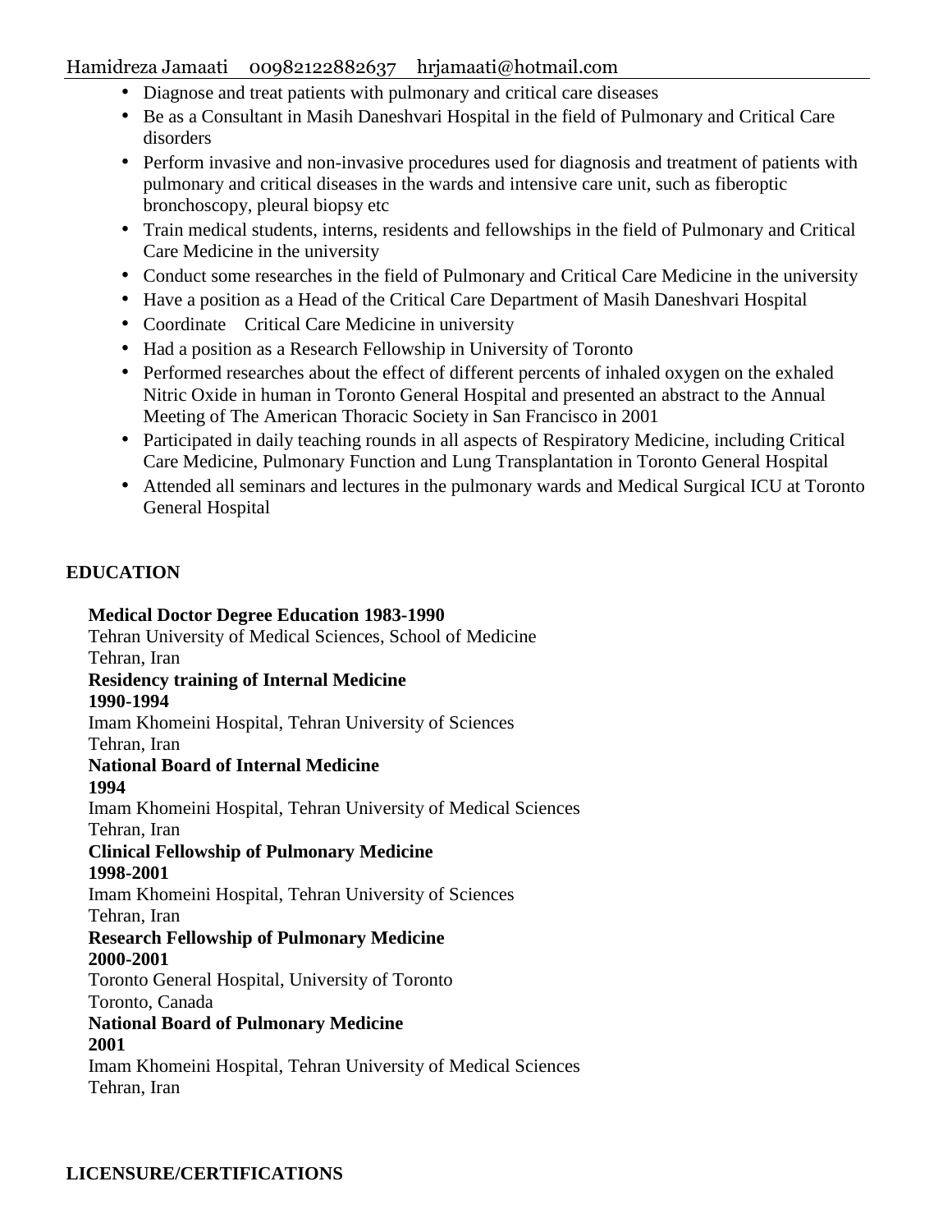- Diagnose and treat patients with pulmonary and critical care diseases
- Be as a Consultant in Masih Daneshvari Hospital in the field of Pulmonary and Critical Care disorders
- Perform invasive and non-invasive procedures used for diagnosis and treatment of patients with pulmonary and critical diseases in the wards and intensive care unit, such as fiberoptic bronchoscopy, pleural biopsy etc
- Train medical students, interns, residents and fellowships in the field of Pulmonary and Critical Care Medicine in the university
- Conduct some researches in the field of Pulmonary and Critical Care Medicine in the university
- Have a position as a Head of the Critical Care Department of Masih Daneshvari Hospital
- Coordinate Critical Care Medicine in university
- Had a position as a Research Fellowship in University of Toronto
- Performed researches about the effect of different percents of inhaled oxygen on the exhaled Nitric Oxide in human in Toronto General Hospital and presented an abstract to the Annual Meeting of The American Thoracic Society in San Francisco in 2001
- Participated in daily teaching rounds in all aspects of Respiratory Medicine, including Critical Care Medicine, Pulmonary Function and Lung Transplantation in Toronto General Hospital
- Attended all seminars and lectures in the pulmonary wards and Medical Surgical ICU at Toronto General Hospital

## EDUCATION

**Medical Doctor Degree Education 1983-1990**
Tehran University of Medical Sciences, School of Medicine
Tehran, Iran

**Residency training of Internal Medicine**
**1990-1994**
Imam Khomeini Hospital, Tehran University of Sciences
Tehran, Iran

**National Board of Internal Medicine**
**1994**
Imam Khomeini Hospital, Tehran University of Medical Sciences
Tehran, Iran

**Clinical Fellowship of Pulmonary Medicine**
**1998-2001**
Imam Khomeini Hospital, Tehran University of Sciences
Tehran, Iran

**Research Fellowship of Pulmonary Medicine**
**2000-2001**
Toronto General Hospital, University of Toronto
Toronto, Canada

**National Board of Pulmonary Medicine**
**2001**
Imam Khomeini Hospital, Tehran University of Medical Sciences
Tehran, Iran

## LICENSURE/CERTIFICATIONS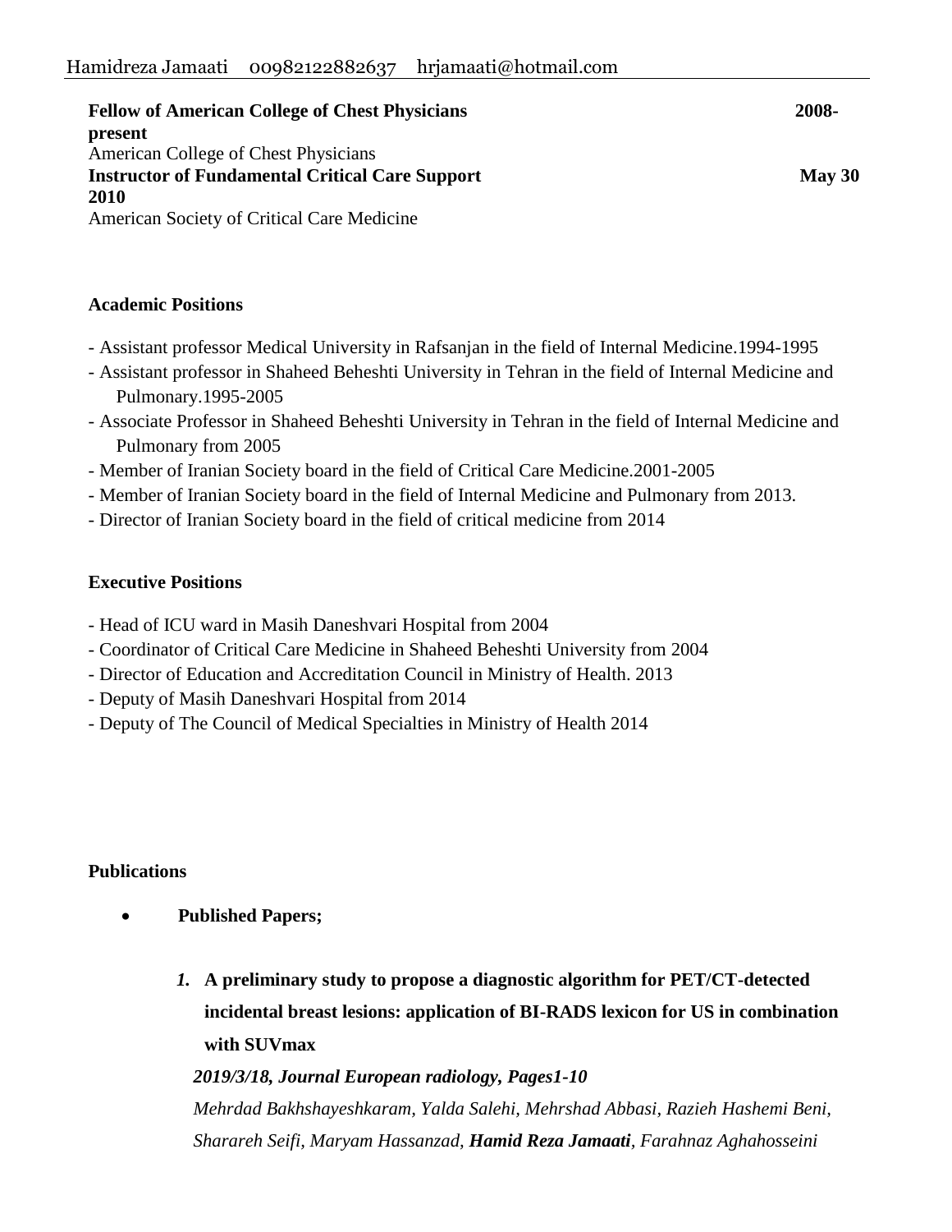Hamidreza Jamaati 00982122882637 hrjamaati@hotmail.com

**Fellow of American College of Chest Physicians** **2008-present**
American College of Chest Physicians
**Instructor of Fundamental Critical Care Support** **May 30 2010**
American Society of Critical Care Medicine

**Academic Positions**

- Assistant professor Medical University in Rafsanjan in the field of Internal Medicine.1994-1995
- Assistant professor in Shaheed Beheshti University in Tehran in the field of Internal Medicine and Pulmonary.1995-2005
- Associate Professor in Shaheed Beheshti University in Tehran in the field of Internal Medicine and Pulmonary from 2005
- Member of Iranian Society board in the field of Critical Care Medicine.2001-2005
- Member of Iranian Society board in the field of Internal Medicine and Pulmonary from 2013.
- Director of Iranian Society board in the field of critical medicine from 2014

**Executive Positions**

- Head of ICU ward in Masih Daneshvari Hospital from 2004
- Coordinator of Critical Care Medicine in Shaheed Beheshti University from 2004
- Director of Education and Accreditation Council in Ministry of Health. 2013
- Deputy of Masih Daneshvari Hospital from 2014
- Deputy of The Council of Medical Specialties in Ministry of Health 2014

**Publications**

- **Published Papers;**

1. **A preliminary study to propose a diagnostic algorithm for PET/CT-detected incidental breast lesions: application of BI-RADS lexicon for US in combination with SUVmax**

   ***2019/3/18, Journal European radiology, Pages1-10***

   *Mehrdad Bakhshayeshkaram, Yalda Salehi, Mehrshad Abbasi, Razieh Hashemi Beni, Sharareh Seifi, Maryam Hassanzad, **Hamid Reza Jamaati**, Farahnaz Aghahosseini*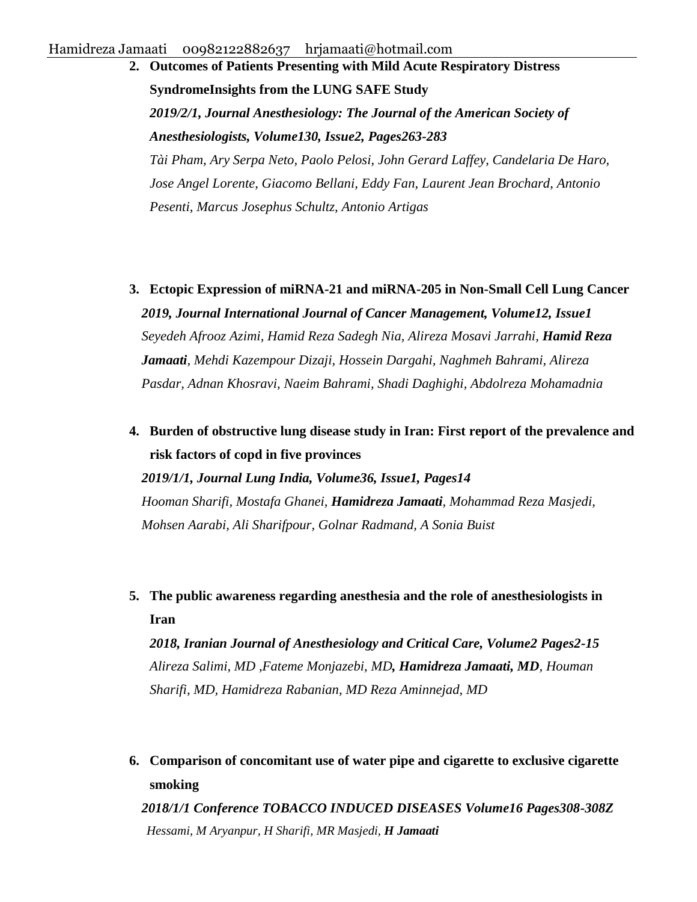2. **Outcomes of Patients Presenting with Mild Acute Respiratory Distress SyndromeInsights from the LUNG SAFE Study**
   ***2019/2/1, Journal Anesthesiology: The Journal of the American Society of Anesthesiologists, Volume130, Issue2, Pages263-283***
   *Tài Pham, Ary Serpa Neto, Paolo Pelosi, John Gerard Laffey, Candelaria De Haro, Jose Angel Lorente, Giacomo Bellani, Eddy Fan, Laurent Jean Brochard, Antonio Pesenti, Marcus Josephus Schultz, Antonio Artigas*

3. **Ectopic Expression of miRNA-21 and miRNA-205 in Non-Small Cell Lung Cancer**
   ***2019, Journal International Journal of Cancer Management, Volume12, Issue1***
   *Seyedeh Afrooz Azimi, Hamid Reza Sadegh Nia, Alireza Mosavi Jarrahi,* ***Hamid Reza Jamaati****, Mehdi Kazempour Dizaji, Hossein Dargahi, Naghmeh Bahrami, Alireza Pasdar, Adnan Khosravi, Naeim Bahrami, Shadi Daghighi, Abdolreza Mohamadnia*

4. **Burden of obstructive lung disease study in Iran: First report of the prevalence and risk factors of copd in five provinces**
   ***2019/1/1, Journal Lung India, Volume36, Issue1, Pages14***
   *Hooman Sharifi, Mostafa Ghanei,* ***Hamidreza Jamaati****, Mohammad Reza Masjedi, Mohsen Aarabi, Ali Sharifpour, Golnar Radmand, A Sonia Buist*

5. **The public awareness regarding anesthesia and the role of anesthesiologists in Iran**
   ***2018, Iranian Journal of Anesthesiology and Critical Care, Volume2 Pages2-15***
   *Alireza Salimi, MD ,Fateme Monjazebi, MD****, Hamidreza Jamaati, MD****, Houman Sharifi, MD, Hamidreza Rabanian, MD Reza Aminnejad, MD*

6. **Comparison of concomitant use of water pipe and cigarette to exclusive cigarette smoking**
   ***2018/1/1 Conference TOBACCO INDUCED DISEASES Volume16 Pages308-308Z***
   *Hessami, M Aryanpur, H Sharifi, MR Masjedi,* ***H Jamaati***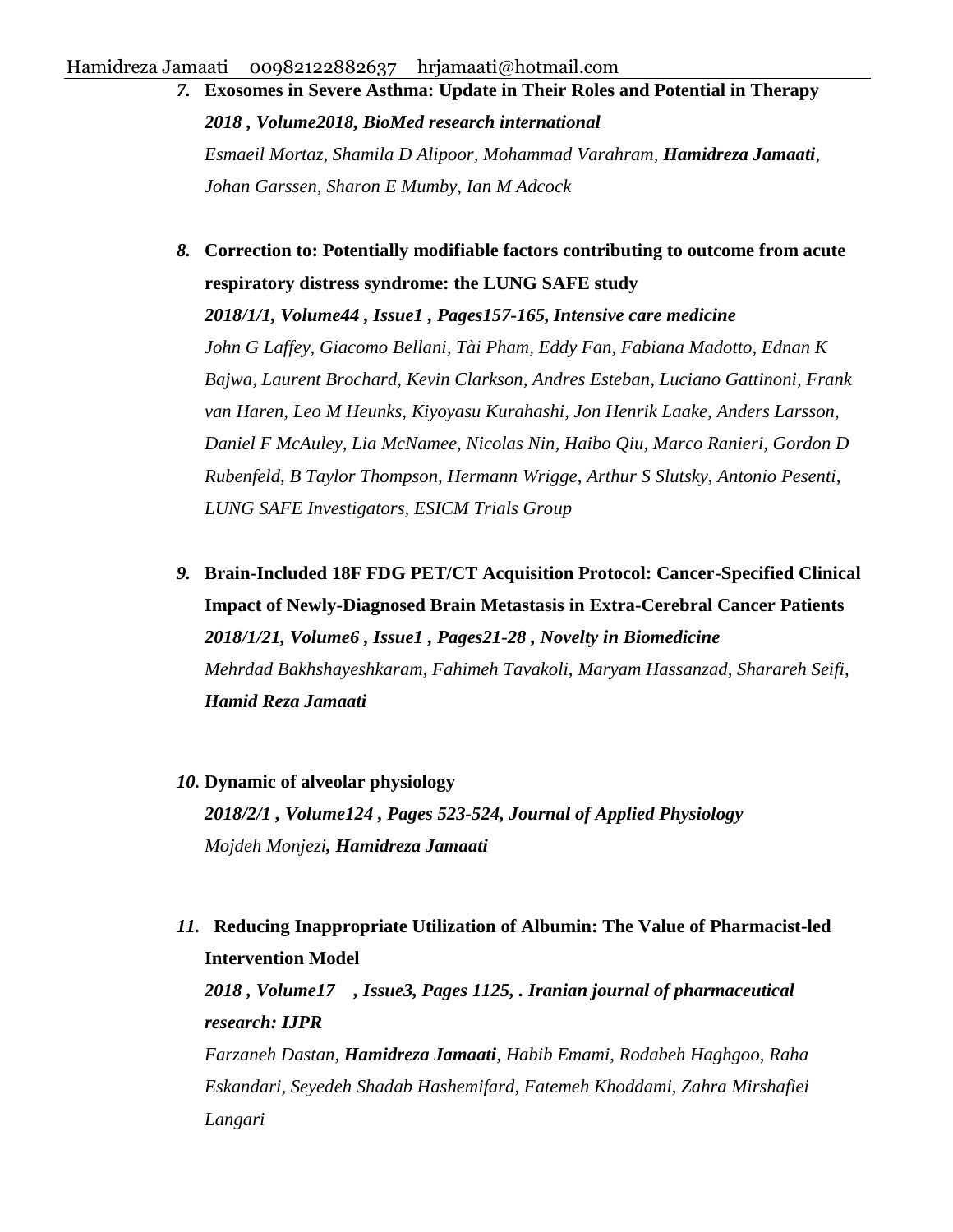7. **Exosomes in Severe Asthma: Update in Their Roles and Potential in Therapy**
   ***2018 , Volume2018, BioMed research international***
   *Esmaeil Mortaz, Shamila D Alipoor, Mohammad Varahram,* ***Hamidreza Jamaati****, Johan Garssen, Sharon E Mumby, Ian M Adcock*

8. **Correction to: Potentially modifiable factors contributing to outcome from acute respiratory distress syndrome: the LUNG SAFE study**
   ***2018/1/1, Volume44 , Issue1 , Pages157-165, Intensive care medicine***
   *John G Laffey, Giacomo Bellani, Tài Pham, Eddy Fan, Fabiana Madotto, Ednan K Bajwa, Laurent Brochard, Kevin Clarkson, Andres Esteban, Luciano Gattinoni, Frank van Haren, Leo M Heunks, Kiyoyasu Kurahashi, Jon Henrik Laake, Anders Larsson, Daniel F McAuley, Lia McNamee, Nicolas Nin, Haibo Qiu, Marco Ranieri, Gordon D Rubenfeld, B Taylor Thompson, Hermann Wrigge, Arthur S Slutsky, Antonio Pesenti, LUNG SAFE Investigators, ESICM Trials Group*

9. **Brain-Included 18F FDG PET/CT Acquisition Protocol: Cancer-Specified Clinical Impact of Newly-Diagnosed Brain Metastasis in Extra-Cerebral Cancer Patients**
   ***2018/1/21, Volume6 , Issue1 , Pages21-28 , Novelty in Biomedicine***
   *Mehrdad Bakhshayeshkaram, Fahimeh Tavakoli, Maryam Hassanzad, Sharareh Seifi,* ***Hamid Reza Jamaati***

10. **Dynamic of alveolar physiology**
    ***2018/2/1 , Volume124 , Pages 523-524, Journal of Applied Physiology***
    *Mojdeh Monjezi****, Hamidreza Jamaati***

11. **Reducing Inappropriate Utilization of Albumin: The Value of Pharmacist-led Intervention Model**
    ***2018 , Volume17 , Issue3, Pages 1125, . Iranian journal of pharmaceutical research: IJPR***
    *Farzaneh Dastan,* ***Hamidreza Jamaati****, Habib Emami, Rodabeh Haghgoo, Raha Eskandari, Seyedeh Shadab Hashemifard, Fatemeh Khoddami, Zahra Mirshafiei Langari*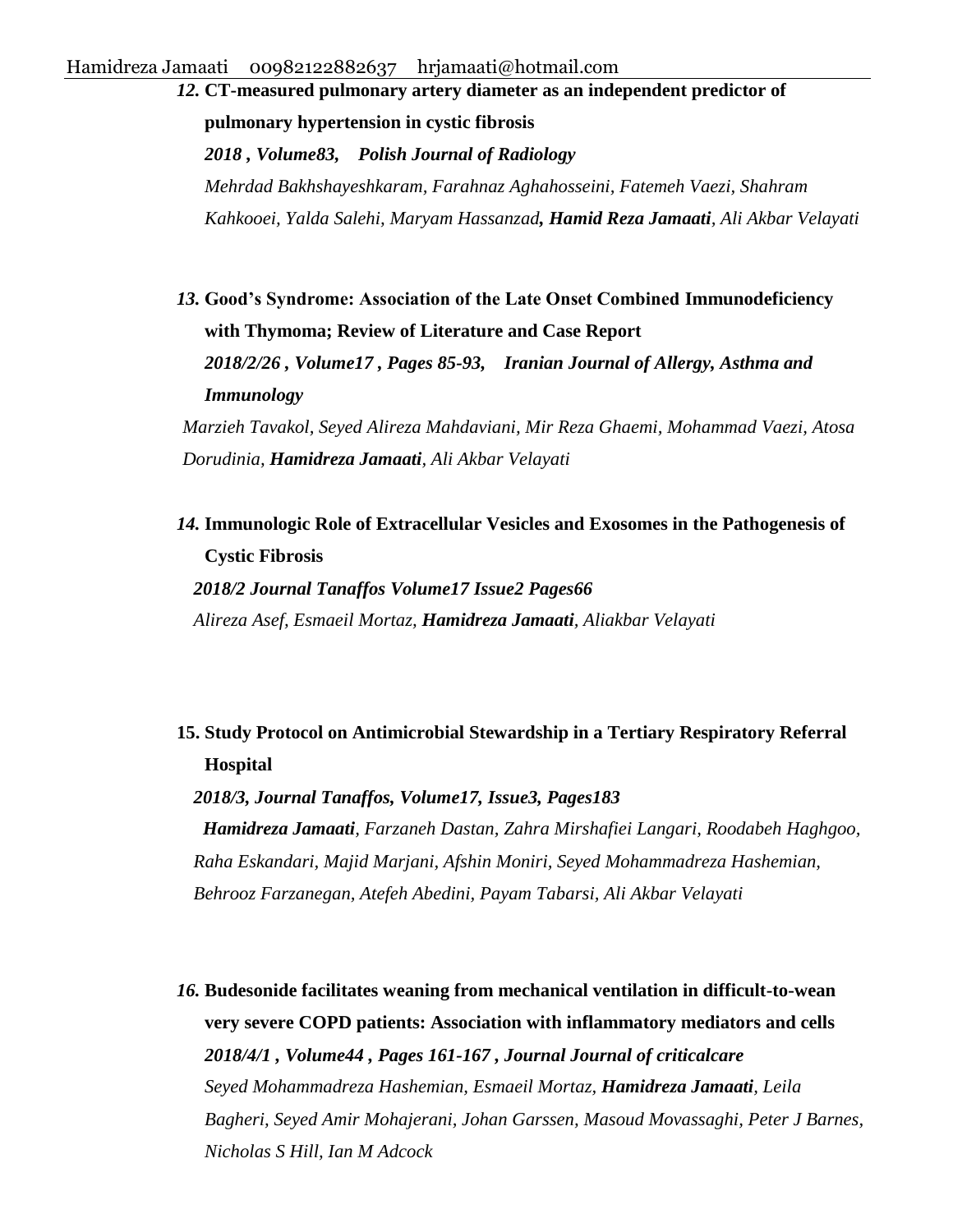*12.* **CT-measured pulmonary artery diameter as an independent predictor of pulmonary hypertension in cystic fibrosis**

***2018 , Volume83, Polish Journal of Radiology***

*Mehrdad Bakhshayeshkaram, Farahnaz Aghahosseini, Fatemeh Vaezi, Shahram Kahkooei, Yalda Salehi, Maryam Hassanzad**, Hamid Reza Jamaati**, Ali Akbar Velayati*

*13.* **Good's Syndrome: Association of the Late Onset Combined Immunodeficiency with Thymoma; Review of Literature and Case Report**

***2018/2/26 , Volume17 , Pages 85-93, Iranian Journal of Allergy, Asthma and Immunology***

*Marzieh Tavakol, Seyed Alireza Mahdaviani, Mir Reza Ghaemi, Mohammad Vaezi, Atosa Dorudinia, **Hamidreza Jamaati**, Ali Akbar Velayati*

*14.* **Immunologic Role of Extracellular Vesicles and Exosomes in the Pathogenesis of Cystic Fibrosis**

***2018/2 Journal Tanaffos Volume17 Issue2 Pages66***

*Alireza Asef, Esmaeil Mortaz, **Hamidreza Jamaati**, Aliakbar Velayati*

**15. Study Protocol on Antimicrobial Stewardship in a Tertiary Respiratory Referral Hospital**

***2018/3, Journal Tanaffos, Volume17, Issue3, Pages183***

***Hamidreza Jamaati**, Farzaneh Dastan, Zahra Mirshafiei Langari, Roodabeh Haghgoo, Raha Eskandari, Majid Marjani, Afshin Moniri, Seyed Mohammadreza Hashemian, Behrooz Farzanegan, Atefeh Abedini, Payam Tabarsi, Ali Akbar Velayati*

*16.* **Budesonide facilitates weaning from mechanical ventilation in difficult-to-wean very severe COPD patients: Association with inflammatory mediators and cells**

***2018/4/1 , Volume44 , Pages 161-167 , Journal Journal of criticalcare***

*Seyed Mohammadreza Hashemian, Esmaeil Mortaz, **Hamidreza Jamaati**, Leila Bagheri, Seyed Amir Mohajerani, Johan Garssen, Masoud Movassaghi, Peter J Barnes, Nicholas S Hill, Ian M Adcock*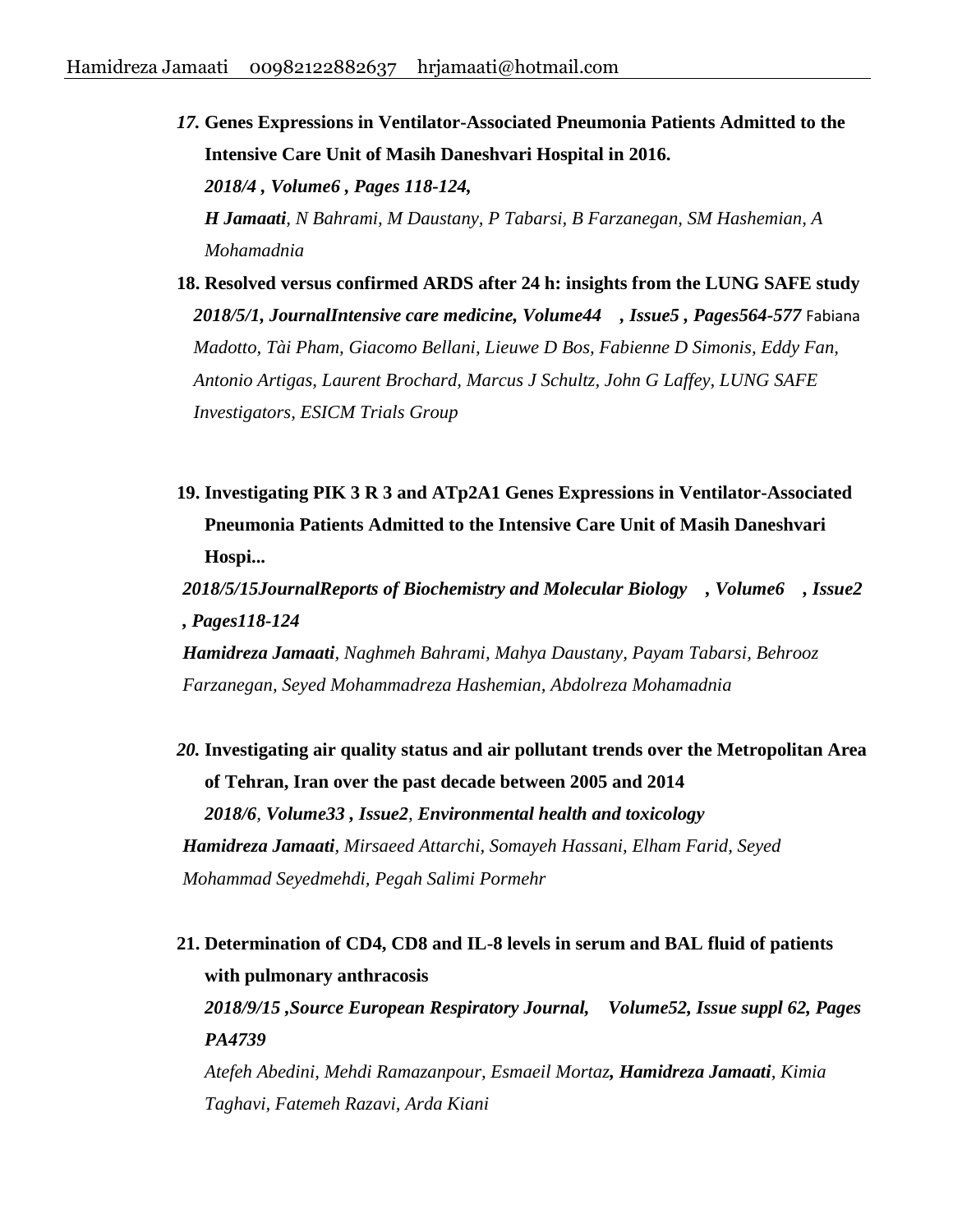*17.* **Genes Expressions in Ventilator-Associated Pneumonia Patients Admitted to the Intensive Care Unit of Masih Daneshvari Hospital in 2016.**
***2018/4 , Volume6 , Pages 118-124,***
***H Jamaati****, N Bahrami, M Daustany, P Tabarsi, B Farzanegan, SM Hashemian, A Mohamadnia*

18. **Resolved versus confirmed ARDS after 24 h: insights from the LUNG SAFE study**
***2018/5/1, JournalIntensive care medicine, Volume44 , Issue5 , Pages564-577*** Fabiana *Madotto, Tài Pham, Giacomo Bellani, Lieuwe D Bos, Fabienne D Simonis, Eddy Fan, Antonio Artigas, Laurent Brochard, Marcus J Schultz, John G Laffey, LUNG SAFE Investigators, ESICM Trials Group*

19. **Investigating PIK 3 R 3 and ATp2A1 Genes Expressions in Ventilator-Associated Pneumonia Patients Admitted to the Intensive Care Unit of Masih Daneshvari Hospi...**
***2018/5/15JournalReports of Biochemistry and Molecular Biology , Volume6 , Issue2 , Pages118-124***
***Hamidreza Jamaati****, Naghmeh Bahrami, Mahya Daustany, Payam Tabarsi, Behrooz Farzanegan, Seyed Mohammadreza Hashemian, Abdolreza Mohamadnia*

*20.* **Investigating air quality status and air pollutant trends over the Metropolitan Area of Tehran, Iran over the past decade between 2005 and 2014**
***2018/6****,* ***Volume33 , Issue2****,* ***Environmental health and toxicology***
***Hamidreza Jamaati****, Mirsaeed Attarchi, Somayeh Hassani, Elham Farid, Seyed Mohammad Seyedmehdi, Pegah Salimi Pormehr*

21. **Determination of CD4, CD8 and IL-8 levels in serum and BAL fluid of patients with pulmonary anthracosis**
***2018/9/15 ,Source European Respiratory Journal, Volume52, Issue suppl 62, Pages PA4739***
*Atefeh Abedini, Mehdi Ramazanpour, Esmaeil Mortaz****, Hamidreza Jamaati****, Kimia Taghavi, Fatemeh Razavi, Arda Kiani*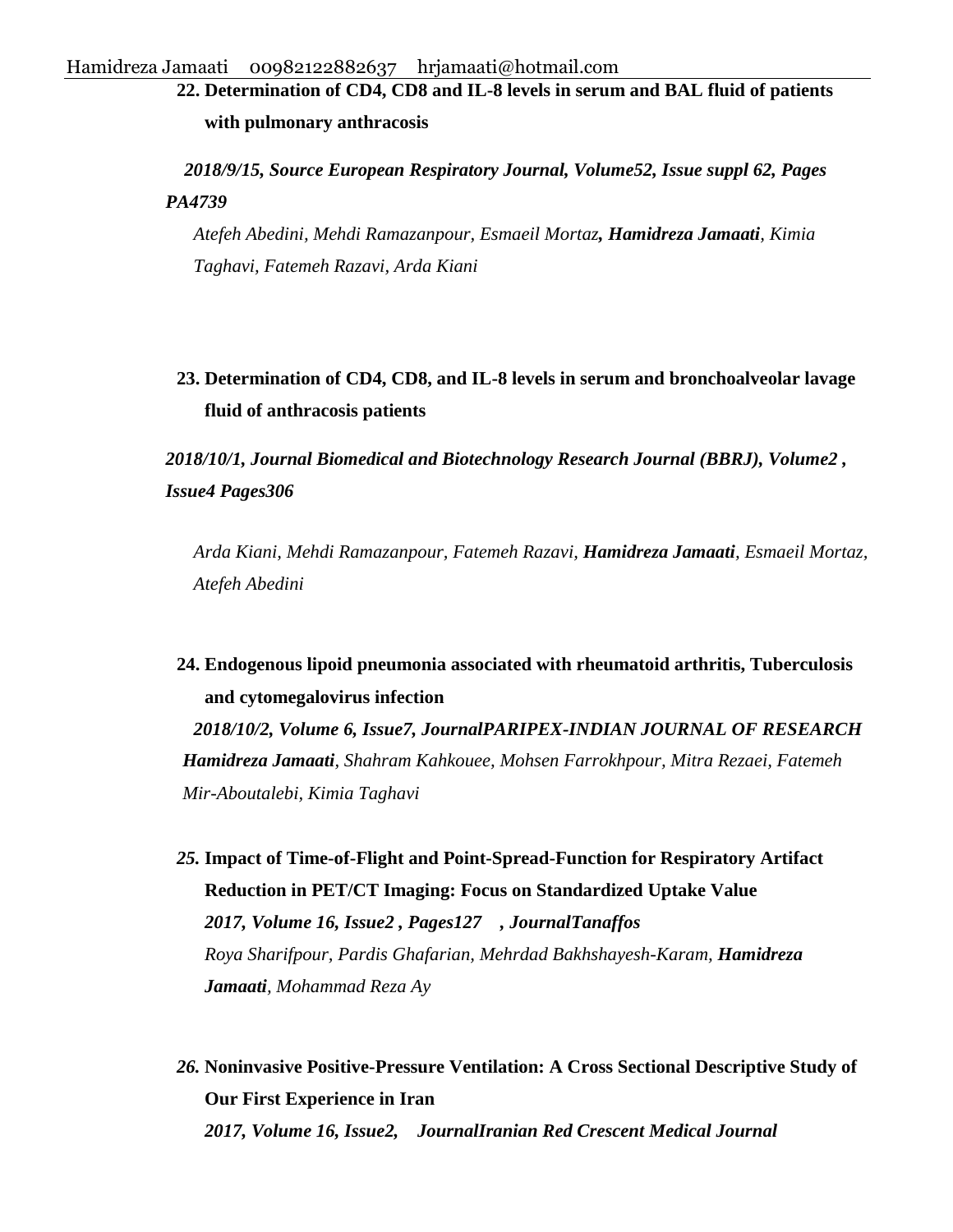22. **Determination of CD4, CD8 and IL-8 levels in serum and BAL fluid of patients with pulmonary anthracosis**

    ***2018/9/15, Source European Respiratory Journal, Volume52, Issue suppl 62, Pages PA4739***

    *Atefeh Abedini, Mehdi Ramazanpour, Esmaeil Mortaz,* ***Hamidreza Jamaati****, Kimia Taghavi, Fatemeh Razavi, Arda Kiani*

23. **Determination of CD4, CD8, and IL-8 levels in serum and bronchoalveolar lavage fluid of anthracosis patients**

    ***2018/10/1, Journal Biomedical and Biotechnology Research Journal (BBRJ), Volume2 , Issue4 Pages306***

    *Arda Kiani, Mehdi Ramazanpour, Fatemeh Razavi,* ***Hamidreza Jamaati****, Esmaeil Mortaz, Atefeh Abedini*

24. **Endogenous lipoid pneumonia associated with rheumatoid arthritis, Tuberculosis and cytomegalovirus infection**

    ***2018/10/2, Volume 6, Issue7, JournalPARIPEX-INDIAN JOURNAL OF RESEARCH***

    ***Hamidreza Jamaati****, Shahram Kahkouee, Mohsen Farrokhpour, Mitra Rezaei, Fatemeh Mir-Aboutalebi, Kimia Taghavi*

25. **Impact of Time-of-Flight and Point-Spread-Function for Respiratory Artifact Reduction in PET/CT Imaging: Focus on Standardized Uptake Value**

    ***2017, Volume 16, Issue2 , Pages127 , JournalTanaffos***

    *Roya Sharifpour, Pardis Ghafarian, Mehrdad Bakhshayesh-Karam,* ***Hamidreza Jamaati****, Mohammad Reza Ay*

26. **Noninvasive Positive-Pressure Ventilation: A Cross Sectional Descriptive Study of Our First Experience in Iran**

    ***2017, Volume 16, Issue2, JournalIranian Red Crescent Medical Journal***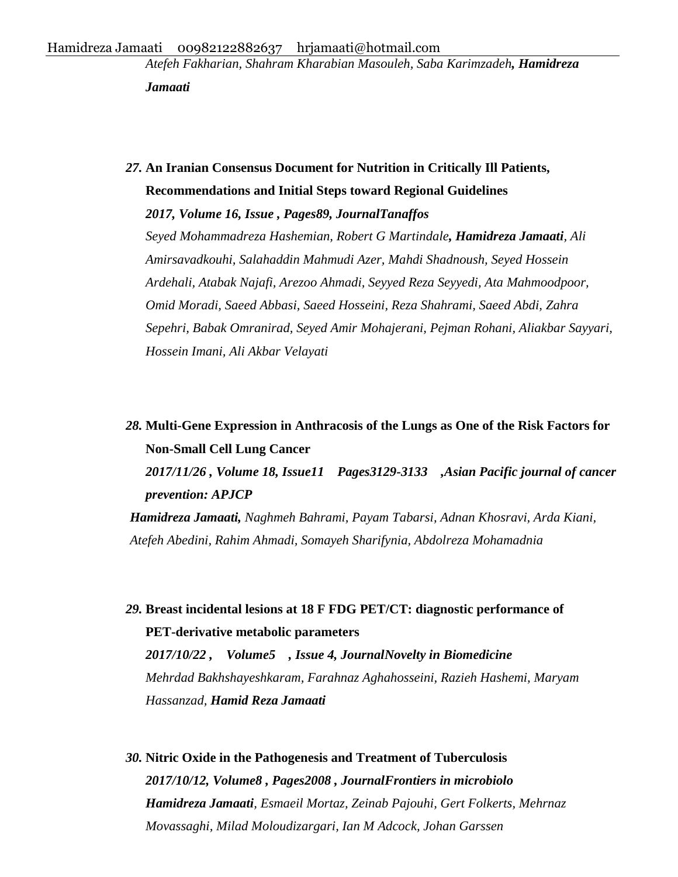*Atefeh Fakharian, Shahram Kharabian Masouleh, Saba Karimzadeh****, Hamidreza Jamaati***

27. **An Iranian Consensus Document for Nutrition in Critically Ill Patients, Recommendations and Initial Steps toward Regional Guidelines**
    ***2017, Volume 16, Issue , Pages89, JournalTanaffos***
    *Seyed Mohammadreza Hashemian, Robert G Martindale****, Hamidreza Jamaati****, Ali Amirsavadkouhi, Salahaddin Mahmudi Azer, Mahdi Shadnoush, Seyed Hossein Ardehali, Atabak Najafi, Arezoo Ahmadi, Seyyed Reza Seyyedi, Ata Mahmoodpoor, Omid Moradi, Saeed Abbasi, Saeed Hosseini, Reza Shahrami, Saeed Abdi, Zahra Sepehri, Babak Omranirad, Seyed Amir Mohajerani, Pejman Rohani, Aliakbar Sayyari, Hossein Imani, Ali Akbar Velayati*

28. **Multi-Gene Expression in Anthracosis of the Lungs as One of the Risk Factors for Non-Small Cell Lung Cancer**
    ***2017/11/26 , Volume 18, Issue11 Pages3129-3133 ,Asian Pacific journal of cancer prevention: APJCP***
    ***Hamidreza Jamaati,*** *Naghmeh Bahrami, Payam Tabarsi, Adnan Khosravi, Arda Kiani, Atefeh Abedini, Rahim Ahmadi, Somayeh Sharifynia, Abdolreza Mohamadnia*

29. **Breast incidental lesions at 18 F FDG PET/CT: diagnostic performance of PET-derivative metabolic parameters**
    ***2017/10/22 , Volume5 , Issue 4, JournalNovelty in Biomedicine***
    *Mehrdad Bakhshayeshkaram, Farahnaz Aghahosseini, Razieh Hashemi, Maryam Hassanzad,* ***Hamid Reza Jamaati***

30. **Nitric Oxide in the Pathogenesis and Treatment of Tuberculosis**
    ***2017/10/12, Volume8 , Pages2008 , JournalFrontiers in microbiolo***
    ***Hamidreza Jamaati****, Esmaeil Mortaz, Zeinab Pajouhi, Gert Folkerts, Mehrnaz Movassaghi, Milad Moloudizargari, Ian M Adcock, Johan Garssen*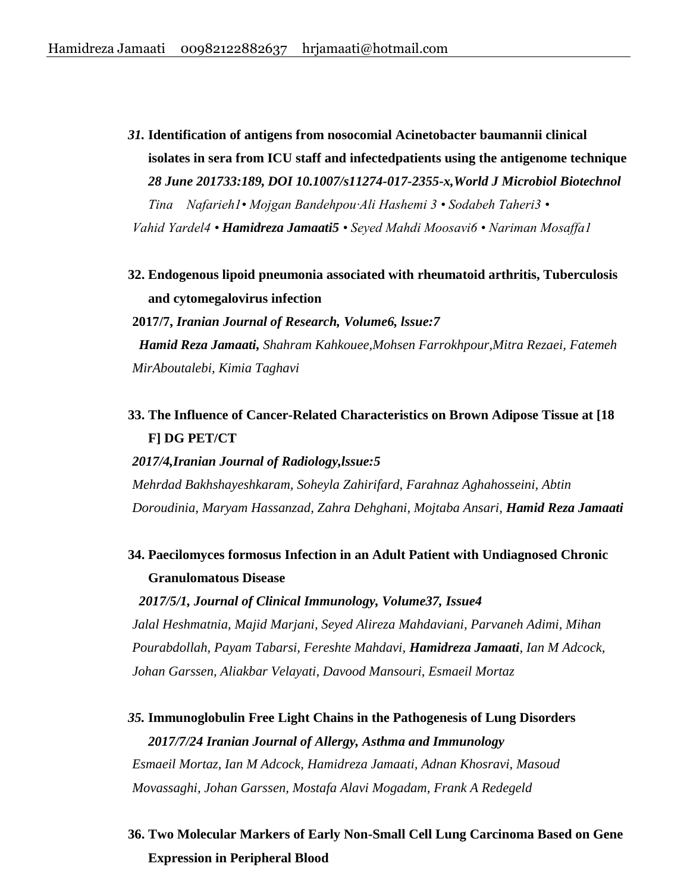31. **Identification of antigens from nosocomial Acinetobacter baumannii clinical isolates in sera from ICU staff and infectedpatients using the antigenome technique**
    ***28 June 201733:189, DOI 10.1007/s11274-017-2355-x,World J Microbiol Biotechnol***
    *Tina Nafarieh1• Mojgan Bandehpou·Ali Hashemi 3 • Sodabeh Taheri3 • Vahid Yardel4 •* ***Hamidreza Jamaati5*** *• Seyed Mahdi Moosavi6 • Nariman Mosaffa1*

32. **Endogenous lipoid pneumonia associated with rheumatoid arthritis, Tuberculosis and cytomegalovirus infection**
    **2017/7,** ***Iranian Journal of Research, Volume6, lssue:7***
    ***Hamid Reza Jamaati,*** *Shahram Kahkouee,Mohsen Farrokhpour,Mitra Rezaei, Fatemeh MirAboutalebi, Kimia Taghavi*

33. **The Influence of Cancer-Related Characteristics on Brown Adipose Tissue at [18 F] DG PET/CT**
    ***2017/4,Iranian Journal of Radiology,lssue:5***
    *Mehrdad Bakhshayeshkaram, Soheyla Zahirifard, Farahnaz Aghahosseini, Abtin Doroudinia, Maryam Hassanzad, Zahra Dehghani, Mojtaba Ansari,* ***Hamid Reza Jamaati***

34. **Paecilomyces formosus Infection in an Adult Patient with Undiagnosed Chronic Granulomatous Disease**
    ***2017/5/1, Journal of Clinical Immunology, Volume37, Issue4***
    *Jalal Heshmatnia, Majid Marjani, Seyed Alireza Mahdaviani, Parvaneh Adimi, Mihan Pourabdollah, Payam Tabarsi, Fereshte Mahdavi,* ***Hamidreza Jamaati****, Ian M Adcock, Johan Garssen, Aliakbar Velayati, Davood Mansouri, Esmaeil Mortaz*

35. **Immunoglobulin Free Light Chains in the Pathogenesis of Lung Disorders**
    ***2017/7/24 Iranian Journal of Allergy, Asthma and Immunology***
    *Esmaeil Mortaz, Ian M Adcock, Hamidreza Jamaati, Adnan Khosravi, Masoud Movassaghi, Johan Garssen, Mostafa Alavi Mogadam, Frank A Redegeld*

36. **Two Molecular Markers of Early Non-Small Cell Lung Carcinoma Based on Gene Expression in Peripheral Blood**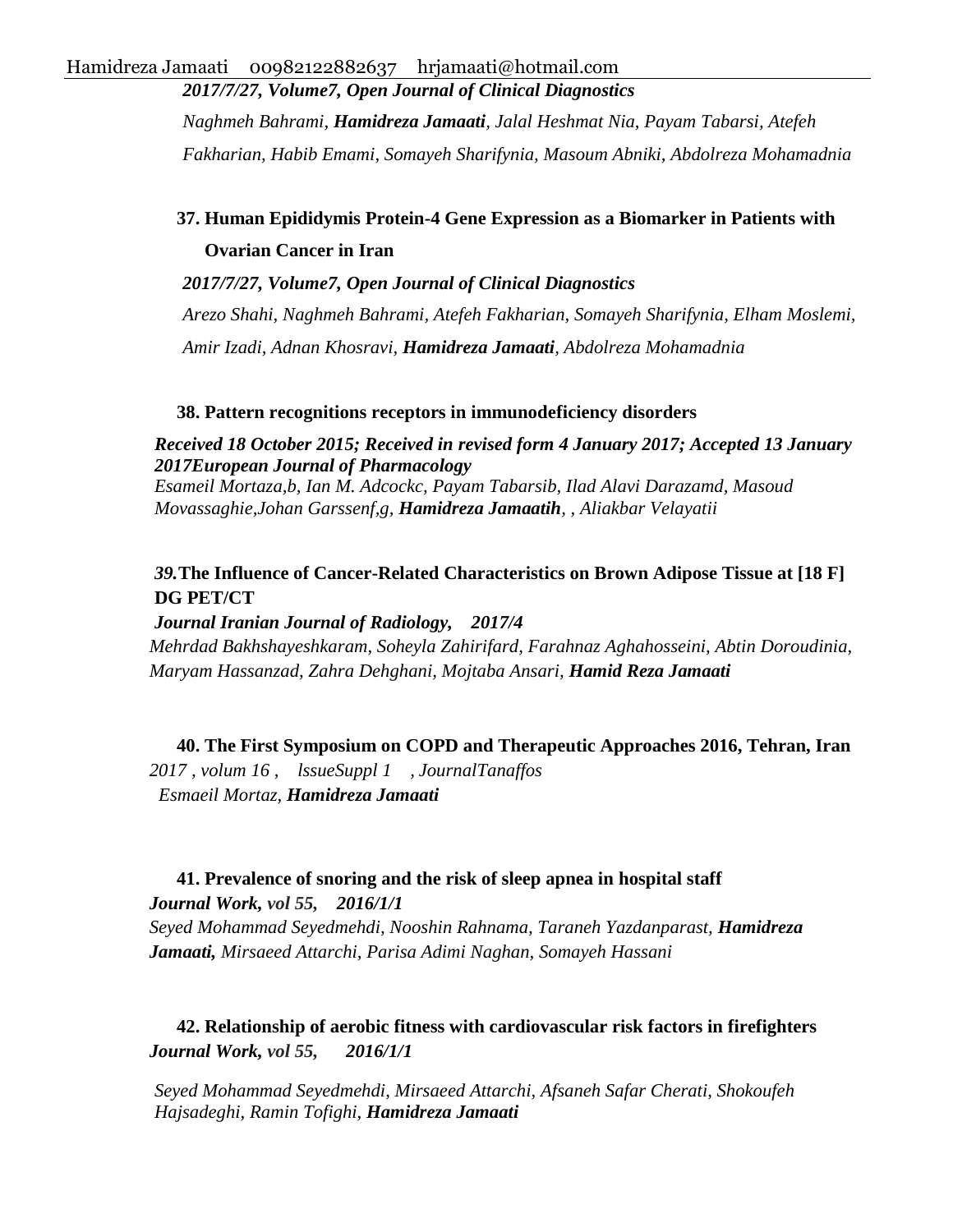*2017/7/27, Volume7, Open Journal of Clinical Diagnostics*

*Naghmeh Bahrami, **Hamidreza Jamaati**, Jalal Heshmat Nia, Payam Tabarsi, Atefeh Fakharian, Habib Emami, Somayeh Sharifynia, Masoum Abniki, Abdolreza Mohamadnia*

**37. Human Epididymis Protein-4 Gene Expression as a Biomarker in Patients with Ovarian Cancer in Iran**

*2017/7/27, Volume7, Open Journal of Clinical Diagnostics*

*Arezo Shahi, Naghmeh Bahrami, Atefeh Fakharian, Somayeh Sharifynia, Elham Moslemi, Amir Izadi, Adnan Khosravi, **Hamidreza Jamaati**, Abdolreza Mohamadnia*

**38. Pattern recognitions receptors in immunodeficiency disorders**

***Received 18 October 2015; Received in revised form 4 January 2017; Accepted 13 January 2017European Journal of Pharmacology***

*Esameil Mortaza,b, Ian M. Adcockc, Payam Tabarsib, Ilad Alavi Darazamd, Masoud Movassaghie,Johan Garssenf,g, **Hamidreza Jamaatih**, , Aliakbar Velayatii*

***39.*The Influence of Cancer-Related Characteristics on Brown Adipose Tissue at [18 F] DG PET/CT**

***Journal Iranian Journal of Radiology, 2017/4***

*Mehrdad Bakhshayeshkaram, Soheyla Zahirifard, Farahnaz Aghahosseini, Abtin Doroudinia, Maryam Hassanzad, Zahra Dehghani, Mojtaba Ansari, **Hamid Reza Jamaati***

**40. The First Symposium on COPD and Therapeutic Approaches 2016, Tehran, Iran**

*2017 , volum 16 , lssueSuppl 1 , JournalTanaffos*

*Esmaeil Mortaz, **Hamidreza Jamaati***

**41. Prevalence of snoring and the risk of sleep apnea in hospital staff**

***Journal Work,** vol 55, **2016/1/1***

*Seyed Mohammad Seyedmehdi, Nooshin Rahnama, Taraneh Yazdanparast, **Hamidreza Jamaati,** Mirsaeed Attarchi, Parisa Adimi Naghan, Somayeh Hassani*

**42. Relationship of aerobic fitness with cardiovascular risk factors in firefighters**

***Journal Work,** vol 55, **2016/1/1***

*Seyed Mohammad Seyedmehdi, Mirsaeed Attarchi, Afsaneh Safar Cherati, Shokoufeh Hajsadeghi, Ramin Tofighi, **Hamidreza Jamaati***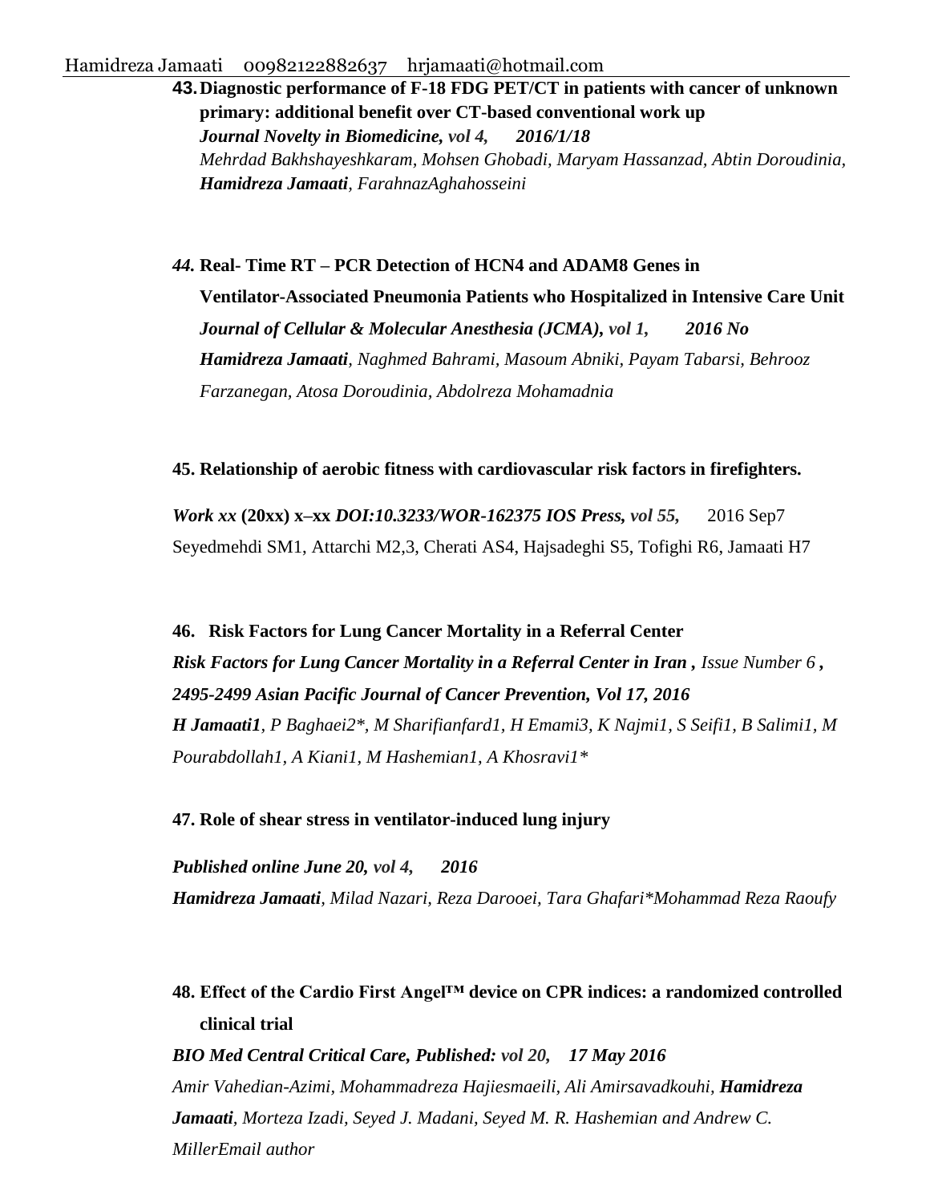43. **Diagnostic performance of F-18 FDG PET/CT in patients with cancer of unknown primary: additional benefit over CT-based conventional work up**
    ***Journal Novelty in Biomedicine, vol 4, 2016/1/18***
    *Mehrdad Bakhshayeshkaram, Mohsen Ghobadi, Maryam Hassanzad, Abtin Doroudinia, **Hamidreza Jamaati**, FarahnazAghahosseini*

44. **Real- Time RT – PCR Detection of HCN4 and ADAM8 Genes in Ventilator-Associated Pneumonia Patients who Hospitalized in Intensive Care Unit**
    ***Journal of Cellular & Molecular Anesthesia (JCMA), vol 1, 2016 No***
    ***Hamidreza Jamaati**, Naghmed Bahrami, Masoum Abniki, Payam Tabarsi, Behrooz Farzanegan, Atosa Doroudinia, Abdolreza Mohamadnia*

45. **Relationship of aerobic fitness with cardiovascular risk factors in firefighters.**

    ***Work xx* (20xx) x–xx *DOI:10.3233/WOR-162375 IOS Press, vol 55,*** 2016 Sep7
    Seyedmehdi SM1, Attarchi M2,3, Cherati AS4, Hajsadeghi S5, Tofighi R6, Jamaati H7

46. **Risk Factors for Lung Cancer Mortality in a Referral Center**
    ***Risk Factors for Lung Cancer Mortality in a Referral Center in Iran ,*** *Issue Number 6* ***, 2495-2499 Asian Pacific Journal of Cancer Prevention, Vol 17, 2016***
    ***H Jamaati1**, P Baghaei2\*, M Sharifianfard1, H Emami3, K Najmi1, S Seifi1, B Salimi1, M Pourabdollah1, A Kiani1, M Hashemian1, A Khosravi1\**

47. **Role of shear stress in ventilator-induced lung injury**

    ***Published online June 20, vol 4, 2016***
    ***Hamidreza Jamaati**, Milad Nazari, Reza Darooei, Tara Ghafari\*Mohammad Reza Raoufy*

48. **Effect of the Cardio First Angel™ device on CPR indices: a randomized controlled clinical trial**
    ***BIO Med Central Critical Care, Published: vol 20, 17 May 2016***
    *Amir Vahedian-Azimi, Mohammadreza Hajiesmaeili, Ali Amirsavadkouhi, **Hamidreza Jamaati**, Morteza Izadi, Seyed J. Madani, Seyed M. R. Hashemian and Andrew C. MillerEmail author*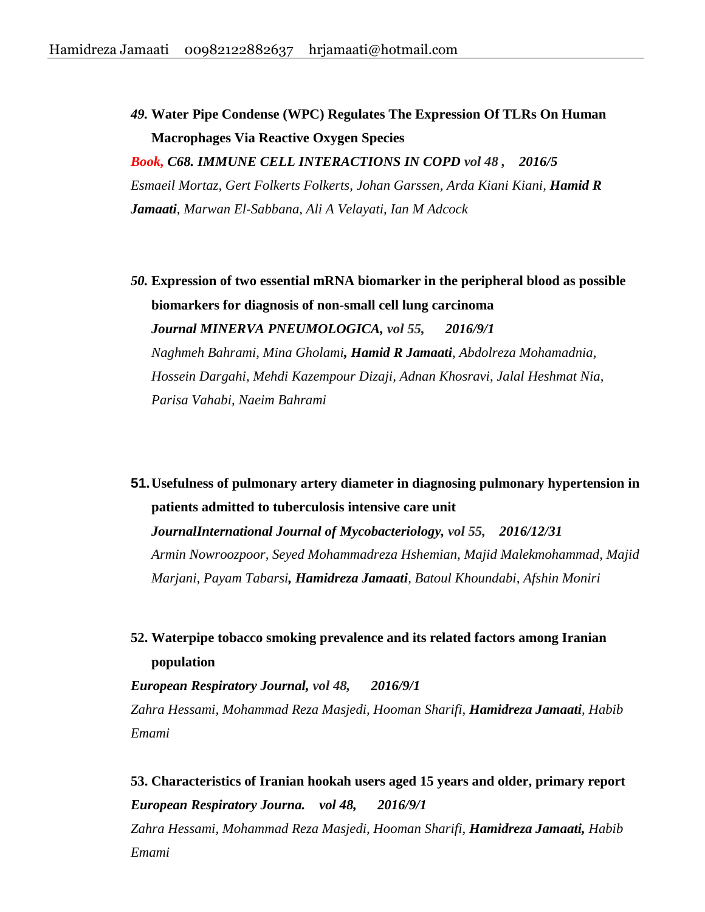*49.* **Water Pipe Condense (WPC) Regulates The Expression Of TLRs On Human Macrophages Via Reactive Oxygen Species**

***Book, C68. IMMUNE CELL INTERACTIONS IN COPD*** *vol 48 ,* ***2016/5***

*Esmaeil Mortaz, Gert Folkerts Folkerts, Johan Garssen, Arda Kiani Kiani,* ***Hamid R Jamaati****, Marwan El-Sabbana, Ali A Velayati, Ian M Adcock*

*50.* **Expression of two essential mRNA biomarker in the peripheral blood as possible biomarkers for diagnosis of non-small cell lung carcinoma**

***Journal MINERVA PNEUMOLOGICA,*** *vol 55,* ***2016/9/1***

*Naghmeh Bahrami, Mina Gholami****, Hamid R Jamaati****, Abdolreza Mohamadnia, Hossein Dargahi, Mehdi Kazempour Dizaji, Adnan Khosravi, Jalal Heshmat Nia, Parisa Vahabi, Naeim Bahrami*

**51. Usefulness of pulmonary artery diameter in diagnosing pulmonary hypertension in patients admitted to tuberculosis intensive care unit**

***JournalInternational Journal of Mycobacteriology,*** *vol 55,* ***2016/12/31***

*Armin Nowroozpoor, Seyed Mohammadreza Hshemian, Majid Malekmohammad, Majid Marjani, Payam Tabarsi****, Hamidreza Jamaati****, Batoul Khoundabi, Afshin Moniri*

**52. Waterpipe tobacco smoking prevalence and its related factors among Iranian population**

***European Respiratory Journal,*** *vol 48,* ***2016/9/1***

*Zahra Hessami, Mohammad Reza Masjedi, Hooman Sharifi,* ***Hamidreza Jamaati****, Habib Emami*

**53. Characteristics of Iranian hookah users aged 15 years and older, primary report**

***European Respiratory Journa. vol 48, 2016/9/1***

*Zahra Hessami, Mohammad Reza Masjedi, Hooman Sharifi,* ***Hamidreza Jamaati,*** *Habib Emami*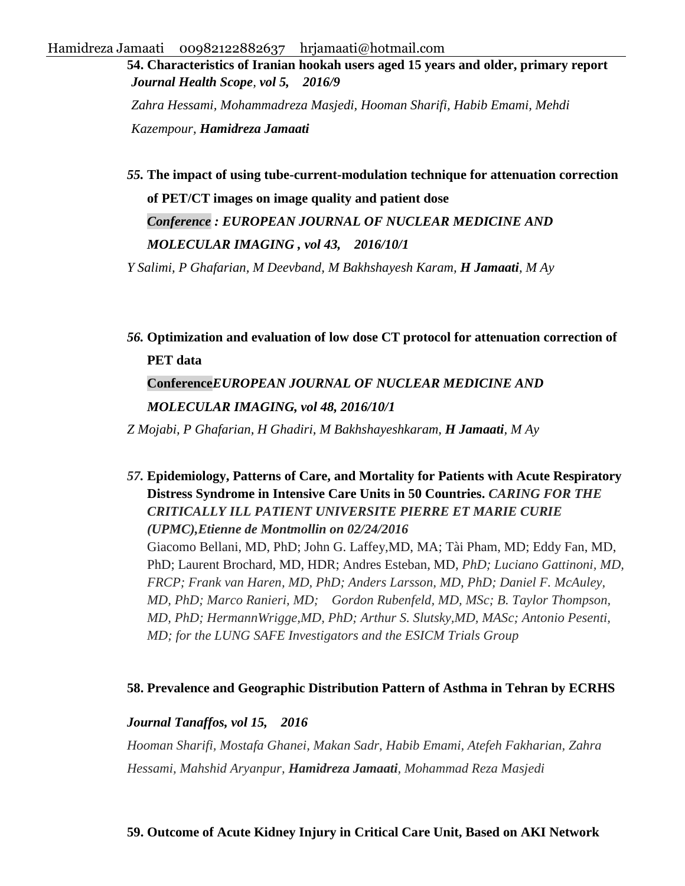**54. Characteristics of Iranian hookah users aged 15 years and older, primary report**
***Journal Health Scope**, vol 5,    2016/9*

*Zahra Hessami, Mohammadreza Masjedi, Hooman Sharifi, Habib Emami, Mehdi Kazempour, **Hamidreza Jamaati***

***55.*** **The impact of using tube-current-modulation technique for attenuation correction of PET/CT images on image quality and patient dose**
***Conference : EUROPEAN JOURNAL OF NUCLEAR MEDICINE AND MOLECULAR IMAGING , vol 43,    2016/10/1***

*Y Salimi, P Ghafarian, M Deevband, M Bakhshayesh Karam, **H Jamaati**, M Ay*

***56.*** **Optimization and evaluation of low dose CT protocol for attenuation correction of PET data**
**Conference*EUROPEAN JOURNAL OF NUCLEAR MEDICINE AND MOLECULAR IMAGING, vol 48, 2016/10/1***

*Z Mojabi, P Ghafarian, H Ghadiri, M Bakhshayeshkaram, **H Jamaati**, M Ay*

***57.*** **Epidemiology, Patterns of Care, and Mortality for Patients with Acute Respiratory Distress Syndrome in Intensive Care Units in 50 Countries.** ***CARING FOR THE CRITICALLY ILL PATIENT UNIVERSITE PIERRE ET MARIE CURIE (UPMC),Etienne de Montmollin on 02/24/2016***
Giacomo Bellani, MD, PhD; John G. Laffey,MD, MA; Tài Pham, MD; Eddy Fan, MD, PhD; Laurent Brochard, MD, HDR; Andres Esteban, MD, *PhD; Luciano Gattinoni, MD, FRCP; Frank van Haren, MD, PhD; Anders Larsson, MD, PhD; Daniel F. McAuley, MD, PhD; Marco Ranieri, MD;    Gordon Rubenfeld, MD, MSc; B. Taylor Thompson, MD, PhD; HermannWrigge,MD, PhD; Arthur S. Slutsky,MD, MASc; Antonio Pesenti, MD; for the LUNG SAFE Investigators and the ESICM Trials Group*

**58. Prevalence and Geographic Distribution Pattern of Asthma in Tehran by ECRHS**

***Journal Tanaffos, vol 15,    2016***

*Hooman Sharifi, Mostafa Ghanei, Makan Sadr, Habib Emami, Atefeh Fakharian, Zahra Hessami, Mahshid Aryanpur, **Hamidreza Jamaati**, Mohammad Reza Masjedi*

**59. Outcome of Acute Kidney Injury in Critical Care Unit, Based on AKI Network**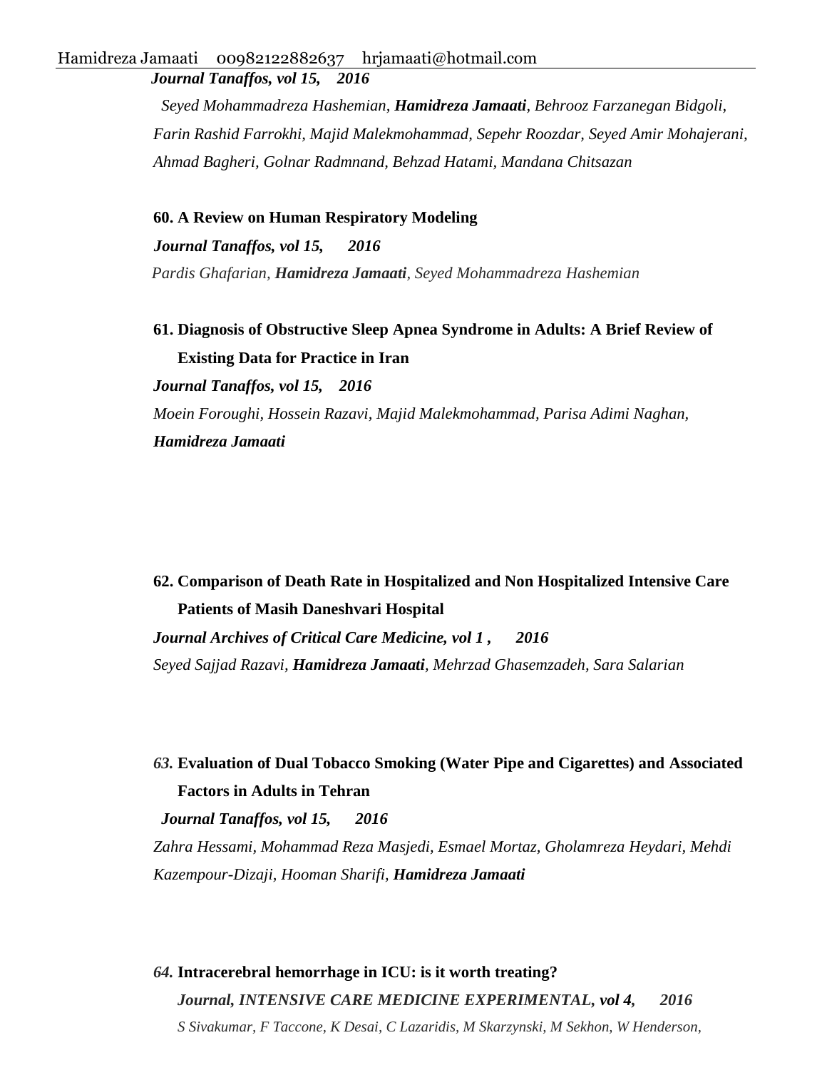***Journal Tanaffos, vol 15, 2016***

*Seyed Mohammadreza Hashemian, **Hamidreza Jamaati**, Behrooz Farzanegan Bidgoli, Farin Rashid Farrokhi, Majid Malekmohammad, Sepehr Roozdar, Seyed Amir Mohajerani, Ahmad Bagheri, Golnar Radmnand, Behzad Hatami, Mandana Chitsazan*

**60. A Review on Human Respiratory Modeling**

***Journal Tanaffos, vol 15, 2016***

*Pardis Ghafarian, **Hamidreza Jamaati**, Seyed Mohammadreza Hashemian*

**61. Diagnosis of Obstructive Sleep Apnea Syndrome in Adults: A Brief Review of Existing Data for Practice in Iran**

***Journal Tanaffos, vol 15, 2016***

*Moein Foroughi, Hossein Razavi, Majid Malekmohammad, Parisa Adimi Naghan, **Hamidreza Jamaati***

**62. Comparison of Death Rate in Hospitalized and Non Hospitalized Intensive Care Patients of Masih Daneshvari Hospital**

***Journal Archives of Critical Care Medicine, vol 1 , 2016***

*Seyed Sajjad Razavi, **Hamidreza Jamaati**, Mehrzad Ghasemzadeh, Sara Salarian*

***63.* Evaluation of Dual Tobacco Smoking (Water Pipe and Cigarettes) and Associated Factors in Adults in Tehran**

***Journal Tanaffos, vol 15, 2016***

*Zahra Hessami, Mohammad Reza Masjedi, Esmael Mortaz, Gholamreza Heydari, Mehdi Kazempour-Dizaji, Hooman Sharifi, **Hamidreza Jamaati***

***64.* Intracerebral hemorrhage in ICU: is it worth treating?**

***Journal, INTENSIVE CARE MEDICINE EXPERIMENTAL, vol 4, 2016***

*S Sivakumar, F Taccone, K Desai, C Lazaridis, M Skarzynski, M Sekhon, W Henderson,*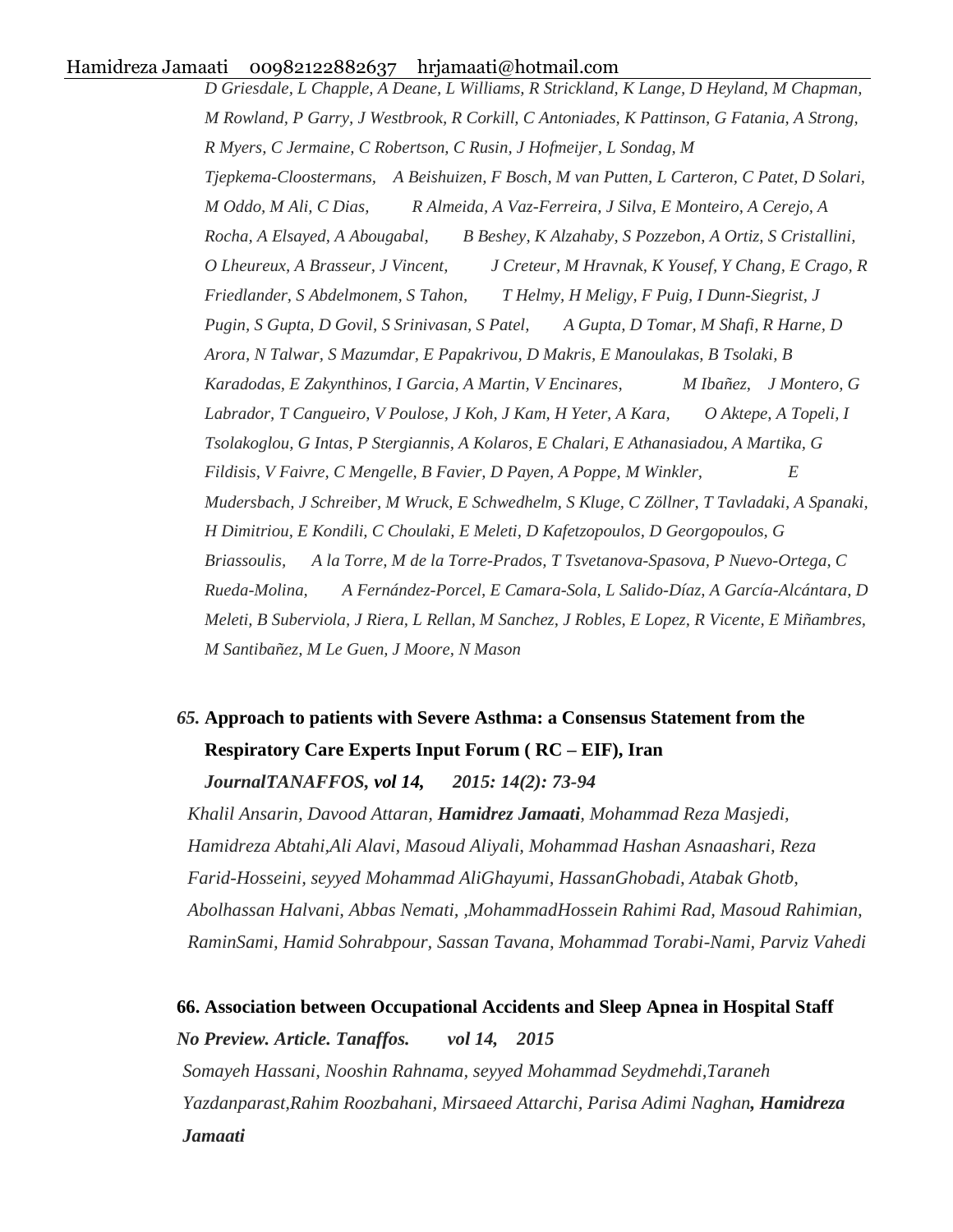*D Griesdale, L Chapple, A Deane, L Williams, R Strickland, K Lange, D Heyland, M Chapman, M Rowland, P Garry, J Westbrook, R Corkill, C Antoniades, K Pattinson, G Fatania, A Strong, R Myers, C Jermaine, C Robertson, C Rusin, J Hofmeijer, L Sondag, M Tjepkema-Cloostermans, A Beishuizen, F Bosch, M van Putten, L Carteron, C Patet, D Solari, M Oddo, M Ali, C Dias, R Almeida, A Vaz-Ferreira, J Silva, E Monteiro, A Cerejo, A Rocha, A Elsayed, A Abougabal, B Beshey, K Alzahaby, S Pozzebon, A Ortiz, S Cristallini, O Lheureux, A Brasseur, J Vincent, J Creteur, M Hravnak, K Yousef, Y Chang, E Crago, R Friedlander, S Abdelmonem, S Tahon, T Helmy, H Meligy, F Puig, I Dunn-Siegrist, J Pugin, S Gupta, D Govil, S Srinivasan, S Patel, A Gupta, D Tomar, M Shafi, R Harne, D Arora, N Talwar, S Mazumdar, E Papakrivou, D Makris, E Manoulakas, B Tsolaki, B Karadodas, E Zakynthinos, I Garcia, A Martin, V Encinares, M Ibañez, J Montero, G Labrador, T Cangueiro, V Poulose, J Koh, J Kam, H Yeter, A Kara, O Aktepe, A Topeli, I Tsolakoglou, G Intas, P Stergiannis, A Kolaros, E Chalari, E Athanasiadou, A Martika, G Fildisis, V Faivre, C Mengelle, B Favier, D Payen, A Poppe, M Winkler, E Mudersbach, J Schreiber, M Wruck, E Schwedhelm, S Kluge, C Zöllner, T Tavladaki, A Spanaki, H Dimitriou, E Kondili, C Choulaki, E Meleti, D Kafetzopoulos, D Georgopoulos, G Briassoulis, A la Torre, M de la Torre-Prados, T Tsvetanova-Spasova, P Nuevo-Ortega, C Rueda-Molina, A Fernández-Porcel, E Camara-Sola, L Salido-Díaz, A García-Alcántara, D Meleti, B Suberviola, J Riera, L Rellan, M Sanchez, J Robles, E Lopez, R Vicente, E Miñambres, M Santibañez, M Le Guen, J Moore, N Mason*

***65.*** **Approach to patients with Severe Asthma: a Consensus Statement from the Respiratory Care Experts Input Forum ( RC – EIF), Iran**
***JournalTANAFFOS, vol 14, 2015: 14(2): 73-94***
*Khalil Ansarin, Davood Attaran, **Hamidrez Jamaati**, Mohammad Reza Masjedi, Hamidreza Abtahi,Ali Alavi, Masoud Aliyali, Mohammad Hashan Asnaashari, Reza Farid-Hosseini, seyyed Mohammad AliGhayumi, HassanGhobadi, Atabak Ghotb, Abolhassan Halvani, Abbas Nemati, ,MohammadHossein Rahimi Rad, Masoud Rahimian, RaminSami, Hamid Sohrabpour, Sassan Tavana, Mohammad Torabi-Nami, Parviz Vahedi*

**66. Association between Occupational Accidents and Sleep Apnea in Hospital Staff**
***No Preview. Article. Tanaffos. vol 14, 2015***
*Somayeh Hassani, Nooshin Rahnama, seyyed Mohammad Seydmehdi,Taraneh Yazdanparast,Rahim Roozbahani, Mirsaeed Attarchi, Parisa Adimi Naghan**, Hamidreza Jamaati***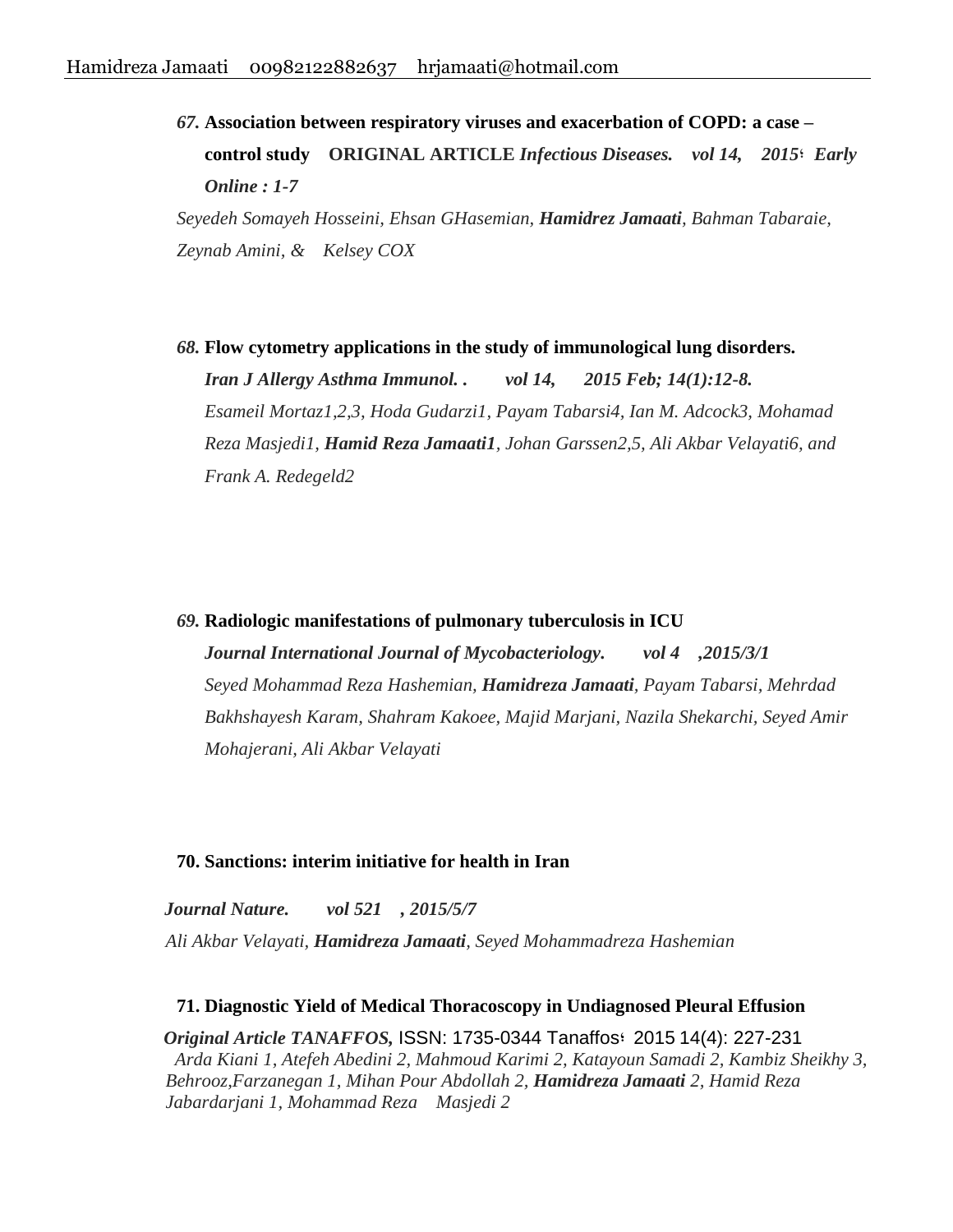*67.* **Association between respiratory viruses and exacerbation of COPD: a case – control study ORIGINAL ARTICLE** ***Infectious Diseases. vol 14, 2015؛ Early Online : 1-7***

*Seyedeh Somayeh Hosseini, Ehsan GHasemian,* ***Hamidrez Jamaati****, Bahman Tabaraie, Zeynab Amini, & Kelsey COX*

*68.* **Flow cytometry applications in the study of immunological lung disorders.**
***Iran J Allergy Asthma Immunol. . vol 14, 2015 Feb; 14(1):12-8.***
*Esameil Mortaz1,2,3, Hoda Gudarzi1, Payam Tabarsi4, Ian M. Adcock3, Mohamad Reza Masjedi1,* ***Hamid Reza Jamaati1****, Johan Garssen2,5, Ali Akbar Velayati6, and Frank A. Redegeld2*

*69.* **Radiologic manifestations of pulmonary tuberculosis in ICU**
***Journal International Journal of Mycobacteriology. vol 4 ,2015/3/1***
*Seyed Mohammad Reza Hashemian,* ***Hamidreza Jamaati****, Payam Tabarsi, Mehrdad Bakhshayesh Karam, Shahram Kakoee, Majid Marjani, Nazila Shekarchi, Seyed Amir Mohajerani, Ali Akbar Velayati*

**70. Sanctions: interim initiative for health in Iran**

***Journal Nature. vol 521 , 2015/5/7***
*Ali Akbar Velayati,* ***Hamidreza Jamaati****, Seyed Mohammadreza Hashemian*

**71. Diagnostic Yield of Medical Thoracoscopy in Undiagnosed Pleural Effusion**

***Original Article TANAFFOS,*** ISSN: 1735-0344 Tanaffos؛ 2015 14(4): 227-231
*Arda Kiani 1, Atefeh Abedini 2, Mahmoud Karimi 2, Katayoun Samadi 2, Kambiz Sheikhy 3, Behrooz,Farzanegan 1, Mihan Pour Abdollah 2,* ***Hamidreza Jamaati*** *2, Hamid Reza Jabardarjani 1, Mohammad Reza Masjedi 2*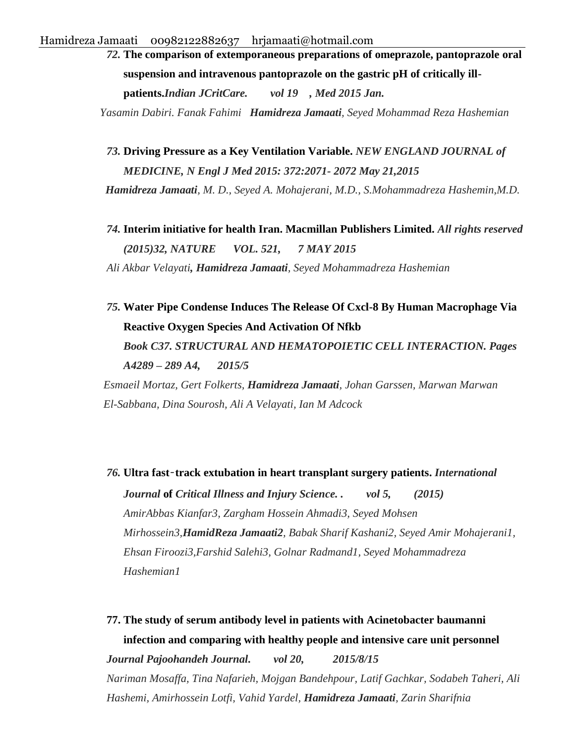*72.* **The comparison of extemporaneous preparations of omeprazole, pantoprazole oral suspension and intravenous pantoprazole on the gastric pH of critically ill-patients.***Indian JCritCare. vol 19 , Med 2015 Jan.*

*Yasamin Dabiri. Fanak Fahimi* ***Hamidreza Jamaati****, Seyed Mohammad Reza Hashemian*

*73.* **Driving Pressure as a Key Ventilation Variable.** *NEW ENGLAND JOURNAL of MEDICINE, N Engl J Med 2015: 372:2071- 2072 May 21,2015*

***Hamidreza Jamaati****, M. D., Seyed A. Mohajerani, M.D., S.Mohammadreza Hashemin,M.D.*

*74.* **Interim initiative for health Iran. Macmillan Publishers Limited.** *All rights reserved (2015)32, NATURE VOL. 521, 7 MAY 2015*

*Ali Akbar Velayati****, Hamidreza Jamaati****, Seyed Mohammadreza Hashemian*

*75.* **Water Pipe Condense Induces The Release Of Cxcl-8 By Human Macrophage Via Reactive Oxygen Species And Activation Of Nfkb**

*Book C37. STRUCTURAL AND HEMATOPOIETIC CELL INTERACTION. Pages A4289 – 289 A4, 2015/5*

*Esmaeil Mortaz, Gert Folkerts,* ***Hamidreza Jamaati****, Johan Garssen, Marwan Marwan El-Sabbana, Dina Sourosh, Ali A Velayati, Ian M Adcock*

*76.* **Ultra fast‑track extubation in heart transplant surgery patients.** *International Journal* **of** *Critical Illness and Injury Science. . vol 5, (2015)*

*AmirAbbas Kianfar3, Zargham Hossein Ahmadi3, Seyed Mohsen Mirhossein3,****HamidReza Jamaati2****, Babak Sharif Kashani2, Seyed Amir Mohajerani1, Ehsan Firoozi3,Farshid Salehi3, Golnar Radmand1, Seyed Mohammadreza Hashemian1*

**77. The study of serum antibody level in patients with Acinetobacter baumanni infection and comparing with healthy people and intensive care unit personnel**

***Journal Pajoohandeh Journal. vol 20, 2015/8/15***

*Nariman Mosaffa, Tina Nafarieh, Mojgan Bandehpour, Latif Gachkar, Sodabeh Taheri, Ali Hashemi, Amirhossein Lotfi, Vahid Yardel,* ***Hamidreza Jamaati****, Zarin Sharifnia*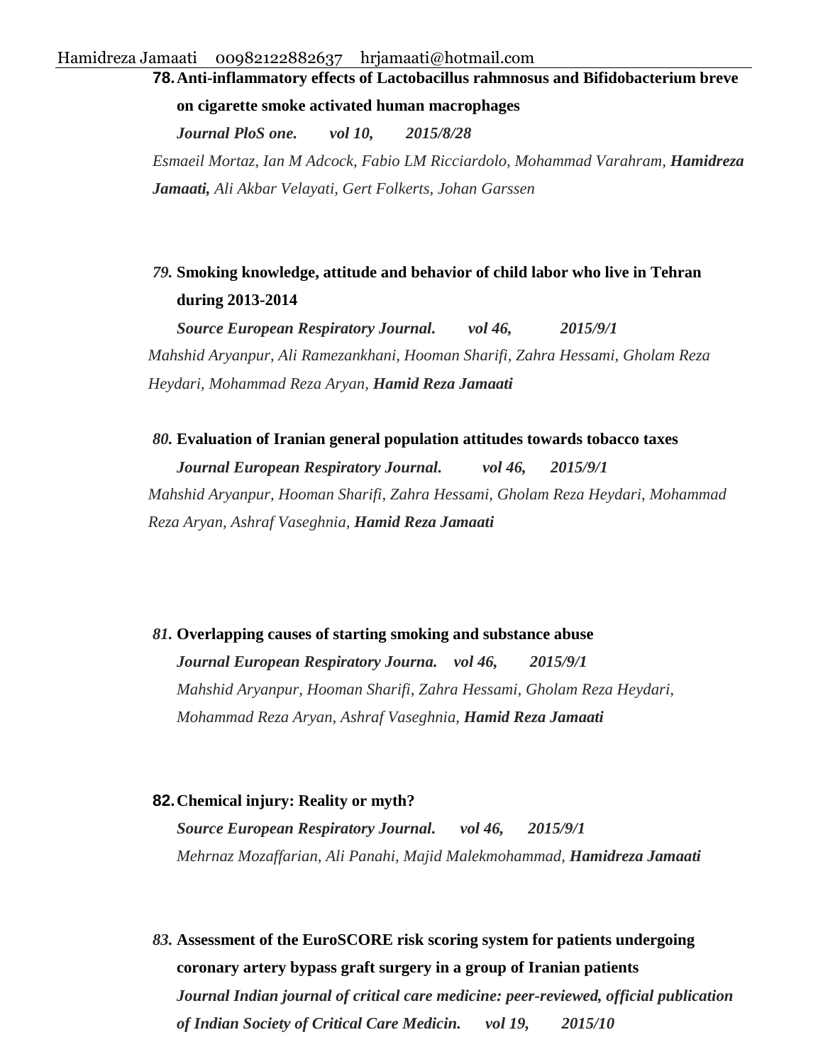78. **Anti-inflammatory effects of Lactobacillus rahmnosus and Bifidobacterium breve on cigarette smoke activated human macrophages**

    ***Journal PloS one. vol 10, 2015/8/28***

    *Esmaeil Mortaz, Ian M Adcock, Fabio LM Ricciardolo, Mohammad Varahram,* ***Hamidreza Jamaati,*** *Ali Akbar Velayati, Gert Folkerts, Johan Garssen*

79. **Smoking knowledge, attitude and behavior of child labor who live in Tehran during 2013-2014**

    ***Source European Respiratory Journal. vol 46, 2015/9/1***

    *Mahshid Aryanpur, Ali Ramezankhani, Hooman Sharifi, Zahra Hessami, Gholam Reza Heydari, Mohammad Reza Aryan,* ***Hamid Reza Jamaati***

80. **Evaluation of Iranian general population attitudes towards tobacco taxes**

    ***Journal European Respiratory Journal. vol 46, 2015/9/1***

    *Mahshid Aryanpur, Hooman Sharifi, Zahra Hessami, Gholam Reza Heydari, Mohammad Reza Aryan, Ashraf Vaseghnia,* ***Hamid Reza Jamaati***

81. **Overlapping causes of starting smoking and substance abuse**

    ***Journal European Respiratory Journa. vol 46, 2015/9/1***

    *Mahshid Aryanpur, Hooman Sharifi, Zahra Hessami, Gholam Reza Heydari, Mohammad Reza Aryan, Ashraf Vaseghnia,* ***Hamid Reza Jamaati***

82. **Chemical injury: Reality or myth?**

    ***Source European Respiratory Journal. vol 46, 2015/9/1***

    *Mehrnaz Mozaffarian, Ali Panahi, Majid Malekmohammad,* ***Hamidreza Jamaati***

83. **Assessment of the EuroSCORE risk scoring system for patients undergoing coronary artery bypass graft surgery in a group of Iranian patients**

    ***Journal Indian journal of critical care medicine: peer-reviewed, official publication of Indian Society of Critical Care Medicin. vol 19, 2015/10***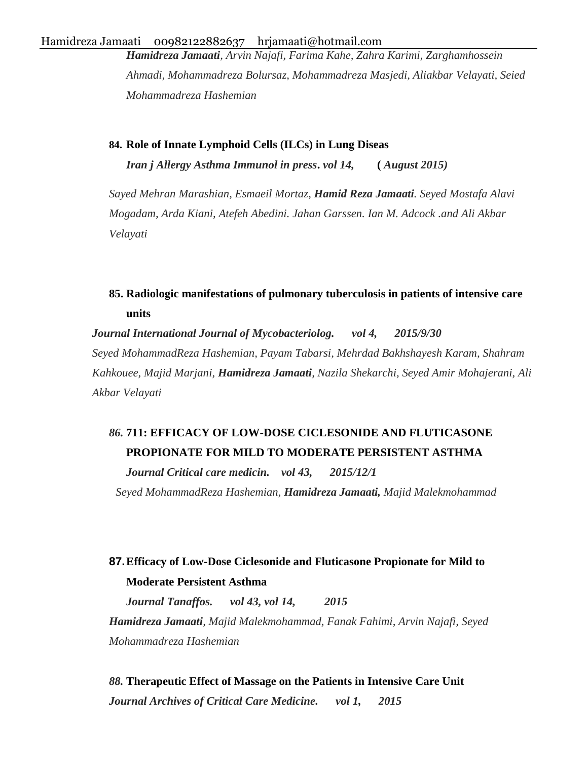***Hamidreza Jamaati**, Arvin Najafi, Farima Kahe, Zahra Karimi, Zarghamhossein Ahmadi, Mohammadreza Bolursaz, Mohammadreza Masjedi, Aliakbar Velayati, Seied Mohammadreza Hashemian*

**84. Role of Innate Lymphoid Cells (ILCs) in Lung Diseas**

***Iran j Allergy Asthma Immunol in press. vol 14, ( August 2015)***

*Sayed Mehran Marashian, Esmaeil Mortaz, **Hamid Reza Jamaati**. Seyed Mostafa Alavi Mogadam, Arda Kiani, Atefeh Abedini. Jahan Garssen. Ian M. Adcock .and Ali Akbar Velayati*

**85. Radiologic manifestations of pulmonary tuberculosis in patients of intensive care units**

***Journal International Journal of Mycobacteriolog. vol 4, 2015/9/30***

*Seyed MohammadReza Hashemian, Payam Tabarsi, Mehrdad Bakhshayesh Karam, Shahram Kahkouee, Majid Marjani, **Hamidreza Jamaati**, Nazila Shekarchi, Seyed Amir Mohajerani, Ali Akbar Velayati*

***86.* 711: EFFICACY OF LOW-DOSE CICLESONIDE AND FLUTICASONE PROPIONATE FOR MILD TO MODERATE PERSISTENT ASTHMA**

***Journal Critical care medicin. vol 43, 2015/12/1***

*Seyed MohammadReza Hashemian, **Hamidreza Jamaati,** Majid Malekmohammad*

**87. Efficacy of Low-Dose Ciclesonide and Fluticasone Propionate for Mild to Moderate Persistent Asthma**

***Journal Tanaffos. vol 43, vol 14, 2015***

***Hamidreza Jamaati**, Majid Malekmohammad, Fanak Fahimi, Arvin Najafi, Seyed Mohammadreza Hashemian*

***88.* Therapeutic Effect of Massage on the Patients in Intensive Care Unit**

***Journal Archives of Critical Care Medicine. vol 1, 2015***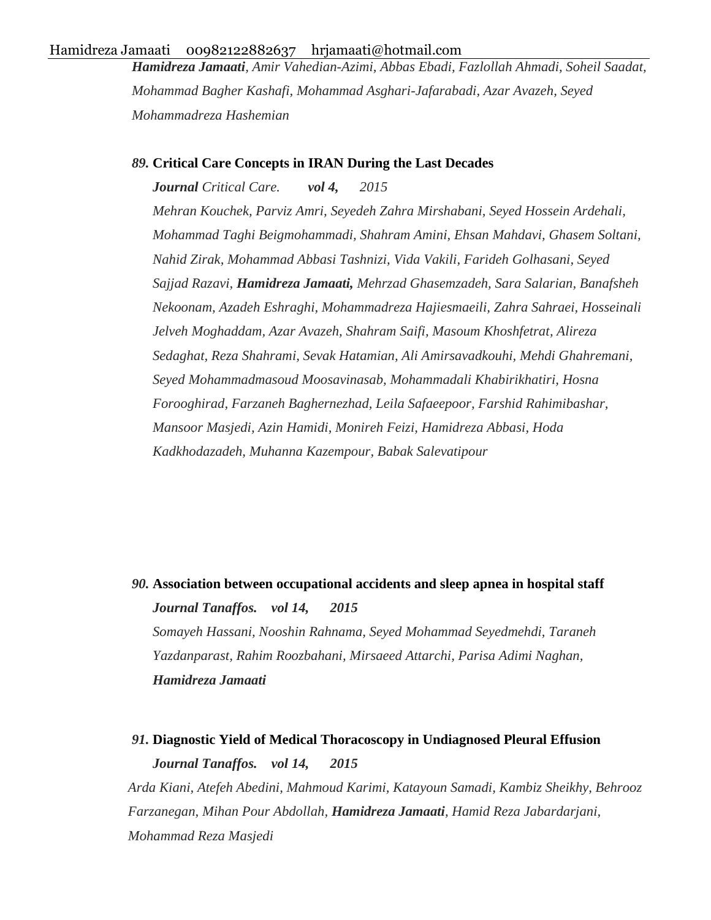***Hamidreza Jamaati**, Amir Vahedian-Azimi, Abbas Ebadi, Fazlollah Ahmadi, Soheil Saadat, Mohammad Bagher Kashafi, Mohammad Asghari-Jafarabadi, Azar Avazeh, Seyed Mohammadreza Hashemian*

***89.*** **Critical Care Concepts in IRAN During the Last Decades**

***Journal** Critical Care.* ***vol 4,*** *2015*

*Mehran Kouchek, Parviz Amri, Seyedeh Zahra Mirshabani, Seyed Hossein Ardehali, Mohammad Taghi Beigmohammadi, Shahram Amini, Ehsan Mahdavi, Ghasem Soltani, Nahid Zirak, Mohammad Abbasi Tashnizi, Vida Vakili, Farideh Golhasani, Seyed Sajjad Razavi, **Hamidreza Jamaati,** Mehrzad Ghasemzadeh, Sara Salarian, Banafsheh Nekoonam, Azadeh Eshraghi, Mohammadreza Hajiesmaeili, Zahra Sahraei, Hosseinali Jelveh Moghaddam, Azar Avazeh, Shahram Saifi, Masoum Khoshfetrat, Alireza Sedaghat, Reza Shahrami, Sevak Hatamian, Ali Amirsavadkouhi, Mehdi Ghahremani, Seyed Mohammadmasoud Moosavinasab, Mohammadali Khabirikhatiri, Hosna Forooghirad, Farzaneh Baghernezhad, Leila Safaeepoor, Farshid Rahimibashar, Mansoor Masjedi, Azin Hamidi, Monireh Feizi, Hamidreza Abbasi, Hoda Kadkhodazadeh, Muhanna Kazempour, Babak Salevatipour*

***90.*** **Association between occupational accidents and sleep apnea in hospital staff**

***Journal Tanaffos. vol 14, 2015***

*Somayeh Hassani, Nooshin Rahnama, Seyed Mohammad Seyedmehdi, Taraneh Yazdanparast, Rahim Roozbahani, Mirsaeed Attarchi, Parisa Adimi Naghan,* ***Hamidreza Jamaati***

***91.*** **Diagnostic Yield of Medical Thoracoscopy in Undiagnosed Pleural Effusion**

***Journal Tanaffos. vol 14, 2015***

*Arda Kiani, Atefeh Abedini, Mahmoud Karimi, Katayoun Samadi, Kambiz Sheikhy, Behrooz Farzanegan, Mihan Pour Abdollah, **Hamidreza Jamaati**, Hamid Reza Jabardarjani, Mohammad Reza Masjedi*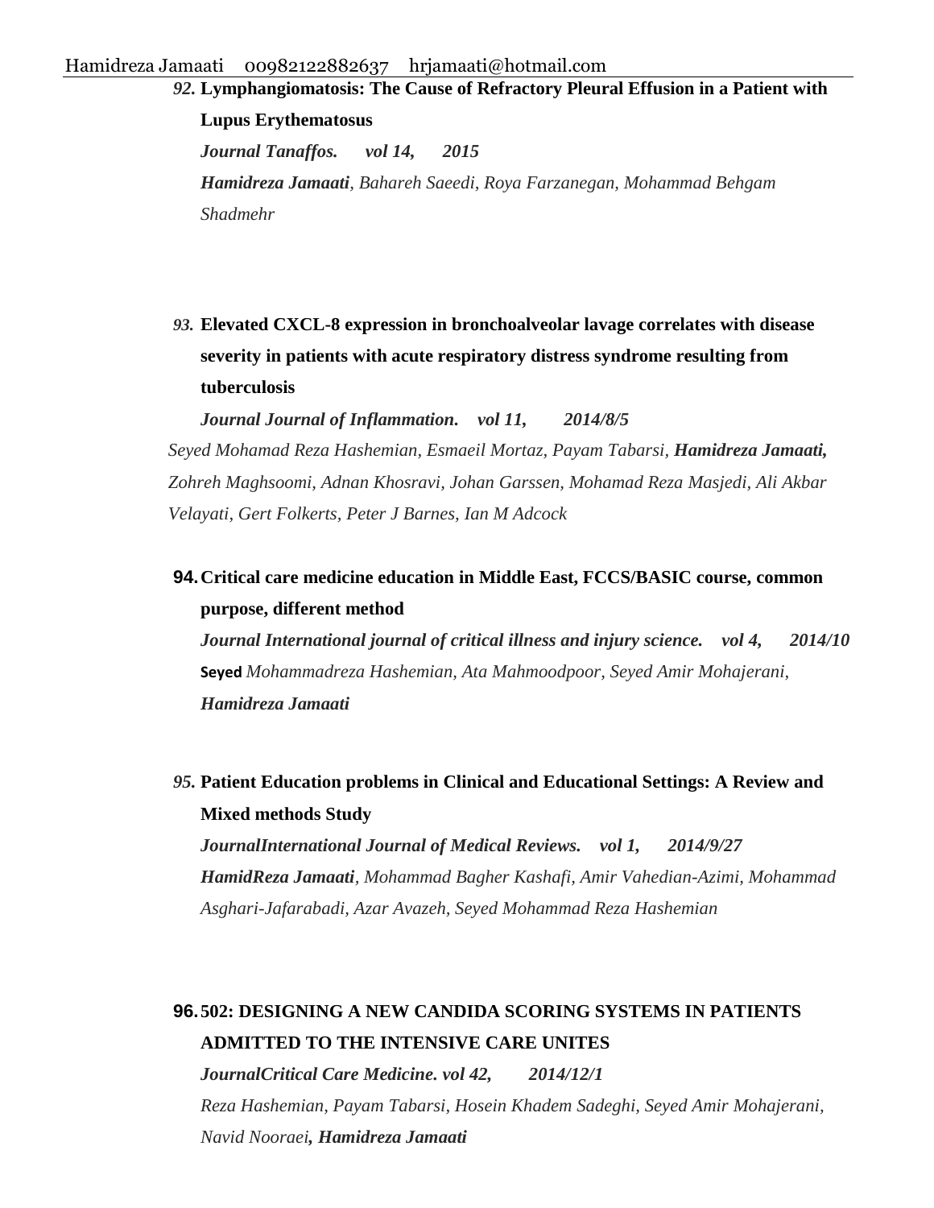92. **Lymphangiomatosis: The Cause of Refractory Pleural Effusion in a Patient with Lupus Erythematosus**

    ***Journal Tanaffos. vol 14, 2015***

    ***Hamidreza Jamaati****, Bahareh Saeedi, Roya Farzanegan, Mohammad Behgam Shadmehr*

93. **Elevated CXCL-8 expression in bronchoalveolar lavage correlates with disease severity in patients with acute respiratory distress syndrome resulting from tuberculosis**

    ***Journal Journal of Inflammation. vol 11, 2014/8/5***

    *Seyed Mohamad Reza Hashemian, Esmaeil Mortaz, Payam Tabarsi,* ***Hamidreza Jamaati,*** *Zohreh Maghsoomi, Adnan Khosravi, Johan Garssen, Mohamad Reza Masjedi, Ali Akbar Velayati, Gert Folkerts, Peter J Barnes, Ian M Adcock*

94. **Critical care medicine education in Middle East, FCCS/BASIC course, common purpose, different method**

    ***Journal International journal of critical illness and injury science. vol 4, 2014/10***

    **Seyed** *Mohammadreza Hashemian, Ata Mahmoodpoor, Seyed Amir Mohajerani,* ***Hamidreza Jamaati***

95. **Patient Education problems in Clinical and Educational Settings: A Review and Mixed methods Study**

    ***JournalInternational Journal of Medical Reviews. vol 1, 2014/9/27***

    ***HamidReza Jamaati****, Mohammad Bagher Kashafi, Amir Vahedian-Azimi, Mohammad Asghari-Jafarabadi, Azar Avazeh, Seyed Mohammad Reza Hashemian*

96. **502: DESIGNING A NEW CANDIDA SCORING SYSTEMS IN PATIENTS ADMITTED TO THE INTENSIVE CARE UNITES**

    ***JournalCritical Care Medicine. vol 42, 2014/12/1***

    *Reza Hashemian, Payam Tabarsi, Hosein Khadem Sadeghi, Seyed Amir Mohajerani, Navid Nooraei****, Hamidreza Jamaati***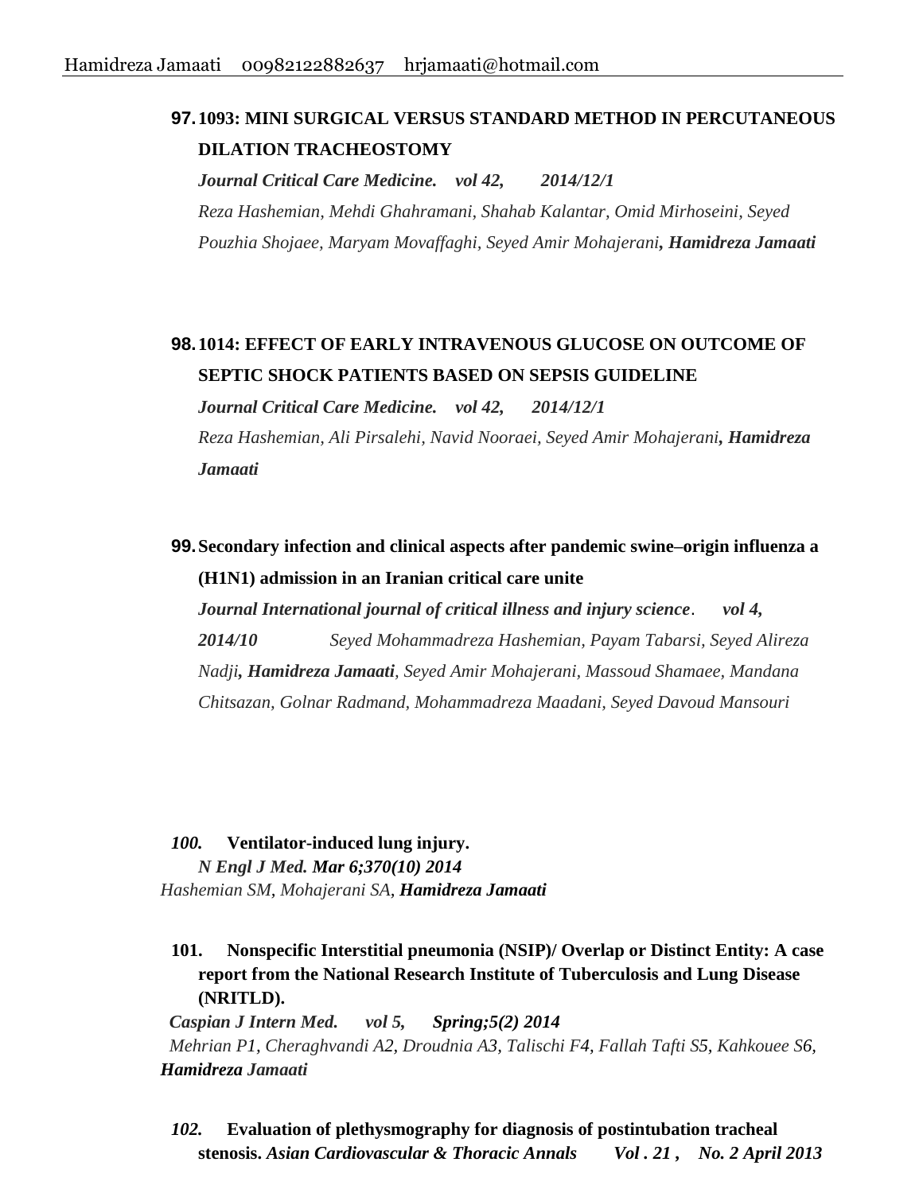**97. 1093: MINI SURGICAL VERSUS STANDARD METHOD IN PERCUTANEOUS DILATION TRACHEOSTOMY**

***Journal Critical Care Medicine. vol 42, 2014/12/1***

*Reza Hashemian, Mehdi Ghahramani, Shahab Kalantar, Omid Mirhoseini, Seyed Pouzhia Shojaee, Maryam Movaffaghi, Seyed Amir Mohajerani**, Hamidreza Jamaati***

**98. 1014: EFFECT OF EARLY INTRAVENOUS GLUCOSE ON OUTCOME OF SEPTIC SHOCK PATIENTS BASED ON SEPSIS GUIDELINE**

***Journal Critical Care Medicine. vol 42, 2014/12/1***

*Reza Hashemian, Ali Pirsalehi, Navid Nooraei, Seyed Amir Mohajerani**, Hamidreza Jamaati***

**99. Secondary infection and clinical aspects after pandemic swine–origin influenza a (H1N1) admission in an Iranian critical care unite**

***Journal International journal of critical illness and injury science**. **vol 4, 2014/10*** *Seyed Mohammadreza Hashemian, Payam Tabarsi, Seyed Alireza Nadji**, Hamidreza Jamaati**, Seyed Amir Mohajerani, Massoud Shamaee, Mandana Chitsazan, Golnar Radmand, Mohammadreza Maadani, Seyed Davoud Mansouri*

***100.*** **Ventilator-induced lung injury.**

***N Engl J Med. Mar 6;370(10) 2014***

*Hashemian SM, Mohajerani SA, **Hamidreza Jamaati***

**101. Nonspecific Interstitial pneumonia (NSIP)/ Overlap or Distinct Entity: A case report from the National Research Institute of Tuberculosis and Lung Disease (NRITLD).**

***Caspian J Intern Med. vol 5, Spring;5(2) 2014***

*Mehrian P1, Cheraghvandi A2, Droudnia A3, Talischi F4, Fallah Tafti S5, Kahkouee S6, **Hamidreza Jamaati***

***102.*** **Evaluation of plethysmography for diagnosis of postintubation tracheal stenosis. *Asian Cardiovascular & Thoracic Annals Vol . 21 , No. 2 April 2013***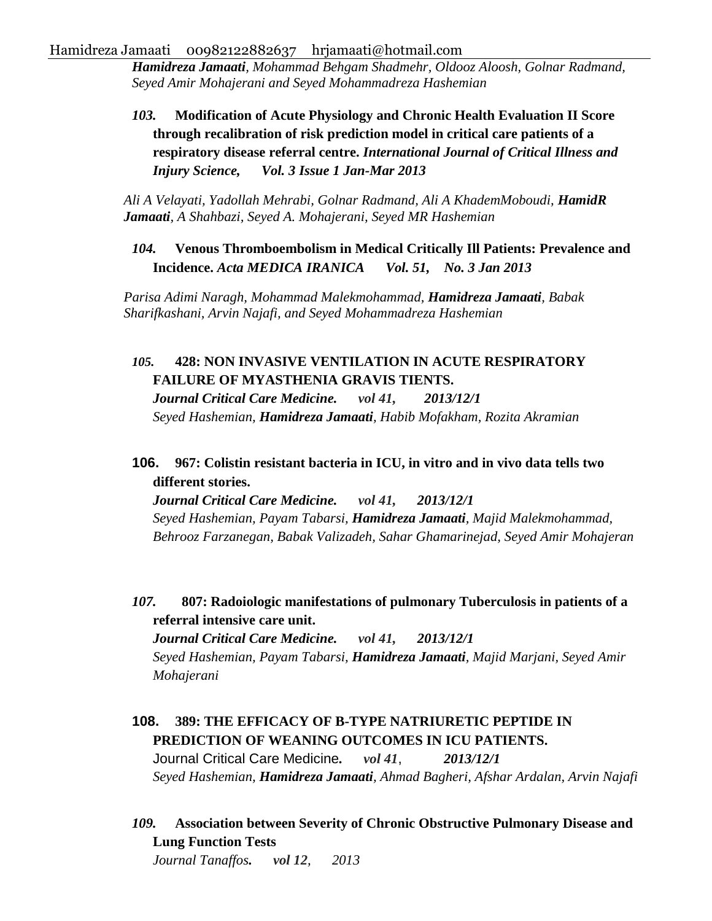*Hamidreza Jamaati*, *Mohammad Behgam Shadmehr, Oldooz Aloosh, Golnar Radmand, Seyed Amir Mohajerani and Seyed Mohammadreza Hashemian*

*103.* **Modification of Acute Physiology and Chronic Health Evaluation II Score through recalibration of risk prediction model in critical care patients of a respiratory disease referral centre.** ***International Journal of Critical Illness and Injury Science, Vol. 3 Issue 1 Jan-Mar 2013***

*Ali A Velayati, Yadollah Mehrabi, Golnar Radmand, Ali A KhademMoboudi,* ***HamidR Jamaati****, A Shahbazi, Seyed A. Mohajerani, Seyed MR Hashemian*

*104.* **Venous Thromboembolism in Medical Critically Ill Patients: Prevalence and Incidence.** ***Acta MEDICA IRANICA Vol. 51, No. 3 Jan 2013***

*Parisa Adimi Naragh, Mohammad Malekmohammad,* ***Hamidreza Jamaati****, Babak Sharifkashani, Arvin Najafi, and Seyed Mohammadreza Hashemian*

*105.* **428: NON INVASIVE VENTILATION IN ACUTE RESPIRATORY FAILURE OF MYASTHENIA GRAVIS TIENTS.**
***Journal Critical Care Medicine. vol 41, 2013/12/1***
*Seyed Hashemian,* ***Hamidreza Jamaati****, Habib Mofakham, Rozita Akramian*

**106.** **967: Colistin resistant bacteria in ICU, in vitro and in vivo data tells two different stories.**
***Journal Critical Care Medicine. vol 41, 2013/12/1***
*Seyed Hashemian, Payam Tabarsi,* ***Hamidreza Jamaati****, Majid Malekmohammad, Behrooz Farzanegan, Babak Valizadeh, Sahar Ghamarinejad, Seyed Amir Mohajeran*

*107.* **807: Radoiologic manifestations of pulmonary Tuberculosis in patients of a referral intensive care unit.**
***Journal Critical Care Medicine. vol 41, 2013/12/1***
*Seyed Hashemian, Payam Tabarsi,* ***Hamidreza Jamaati****, Majid Marjani, Seyed Amir Mohajerani*

**108.** **389: THE EFFICACY OF B-TYPE NATRIURETIC PEPTIDE IN PREDICTION OF WEANING OUTCOMES IN ICU PATIENTS.**
Journal Critical Care Medicine**.** ***vol 41****,* ***2013/12/1***
*Seyed Hashemian,* ***Hamidreza Jamaati****, Ahmad Bagheri, Afshar Ardalan, Arvin Najafi*

*109.* **Association between Severity of Chronic Obstructive Pulmonary Disease and Lung Function Tests**
*Journal Tanaffos****.*** ***vol 12****, 2013*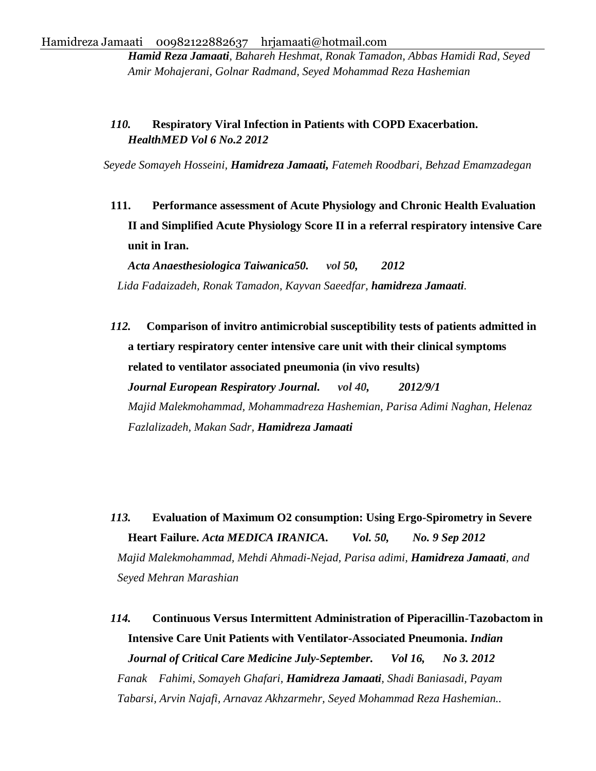*__Hamid Reza Jamaati__, Bahareh Heshmat, Ronak Tamadon, Abbas Hamidi Rad, Seyed Amir Mohajerani, Golnar Radmand, Seyed Mohammad Reza Hashemian*

*110.* **Respiratory Viral Infection in Patients with COPD Exacerbation.** ***HealthMED Vol 6 No.2 2012***

*Seyede Somayeh Hosseini, __Hamidreza Jamaati,__ Fatemeh Roodbari, Behzad Emamzadegan*

**111. Performance assessment of Acute Physiology and Chronic Health Evaluation II and Simplified Acute Physiology Score II in a referral respiratory intensive Care unit in Iran.**

***Acta Anaesthesiologica Taiwanica50. vol 50, 2012***

*Lida Fadaizadeh, Ronak Tamadon, Kayvan Saeedfar, __hamidreza Jamaati__.*

*112.* **Comparison of invitro antimicrobial susceptibility tests of patients admitted in a tertiary respiratory center intensive care unit with their clinical symptoms related to ventilator associated pneumonia (in vivo results)**

***Journal European Respiratory Journal. vol 40, 2012/9/1***

*Majid Malekmohammad, Mohammadreza Hashemian, Parisa Adimi Naghan, Helenaz Fazlalizadeh, Makan Sadr, __Hamidreza Jamaati__*

*113.* **Evaluation of Maximum O2 consumption: Using Ergo-Spirometry in Severe Heart Failure.** ***Acta MEDICA IRANICA. Vol. 50, No. 9 Sep 2012***

*Majid Malekmohammad, Mehdi Ahmadi-Nejad, Parisa adimi, __Hamidreza Jamaati__, and Seyed Mehran Marashian*

*114.* **Continuous Versus Intermittent Administration of Piperacillin-Tazobactom in Intensive Care Unit Patients with Ventilator-Associated Pneumonia.** ***Indian Journal of Critical Care Medicine July-September. Vol 16, No 3. 2012***

*Fanak Fahimi, Somayeh Ghafari, __Hamidreza Jamaati__, Shadi Baniasadi, Payam Tabarsi, Arvin Najafi, Arnavaz Akhzarmehr, Seyed Mohammad Reza Hashemian..*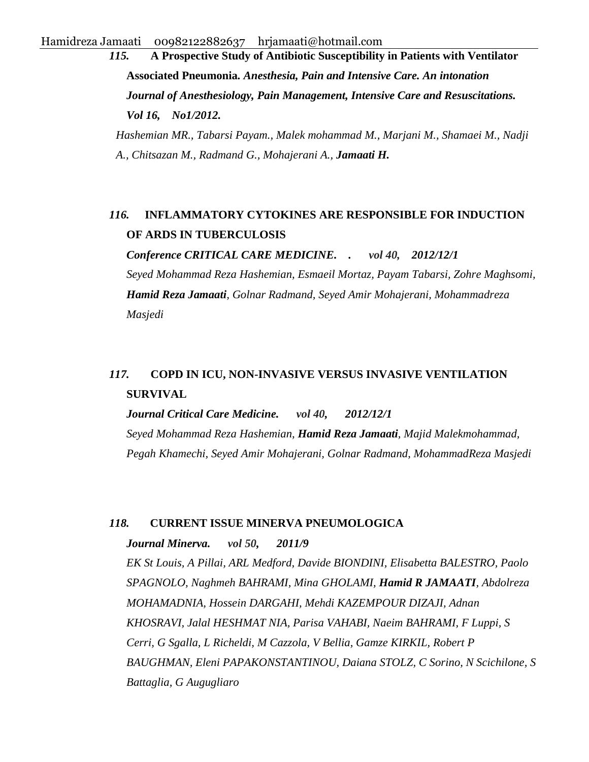***115.*** **A Prospective Study of Antibiotic Susceptibility in Patients with Ventilator Associated Pneumonia.** ***Anesthesia, Pain and Intensive Care. An intonation Journal of Anesthesiology, Pain Management, Intensive Care and Resuscitations. Vol 16, No1/2012.***

*Hashemian MR., Tabarsi Payam., Malek mohammad M., Marjani M., Shamaei M., Nadji A., Chitsazan M., Radmand G., Mohajerani A.,* ***Jamaati H.***

***116.*** **INFLAMMATORY CYTOKINES ARE RESPONSIBLE FOR INDUCTION OF ARDS IN TUBERCULOSIS**

***Conference CRITICAL CARE MEDICINE. . vol 40, 2012/12/1***

*Seyed Mohammad Reza Hashemian, Esmaeil Mortaz, Payam Tabarsi, Zohre Maghsomi,* ***Hamid Reza Jamaati****, Golnar Radmand, Seyed Amir Mohajerani, Mohammadreza Masjedi*

***117.*** **COPD IN ICU, NON-INVASIVE VERSUS INVASIVE VENTILATION SURVIVAL**

***Journal Critical Care Medicine. vol 40, 2012/12/1***

*Seyed Mohammad Reza Hashemian,* ***Hamid Reza Jamaati****, Majid Malekmohammad, Pegah Khamechi, Seyed Amir Mohajerani, Golnar Radmand, MohammadReza Masjedi*

***118.*** **CURRENT ISSUE MINERVA PNEUMOLOGICA**

***Journal Minerva. vol 50, 2011/9***

*EK St Louis, A Pillai, ARL Medford, Davide BIONDINI, Elisabetta BALESTRO, Paolo SPAGNOLO, Naghmeh BAHRAMI, Mina GHOLAMI,* ***Hamid R JAMAATI****, Abdolreza MOHAMADNIA, Hossein DARGAHI, Mehdi KAZEMPOUR DIZAJI, Adnan KHOSRAVI, Jalal HESHMAT NIA, Parisa VAHABI, Naeim BAHRAMI, F Luppi, S Cerri, G Sgalla, L Richeldi, M Cazzola, V Bellia, Gamze KIRKIL, Robert P BAUGHMAN, Eleni PAPAKONSTANTINOU, Daiana STOLZ, C Sorino, N Scichilone, S Battaglia, G Augugliaro*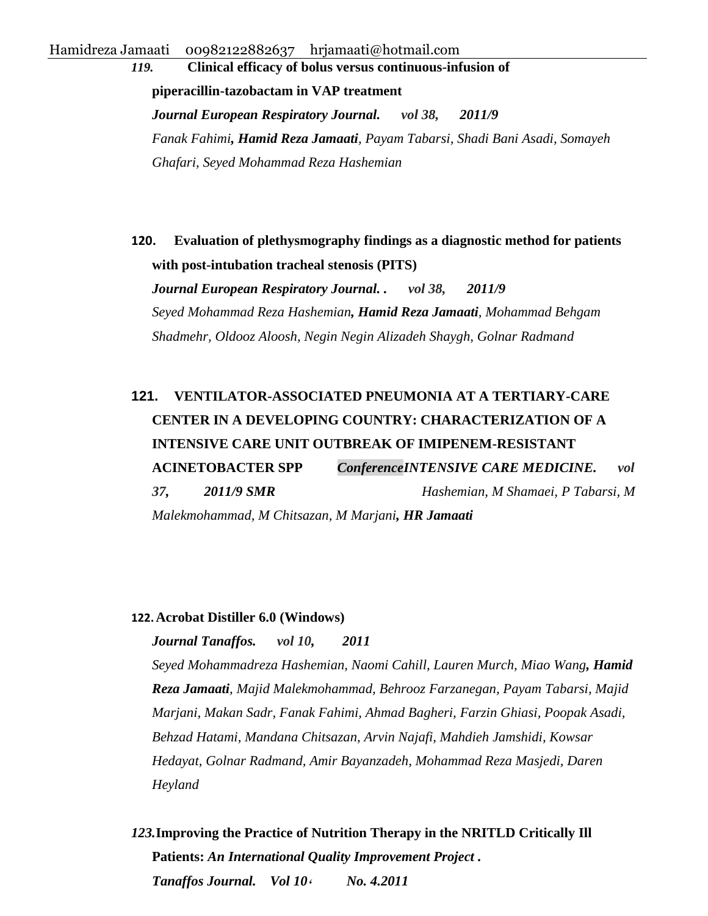119. **Clinical efficacy of bolus versus continuous-infusion of piperacillin-tazobactam in VAP treatment**

***Journal European Respiratory Journal. vol 38, 2011/9***

*Fanak Fahimi, **Hamid Reza Jamaati**, Payam Tabarsi, Shadi Bani Asadi, Somayeh Ghafari, Seyed Mohammad Reza Hashemian*

120. **Evaluation of plethysmography findings as a diagnostic method for patients with post-intubation tracheal stenosis (PITS)**

***Journal European Respiratory Journal. . vol 38, 2011/9***

*Seyed Mohammad Reza Hashemian, **Hamid Reza Jamaati**, Mohammad Behgam Shadmehr, Oldooz Aloosh, Negin Negin Alizadeh Shaygh, Golnar Radmand*

121. **VENTILATOR-ASSOCIATED PNEUMONIA AT A TERTIARY-CARE CENTER IN A DEVELOPING COUNTRY: CHARACTERIZATION OF A INTENSIVE CARE UNIT OUTBREAK OF IMIPENEM-RESISTANT ACINETOBACTER SPP** ***ConferenceINTENSIVE CARE MEDICINE. vol 37, 2011/9 SMR*** *Hashemian, M Shamaei, P Tabarsi, M Malekmohammad, M Chitsazan, M Marjani, **HR Jamaati***

122. **Acrobat Distiller 6.0 (Windows)**

***Journal Tanaffos. vol 10, 2011***

*Seyed Mohammadreza Hashemian, Naomi Cahill, Lauren Murch, Miao Wang, **Hamid Reza Jamaati**, Majid Malekmohammad, Behrooz Farzanegan, Payam Tabarsi, Majid Marjani, Makan Sadr, Fanak Fahimi, Ahmad Bagheri, Farzin Ghiasi, Poopak Asadi, Behzad Hatami, Mandana Chitsazan, Arvin Najafi, Mahdieh Jamshidi, Kowsar Hedayat, Golnar Radmand, Amir Bayanzadeh, Mohammad Reza Masjedi, Daren Heyland*

*123.* **Improving the Practice of Nutrition Therapy in the NRITLD Critically Ill Patients:** ***An International Quality Improvement Project .***

***Tanaffos Journal. Vol 10، No. 4.2011***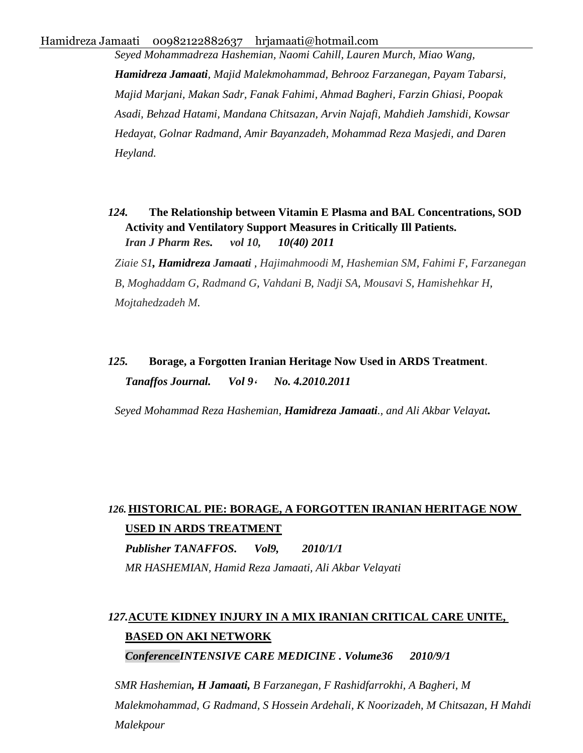*Seyed Mohammadreza Hashemian, Naomi Cahill, Lauren Murch, Miao Wang, **Hamidreza Jamaati**, Majid Malekmohammad, Behrooz Farzanegan, Payam Tabarsi, Majid Marjani, Makan Sadr, Fanak Fahimi, Ahmad Bagheri, Farzin Ghiasi, Poopak Asadi, Behzad Hatami, Mandana Chitsazan, Arvin Najafi, Mahdieh Jamshidi, Kowsar Hedayat, Golnar Radmand, Amir Bayanzadeh, Mohammad Reza Masjedi, and Daren Heyland.*

***124.*** **The Relationship between Vitamin E Plasma and BAL Concentrations, SOD Activity and Ventilatory Support Measures in Critically Ill Patients.**
***Iran J Pharm Res. vol 10, 10(40) 2011***

*Ziaie S1**, Hamidreza Jamaati** , Hajimahmoodi M, Hashemian SM, Fahimi F, Farzanegan B, Moghaddam G, Radmand G, Vahdani B, Nadji SA, Mousavi S, Hamishehkar H, Mojtahedzadeh M.*

***125.*** **Borage, a Forgotten Iranian Heritage Now Used in ARDS Treatment**.
***Tanaffos Journal. Vol 9، No. 4.2010.2011***

*Seyed Mohammad Reza Hashemian, **Hamidreza Jamaati**., and Ali Akbar Velayat**.***

***126.*** **<u>HISTORICAL PIE: BORAGE, A FORGOTTEN IRANIAN HERITAGE NOW USED IN ARDS TREATMENT</u>**
***Publisher TANAFFOS. Vol9, 2010/1/1***
*MR HASHEMIAN, Hamid Reza Jamaati, Ali Akbar Velayati*

***127.*** **<u>ACUTE KIDNEY INJURY IN A MIX IRANIAN CRITICAL CARE UNITE, BASED ON AKI NETWORK</u>**
***ConferenceINTENSIVE CARE MEDICINE . Volume36 2010/9/1***

*SMR Hashemian**, H Jamaati,** B Farzanegan, F Rashidfarrokhi, A Bagheri, M Malekmohammad, G Radmand, S Hossein Ardehali, K Noorizadeh, M Chitsazan, H Mahdi Malekpour*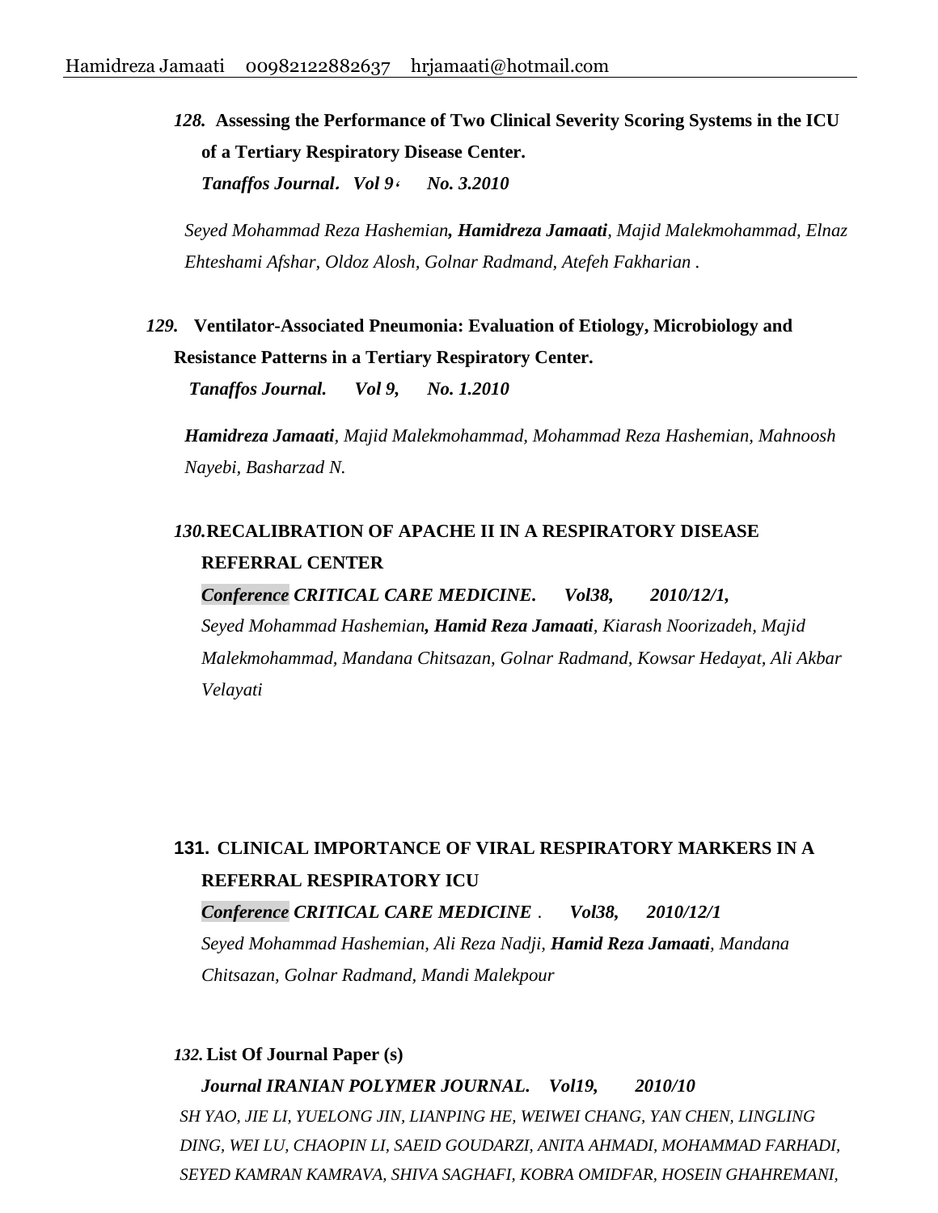*128.* **Assessing the Performance of Two Clinical Severity Scoring Systems in the ICU of a Tertiary Respiratory Disease Center.**

***Tanaffos Journal. Vol 9، No. 3.2010***

*Seyed Mohammad Reza Hashemian**, Hamidreza Jamaati**, Majid Malekmohammad, Elnaz Ehteshami Afshar, Oldoz Alosh, Golnar Radmand, Atefeh Fakharian .*

*129.* **Ventilator-Associated Pneumonia: Evaluation of Etiology, Microbiology and Resistance Patterns in a Tertiary Respiratory Center.**

***Tanaffos Journal. Vol 9, No. 1.2010***

***Hamidreza Jamaati**, Majid Malekmohammad, Mohammad Reza Hashemian, Mahnoosh Nayebi, Basharzad N.*

*130.***RECALIBRATION OF APACHE II IN A RESPIRATORY DISEASE REFERRAL CENTER**

***Conference CRITICAL CARE MEDICINE. Vol38, 2010/12/1,***

*Seyed Mohammad Hashemian**, Hamid Reza Jamaati**, Kiarash Noorizadeh, Majid Malekmohammad, Mandana Chitsazan, Golnar Radmand, Kowsar Hedayat, Ali Akbar Velayati*

**131. CLINICAL IMPORTANCE OF VIRAL RESPIRATORY MARKERS IN A REFERRAL RESPIRATORY ICU**

***Conference CRITICAL CARE MEDICINE . Vol38, 2010/12/1***

*Seyed Mohammad Hashemian, Ali Reza Nadji, **Hamid Reza Jamaati**, Mandana Chitsazan, Golnar Radmand, Mandi Malekpour*

*132.* **List Of Journal Paper (s)**

***Journal IRANIAN POLYMER JOURNAL. Vol19, 2010/10***

*SH YAO, JIE LI, YUELONG JIN, LIANPING HE, WEIWEI CHANG, YAN CHEN, LINGLING DING, WEI LU, CHAOPIN LI, SAEID GOUDARZI, ANITA AHMADI, MOHAMMAD FARHADI, SEYED KAMRAN KAMRAVA, SHIVA SAGHAFI, KOBRA OMIDFAR, HOSEIN GHAHREMANI,*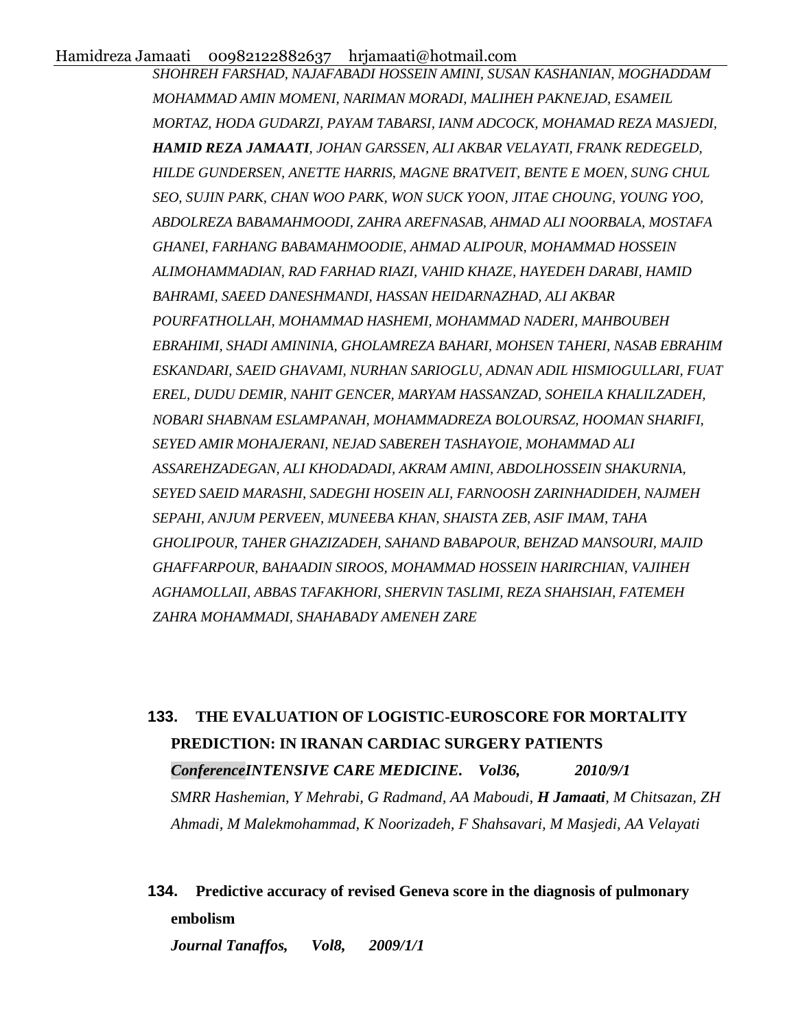*SHOHREH FARSHAD, NAJAFABADI HOSSEIN AMINI, SUSAN KASHANIAN, MOGHADDAM MOHAMMAD AMIN MOMENI, NARIMAN MORADI, MALIHEH PAKNEJAD, ESAMEIL MORTAZ, HODA GUDARZI, PAYAM TABARSI, IANM ADCOCK, MOHAMAD REZA MASJEDI,* ***HAMID REZA JAMAATI****, JOHAN GARSSEN, ALI AKBAR VELAYATI, FRANK REDEGELD, HILDE GUNDERSEN, ANETTE HARRIS, MAGNE BRATVEIT, BENTE E MOEN, SUNG CHUL SEO, SUJIN PARK, CHAN WOO PARK, WON SUCK YOON, JITAE CHOUNG, YOUNG YOO, ABDOLREZA BABAMAHMOODI, ZAHRA AREFNASAB, AHMAD ALI NOORBALA, MOSTAFA GHANEI, FARHANG BABAMAHMOODIE, AHMAD ALIPOUR, MOHAMMAD HOSSEIN ALIMOHAMMADIAN, RAD FARHAD RIAZI, VAHID KHAZE, HAYEDEH DARABI, HAMID BAHRAMI, SAEED DANESHMANDI, HASSAN HEIDARNAZHAD, ALI AKBAR POURFATHOLLAH, MOHAMMAD HASHEMI, MOHAMMAD NADERI, MAHBOUBEH EBRAHIMI, SHADI AMININIA, GHOLAMREZA BAHARI, MOHSEN TAHERI, NASAB EBRAHIM ESKANDARI, SAEID GHAVAMI, NURHAN SARIOGLU, ADNAN ADIL HISMIOGULLARI, FUAT EREL, DUDU DEMIR, NAHIT GENCER, MARYAM HASSANZAD, SOHEILA KHALILZADEH, NOBARI SHABNAM ESLAMPANAH, MOHAMMADREZA BOLOURSAZ, HOOMAN SHARIFI, SEYED AMIR MOHAJERANI, NEJAD SABEREH TASHAYOIE, MOHAMMAD ALI ASSAREHZADEGAN, ALI KHODADADI, AKRAM AMINI, ABDOLHOSSEIN SHAKURNIA, SEYED SAEID MARASHI, SADEGHI HOSEIN ALI, FARNOOSH ZARINHADIDEH, NAJMEH SEPAHI, ANJUM PERVEEN, MUNEEBA KHAN, SHAISTA ZEB, ASIF IMAM, TAHA GHOLIPOUR, TAHER GHAZIZADEH, SAHAND BABAPOUR, BEHZAD MANSOURI, MAJID GHAFFARPOUR, BAHAADIN SIROOS, MOHAMMAD HOSSEIN HARIRCHIAN, VAJIHEH AGHAMOLLAII, ABBAS TAFAKHORI, SHERVIN TASLIMI, REZA SHAHSIAH, FATEMEH ZAHRA MOHAMMADI, SHAHABADY AMENEH ZARE*

133. **THE EVALUATION OF LOGISTIC-EUROSCORE FOR MORTALITY PREDICTION: IN IRANAN CARDIAC SURGERY PATIENTS**

    ***ConferenceINTENSIVE CARE MEDICINE. Vol36, 2010/9/1***

    *SMRR Hashemian, Y Mehrabi, G Radmand, AA Maboudi,* ***H Jamaati****, M Chitsazan, ZH Ahmadi, M Malekmohammad, K Noorizadeh, F Shahsavari, M Masjedi, AA Velayati*

134. **Predictive accuracy of revised Geneva score in the diagnosis of pulmonary embolism**

    ***Journal Tanaffos, Vol8, 2009/1/1***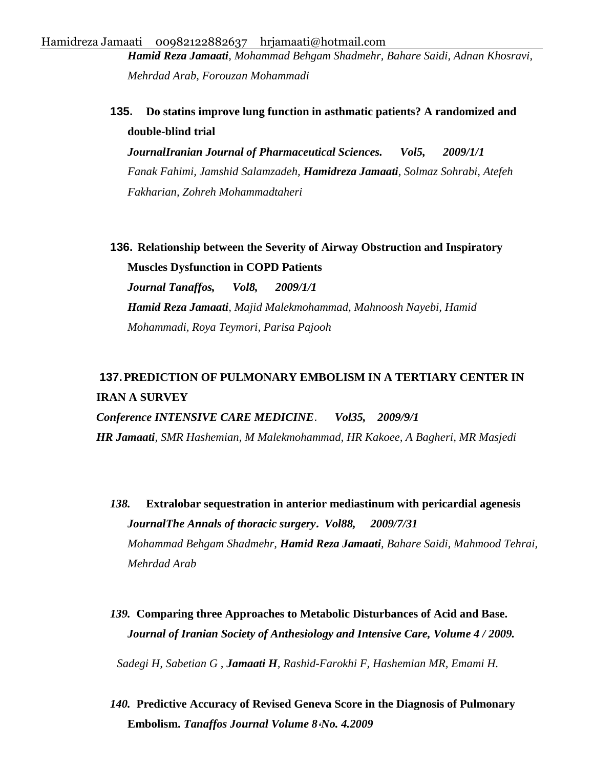***Hamid Reza Jamaati****, Mohammad Behgam Shadmehr, Bahare Saidi, Adnan Khosravi, Mehrdad Arab, Forouzan Mohammadi*

**135. Do statins improve lung function in asthmatic patients? A randomized and double-blind trial**

***JournalIranian Journal of Pharmaceutical Sciences. Vol5, 2009/1/1***

*Fanak Fahimi, Jamshid Salamzadeh, **Hamidreza Jamaati**, Solmaz Sohrabi, Atefeh Fakharian, Zohreh Mohammadtaheri*

**136. Relationship between the Severity of Airway Obstruction and Inspiratory Muscles Dysfunction in COPD Patients**

***Journal Tanaffos, Vol8, 2009/1/1***

***Hamid Reza Jamaati****, Majid Malekmohammad, Mahnoosh Nayebi, Hamid Mohammadi, Roya Teymori, Parisa Pajooh*

**137. PREDICTION OF PULMONARY EMBOLISM IN A TERTIARY CENTER IN IRAN A SURVEY**

***Conference INTENSIVE CARE MEDICINE. Vol35, 2009/9/1***

***HR Jamaati****, SMR Hashemian, M Malekmohammad, HR Kakoee, A Bagheri, MR Masjedi*

*138.* **Extralobar sequestration in anterior mediastinum with pericardial agenesis**

***JournalThe Annals of thoracic surgery. Vol88, 2009/7/31***

*Mohammad Behgam Shadmehr, **Hamid Reza Jamaati**, Bahare Saidi, Mahmood Tehrai, Mehrdad Arab*

*139.* **Comparing three Approaches to Metabolic Disturbances of Acid and Base.** ***Journal of Iranian Society of Anthesiology and Intensive Care, Volume 4 / 2009.***

*Sadegi H, Sabetian G , **Jamaati H**, Rashid-Farokhi F, Hashemian MR, Emami H.*

*140.* **Predictive Accuracy of Revised Geneva Score in the Diagnosis of Pulmonary Embolism.** ***Tanaffos Journal Volume 8،No. 4.2009***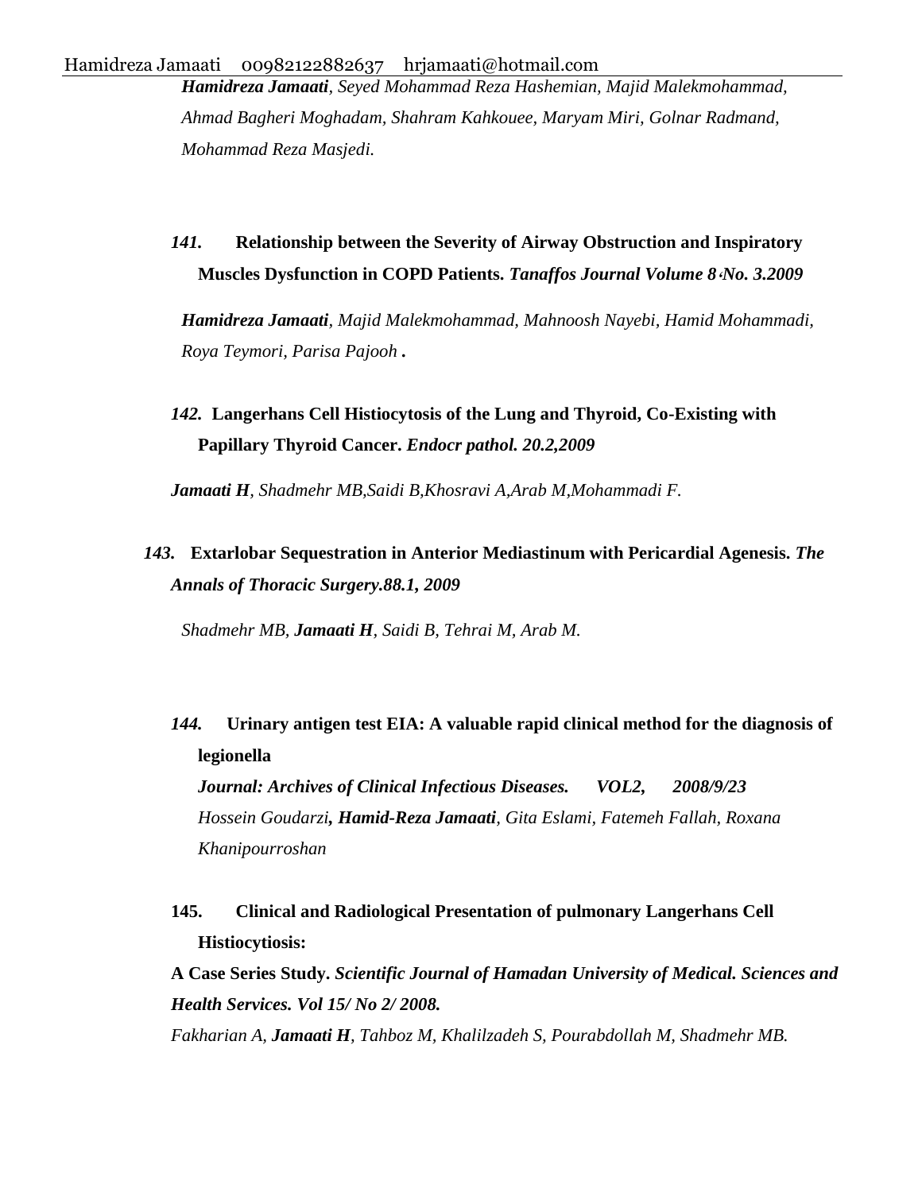***Hamidreza Jamaati**, Seyed Mohammad Reza Hashemian, Majid Malekmohammad, Ahmad Bagheri Moghadam, Shahram Kahkouee, Maryam Miri, Golnar Radmand, Mohammad Reza Masjedi.*

***141.*** **Relationship between the Severity of Airway Obstruction and Inspiratory Muscles Dysfunction in COPD Patients.** ***Tanaffos Journal Volume 8*،*No. 3.2009***

***Hamidreza Jamaati**, Majid Malekmohammad, Mahnoosh Nayebi, Hamid Mohammadi, Roya Teymori, Parisa Pajooh* **.**

***142.*** **Langerhans Cell Histiocytosis of the Lung and Thyroid, Co-Existing with Papillary Thyroid Cancer.** ***Endocr pathol. 20.2,2009***

***Jamaati H**, Shadmehr MB,Saidi B,Khosravi A,Arab M,Mohammadi F.*

***143.*** **Extarlobar Sequestration in Anterior Mediastinum with Pericardial Agenesis.** ***The Annals of Thoracic Surgery.88.1, 2009***

*Shadmehr MB, **Jamaati H**, Saidi B, Tehrai M, Arab M.*

***144.*** **Urinary antigen test EIA: A valuable rapid clinical method for the diagnosis of legionella**

***Journal: Archives of Clinical Infectious Diseases. VOL2, 2008/9/23***

*Hossein Goudarzi**, Hamid-Reza Jamaati**, Gita Eslami, Fatemeh Fallah, Roxana Khanipourroshan*

**145. Clinical and Radiological Presentation of pulmonary Langerhans Cell Histiocytiosis:**

**A Case Series Study.** ***Scientific Journal of Hamadan University of Medical. Sciences and Health Services. Vol 15/ No 2/ 2008.***

*Fakharian A, **Jamaati H**, Tahboz M, Khalilzadeh S, Pourabdollah M, Shadmehr MB.*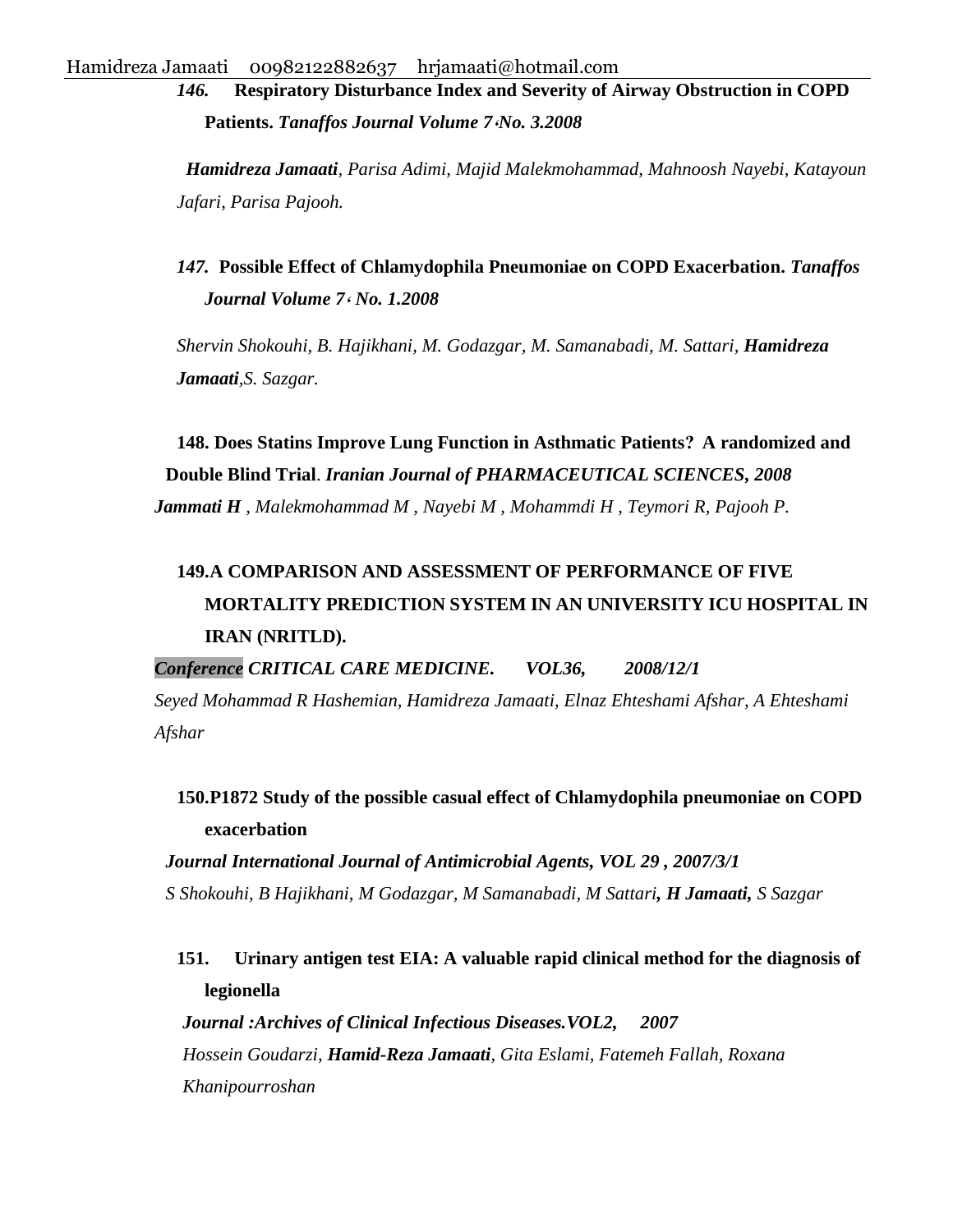*146.* **Respiratory Disturbance Index and Severity of Airway Obstruction in COPD Patients.** ***Tanaffos Journal Volume 7،No. 3.2008***

***Hamidreza Jamaati****, Parisa Adimi, Majid Malekmohammad, Mahnoosh Nayebi, Katayoun Jafari, Parisa Pajooh.*

*147.* **Possible Effect of Chlamydophila Pneumoniae on COPD Exacerbation.** ***Tanaffos Journal Volume 7، No. 1.2008***

*Shervin Shokouhi, B. Hajikhani, M. Godazgar, M. Samanabadi, M. Sattari,* ***Hamidreza Jamaati****,S. Sazgar.*

**148. Does Statins Improve Lung Function in Asthmatic Patients? A randomized and Double Blind Trial**. ***Iranian Journal of PHARMACEUTICAL SCIENCES, 2008***

***Jammati H*** *, Malekmohammad M , Nayebi M , Mohammdi H , Teymori R, Pajooh P.*

**149.A COMPARISON AND ASSESSMENT OF PERFORMANCE OF FIVE MORTALITY PREDICTION SYSTEM IN AN UNIVERSITY ICU HOSPITAL IN IRAN (NRITLD).**

***Conference CRITICAL CARE MEDICINE. VOL36, 2008/12/1***

*Seyed Mohammad R Hashemian, Hamidreza Jamaati, Elnaz Ehteshami Afshar, A Ehteshami Afshar*

**150.P1872 Study of the possible casual effect of Chlamydophila pneumoniae on COPD exacerbation**

***Journal International Journal of Antimicrobial Agents, VOL 29 , 2007/3/1***

*S Shokouhi, B Hajikhani, M Godazgar, M Samanabadi, M Sattari****, H Jamaati,*** *S Sazgar*

**151. Urinary antigen test EIA: A valuable rapid clinical method for the diagnosis of legionella**

***Journal :Archives of Clinical Infectious Diseases.VOL2, 2007***

*Hossein Goudarzi,* ***Hamid-Reza Jamaati****, Gita Eslami, Fatemeh Fallah, Roxana Khanipourroshan*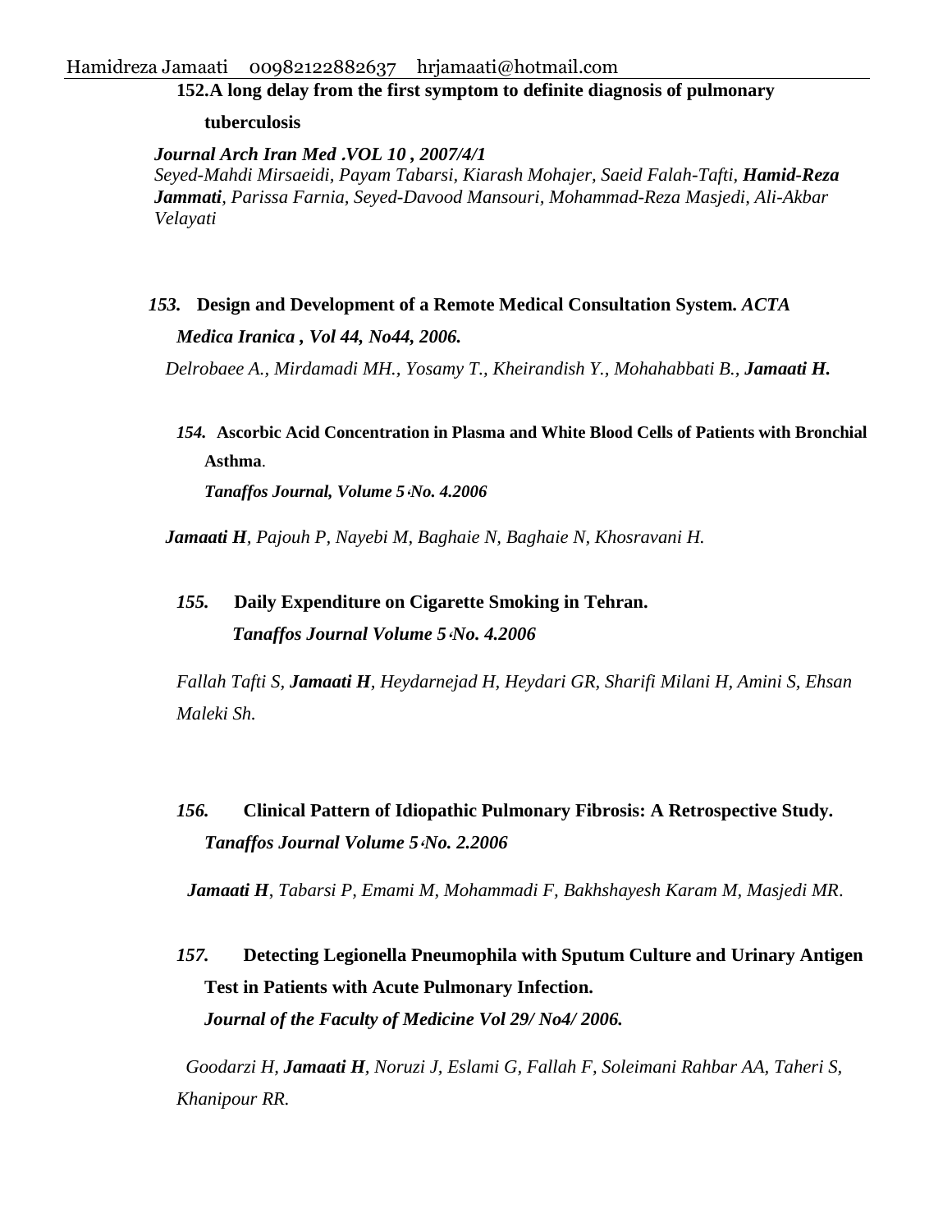**152.A long delay from the first symptom to definite diagnosis of pulmonary tuberculosis**

***Journal Arch Iran Med .VOL 10 , 2007/4/1***

*Seyed-Mahdi Mirsaeidi, Payam Tabarsi, Kiarash Mohajer, Saeid Falah-Tafti,* ***Hamid-Reza Jammati****, Parissa Farnia, Seyed-Davood Mansouri, Mohammad-Reza Masjedi, Ali-Akbar Velayati*

***153.*** **Design and Development of a Remote Medical Consultation System.** ***ACTA Medica Iranica , Vol 44, No44, 2006.***

*Delrobaee A., Mirdamadi MH., Yosamy T., Kheirandish Y., Mohahabbati B.,* ***Jamaati H.***

***154.*** **Ascorbic Acid Concentration in Plasma and White Blood Cells of Patients with Bronchial Asthma**.

***Tanaffos Journal, Volume 5،No. 4.2006***

***Jamaati H****, Pajouh P, Nayebi M, Baghaie N, Baghaie N, Khosravani H.*

***155.*** **Daily Expenditure on Cigarette Smoking in Tehran.**

***Tanaffos Journal Volume 5،No. 4.2006***

*Fallah Tafti S,* ***Jamaati H****, Heydarnejad H, Heydari GR, Sharifi Milani H, Amini S, Ehsan Maleki Sh.*

***156.*** **Clinical Pattern of Idiopathic Pulmonary Fibrosis: A Retrospective Study.**

***Tanaffos Journal Volume 5،No. 2.2006***

***Jamaati H****, Tabarsi P, Emami M, Mohammadi F, Bakhshayesh Karam M, Masjedi MR.*

***157.*** **Detecting Legionella Pneumophila with Sputum Culture and Urinary Antigen Test in Patients with Acute Pulmonary Infection.**

***Journal of the Faculty of Medicine Vol 29/ No4/ 2006.***

*Goodarzi H,* ***Jamaati H****, Noruzi J, Eslami G, Fallah F, Soleimani Rahbar AA, Taheri S, Khanipour RR.*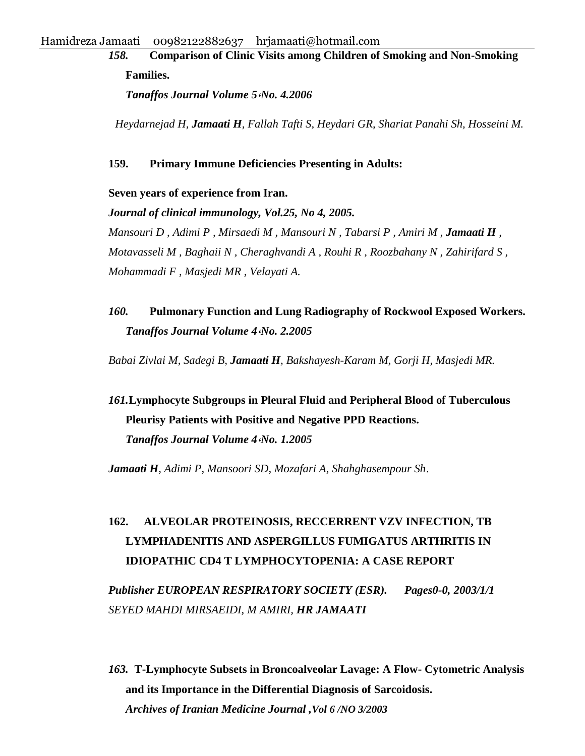*158.* **Comparison of Clinic Visits among Children of Smoking and Non-Smoking Families.**

***Tanaffos Journal Volume 5،No. 4.2006***

*Heydarnejad H, **Jamaati H**, Fallah Tafti S, Heydari GR, Shariat Panahi Sh, Hosseini M.*

**159. Primary Immune Deficiencies Presenting in Adults:**

**Seven years of experience from Iran.**

***Journal of clinical immunology, Vol.25, No 4, 2005.***

*Mansouri D , Adimi P , Mirsaedi M , Mansouri N , Tabarsi P , Amiri M , **Jamaati H** , Motavasseli M , Baghaii N , Cheraghvandi A , Rouhi R , Roozbahany N , Zahirifard S , Mohammadi F , Masjedi MR , Velayati A.*

*160.* **Pulmonary Function and Lung Radiography of Rockwool Exposed Workers.**

***Tanaffos Journal Volume 4،No. 2.2005***

*Babai Zivlai M, Sadegi B, **Jamaati H**, Bakshayesh-Karam M, Gorji H, Masjedi MR.*

*161.***Lymphocyte Subgroups in Pleural Fluid and Peripheral Blood of Tuberculous Pleurisy Patients with Positive and Negative PPD Reactions.**

***Tanaffos Journal Volume 4،No. 1.2005***

***Jamaati H**, Adimi P, Mansoori SD, Mozafari A, Shahghasempour Sh.*

**162. ALVEOLAR PROTEINOSIS, RECCERRENT VZV INFECTION, TB LYMPHADENITIS AND ASPERGILLUS FUMIGATUS ARTHRITIS IN IDIOPATHIC CD4 T LYMPHOCYTOPENIA: A CASE REPORT**

***Publisher EUROPEAN RESPIRATORY SOCIETY (ESR). Pages0-0, 2003/1/1***

*SEYED MAHDI MIRSAEIDI, M AMIRI, **HR JAMAATI***

*163.* **T-Lymphocyte Subsets in Broncoalveolar Lavage: A Flow- Cytometric Analysis and its Importance in the Differential Diagnosis of Sarcoidosis.**

***Archives of Iranian Medicine Journal ,Vol 6 /NO 3/2003***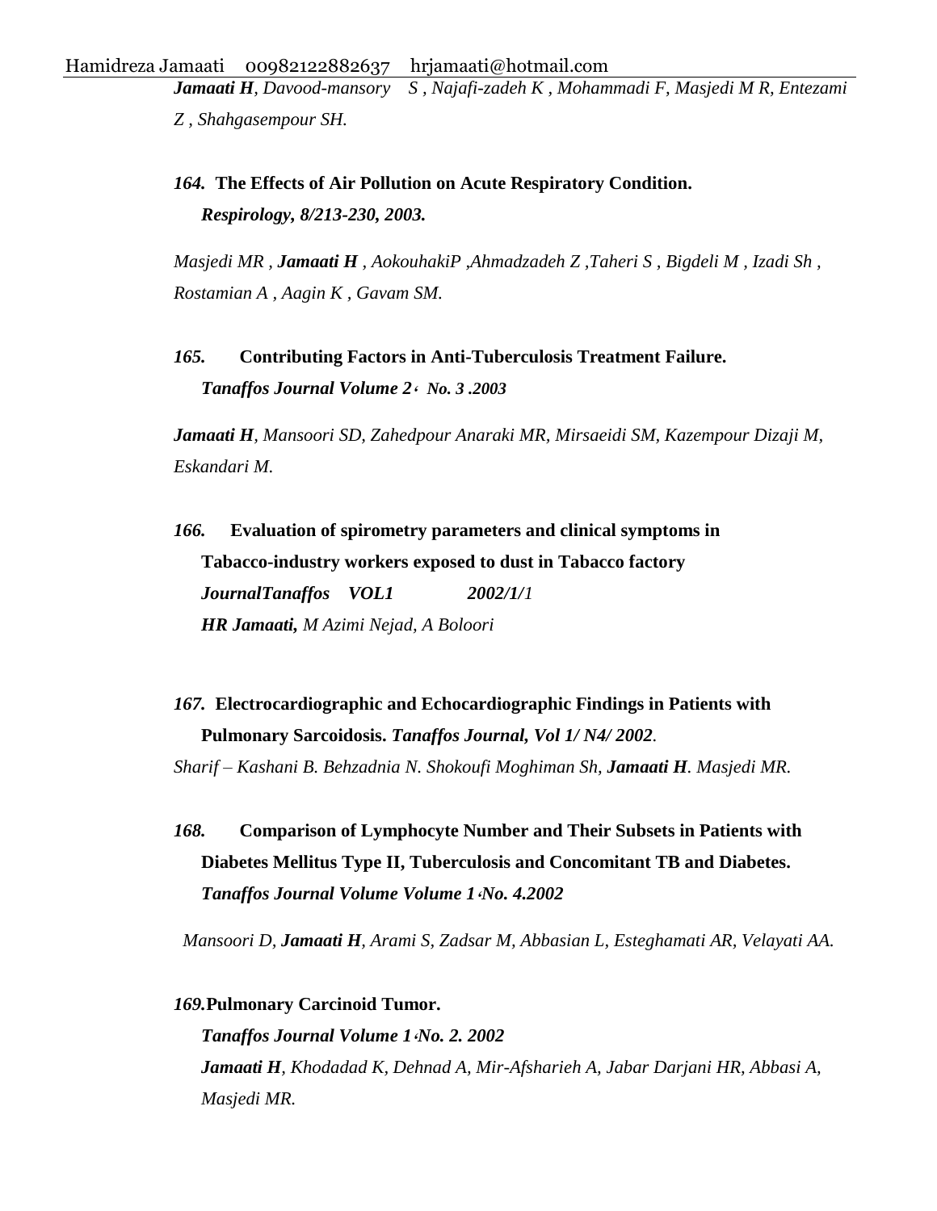***Jamaati H**, Davood-mansory S , Najafi-zadeh K , Mohammadi F, Masjedi M R, Entezami Z , Shahgasempour SH.*

***164.* The Effects of Air Pollution on Acute Respiratory Condition.**
***Respirology, 8/213-230, 2003.***

*Masjedi MR , **Jamaati H** , AokouhakiP ,Ahmadzadeh Z ,Taheri S , Bigdeli M , Izadi Sh , Rostamian A , Aagin K , Gavam SM.*

***165.* Contributing Factors in Anti-Tuberculosis Treatment Failure.**
***Tanaffos Journal Volume 2، No. 3 .2003***

***Jamaati H**, Mansoori SD, Zahedpour Anaraki MR, Mirsaeidi SM, Kazempour Dizaji M, Eskandari M.*

***166.* Evaluation of spirometry parameters and clinical symptoms in Tabacco-industry workers exposed to dust in Tabacco factory**
***JournalTanaffos VOL1 2002/1/**1*
***HR Jamaati,** M Azimi Nejad, A Boloori*

***167.* Electrocardiographic and Echocardiographic Findings in Patients with Pulmonary Sarcoidosis.** ***Tanaffos Journal, Vol 1/ N4/ 2002**.*
*Sharif – Kashani B. Behzadnia N. Shokoufi Moghiman Sh, **Jamaati H**. Masjedi MR.*

***168.* Comparison of Lymphocyte Number and Their Subsets in Patients with Diabetes Mellitus Type II, Tuberculosis and Concomitant TB and Diabetes.**
***Tanaffos Journal Volume Volume 1،No. 4.2002***

*Mansoori D, **Jamaati H**, Arami S, Zadsar M, Abbasian L, Esteghamati AR, Velayati AA.*

***169.*Pulmonary Carcinoid Tumor.**
***Tanaffos Journal Volume 1،No. 2. 2002***
***Jamaati H**, Khodadad K, Dehnad A, Mir-Afsharieh A, Jabar Darjani HR, Abbasi A, Masjedi MR.*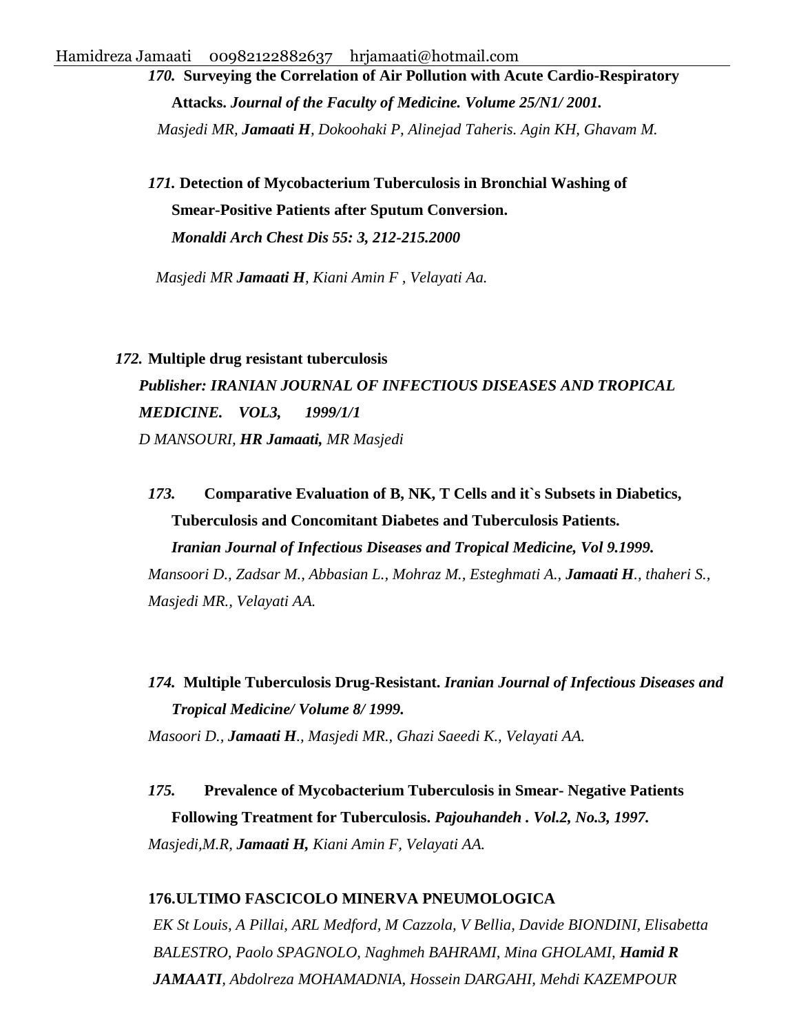*170.* **Surveying the Correlation of Air Pollution with Acute Cardio-Respiratory Attacks.** ***Journal of the Faculty of Medicine. Volume 25/N1/ 2001.***

*Masjedi MR, **Jamaati H**, Dokoohaki P, Alinejad Taheris. Agin KH, Ghavam M.*

*171.* **Detection of Mycobacterium Tuberculosis in Bronchial Washing of Smear-Positive Patients after Sputum Conversion.**
***Monaldi Arch Chest Dis 55: 3, 212-215.2000***

*Masjedi MR **Jamaati H**, Kiani Amin F , Velayati Aa.*

*172.* **Multiple drug resistant tuberculosis**
***Publisher: IRANIAN JOURNAL OF INFECTIOUS DISEASES AND TROPICAL MEDICINE. VOL3, 1999/1/1***
*D MANSOURI, **HR Jamaati,** MR Masjedi*

*173.* **Comparative Evaluation of B, NK, T Cells and it`s Subsets in Diabetics, Tuberculosis and Concomitant Diabetes and Tuberculosis Patients.**
***Iranian Journal of Infectious Diseases and Tropical Medicine, Vol 9.1999.***
*Mansoori D., Zadsar M., Abbasian L., Mohraz M., Esteghmati A., **Jamaati H**., thaheri S., Masjedi MR., Velayati AA.*

*174.* **Multiple Tuberculosis Drug-Resistant.** ***Iranian Journal of Infectious Diseases and Tropical Medicine/ Volume 8/ 1999.***
*Masoori D., **Jamaati H**., Masjedi MR., Ghazi Saeedi K., Velayati AA.*

*175.* **Prevalence of Mycobacterium Tuberculosis in Smear- Negative Patients Following Treatment for Tuberculosis.** ***Pajouhandeh . Vol.2, No.3, 1997.***
*Masjedi,M.R, **Jamaati H,** Kiani Amin F, Velayati AA.*

**176.ULTIMO FASCICOLO MINERVA PNEUMOLOGICA**
*EK St Louis, A Pillai, ARL Medford, M Cazzola, V Bellia, Davide BIONDINI, Elisabetta BALESTRO, Paolo SPAGNOLO, Naghmeh BAHRAMI, Mina GHOLAMI, **Hamid R JAMAATI**, Abdolreza MOHAMADNIA, Hossein DARGAHI, Mehdi KAZEMPOUR*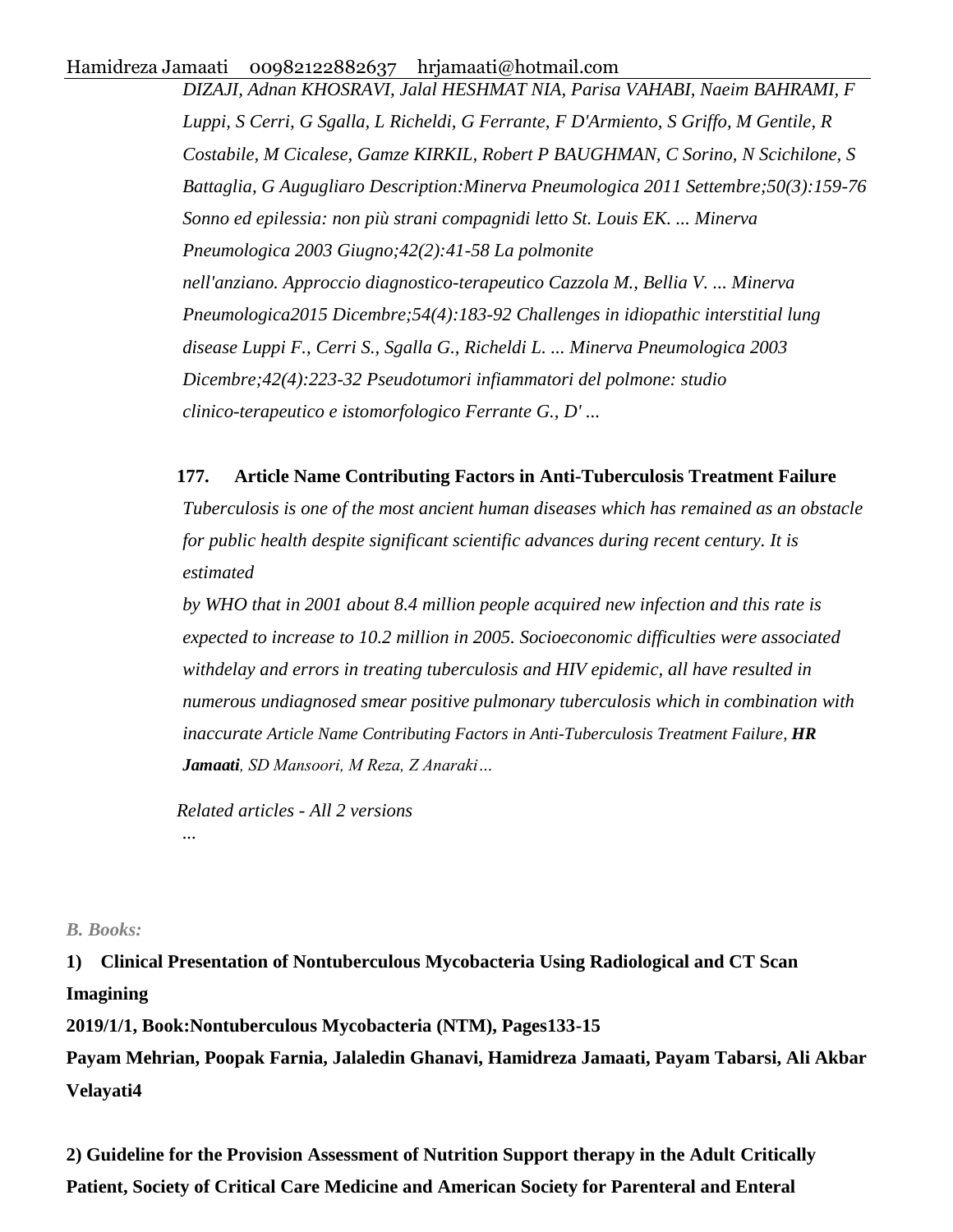*DIZAJI, Adnan KHOSRAVI, Jalal HESHMAT NIA, Parisa VAHABI, Naeim BAHRAMI, F Luppi, S Cerri, G Sgalla, L Richeldi, G Ferrante, F D'Armiento, S Griffo, M Gentile, R Costabile, M Cicalese, Gamze KIRKIL, Robert P BAUGHMAN, C Sorino, N Scichilone, S Battaglia, G Augugliaro Description:Minerva Pneumologica 2011 Settembre;50(3):159-76 Sonno ed epilessia: non più strani compagnidi letto St. Louis EK. ... Minerva Pneumologica 2003 Giugno;42(2):41-58 La polmonite nell'anziano. Approccio diagnostico-terapeutico Cazzola M., Bellia V. ... Minerva Pneumologica2015 Dicembre;54(4):183-92 Challenges in idiopathic interstitial lung disease Luppi F., Cerri S., Sgalla G., Richeldi L. ... Minerva Pneumologica 2003 Dicembre;42(4):223-32 Pseudotumori infiammatori del polmone: studio clinico-terapeutico e istomorfologico Ferrante G., D' ...*

**177. Article Name Contributing Factors in Anti-Tuberculosis Treatment Failure**

*Tuberculosis is one of the most ancient human diseases which has remained as an obstacle for public health despite significant scientific advances during recent century. It is estimated by WHO that in 2001 about 8.4 million people acquired new infection and this rate is expected to increase to 10.2 million in 2005. Socioeconomic difficulties were associated withdelay and errors in treating tuberculosis and HIV epidemic, all have resulted in numerous undiagnosed smear positive pulmonary tuberculosis which in combination with inaccurate Article Name Contributing Factors in Anti-Tuberculosis Treatment Failure,* ***HR Jamaati****, SD Mansoori, M Reza, Z Anaraki…*

*Related articles - All 2 versions*

*...*

*B. Books:*

**1) Clinical Presentation of Nontuberculous Mycobacteria Using Radiological and CT Scan Imagining**

**2019/1/1, Book:Nontuberculous Mycobacteria (NTM), Pages133-15**

**Payam Mehrian, Poopak Farnia, Jalaledin Ghanavi, Hamidreza Jamaati, Payam Tabarsi, Ali Akbar Velayati4**

**2) Guideline for the Provision Assessment of Nutrition Support therapy in the Adult Critically Patient, Society of Critical Care Medicine and American Society for Parenteral and Enteral**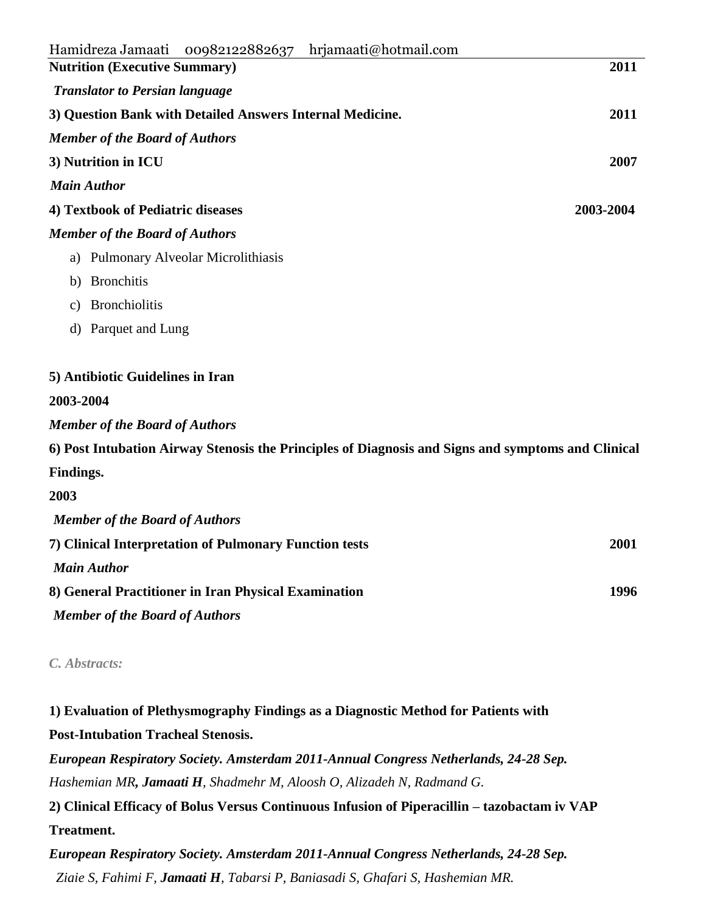**Nutrition (Executive Summary)** **2011**

***Translator to Persian language***

**3) Question Bank with Detailed Answers Internal Medicine.** **2011**

***Member of the Board of Authors***

**3) Nutrition in ICU** **2007**

***Main Author***

**4) Textbook of Pediatric diseases** **2003-2004**

***Member of the Board of Authors***

a) Pulmonary Alveolar Microlithiasis

b) Bronchitis

c) Bronchiolitis

d) Parquet and Lung

**5) Antibiotic Guidelines in Iran**

**2003-2004**

***Member of the Board of Authors***

**6) Post Intubation Airway Stenosis the Principles of Diagnosis and Signs and symptoms and Clinical Findings.**

**2003**

***Member of the Board of Authors***

**7) Clinical Interpretation of Pulmonary Function tests** **2001**

***Main Author***

**8) General Practitioner in Iran Physical Examination** **1996**

***Member of the Board of Authors***

### *C. Abstracts:*

**1) Evaluation of Plethysmography Findings as a Diagnostic Method for Patients with Post-Intubation Tracheal Stenosis.**

***European Respiratory Society. Amsterdam 2011-Annual Congress Netherlands, 24-28 Sep.***

*Hashemian MR**, Jamaati H**, Shadmehr M, Aloosh O, Alizadeh N, Radmand G.*

**2) Clinical Efficacy of Bolus Versus Continuous Infusion of Piperacillin – tazobactam iv VAP Treatment.**

***European Respiratory Society. Amsterdam 2011-Annual Congress Netherlands, 24-28 Sep.***

*Ziaie S, Fahimi F, **Jamaati H**, Tabarsi P, Baniasadi S, Ghafari S, Hashemian MR.*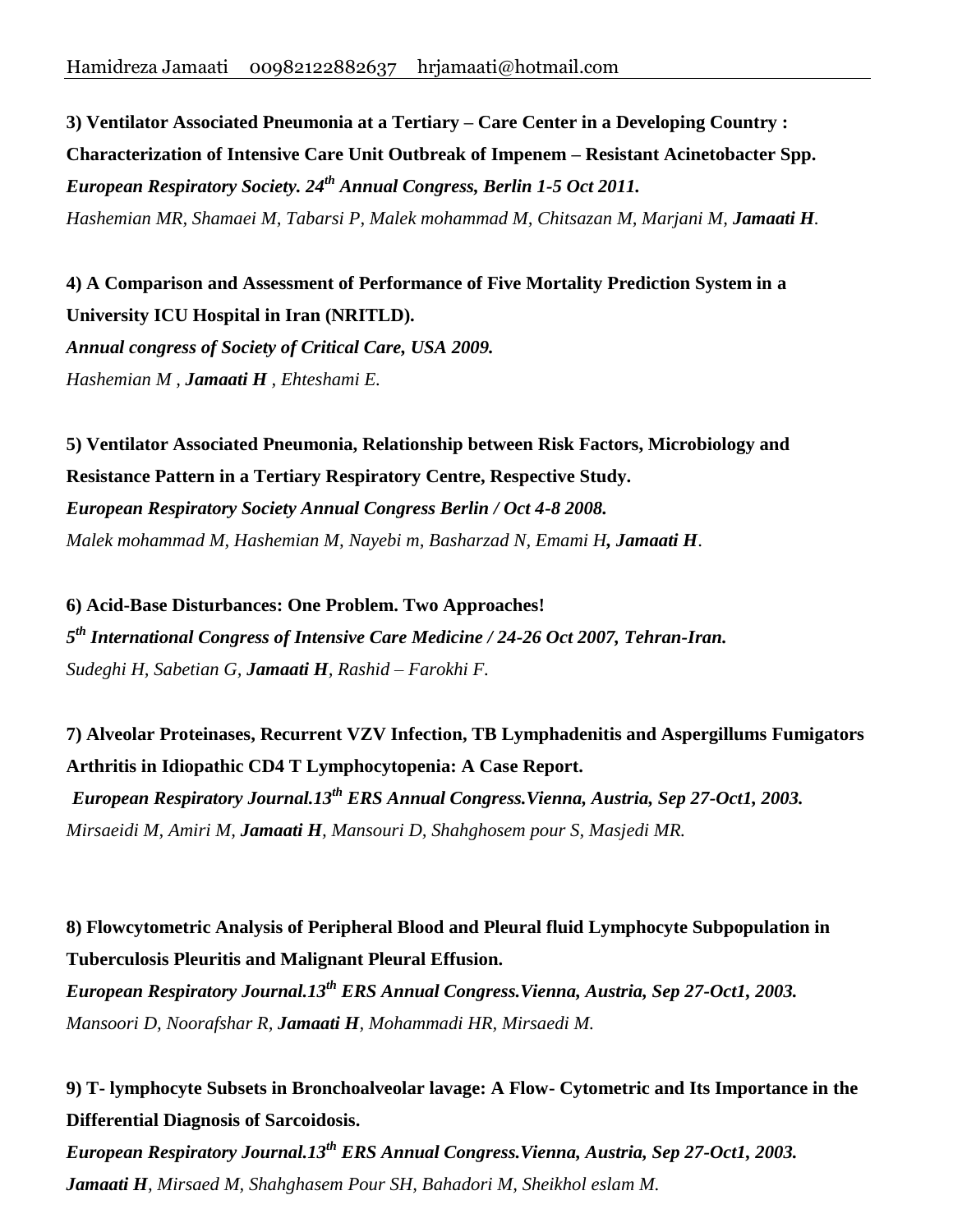**3) Ventilator Associated Pneumonia at a Tertiary – Care Center in a Developing Country : Characterization of Intensive Care Unit Outbreak of Impenem – Resistant Acinetobacter Spp.**
***European Respiratory Society. 24th Annual Congress, Berlin 1-5 Oct 2011.***
*Hashemian MR, Shamaei M, Tabarsi P, Malek mohammad M, Chitsazan M, Marjani M,* ***Jamaati H****.*

**4) A Comparison and Assessment of Performance of Five Mortality Prediction System in a University ICU Hospital in Iran (NRITLD).**
***Annual congress of Society of Critical Care, USA 2009.***
*Hashemian M ,* ***Jamaati H*** *, Ehteshami E.*

**5) Ventilator Associated Pneumonia, Relationship between Risk Factors, Microbiology and Resistance Pattern in a Tertiary Respiratory Centre, Respective Study.**
***European Respiratory Society Annual Congress Berlin / Oct 4-8 2008.***
*Malek mohammad M, Hashemian M, Nayebi m, Basharzad N, Emami H****, Jamaati H****.*

**6) Acid-Base Disturbances: One Problem. Two Approaches!**
***5th International Congress of Intensive Care Medicine / 24-26 Oct 2007, Tehran-Iran.***
*Sudeghi H, Sabetian G,* ***Jamaati H****, Rashid – Farokhi F.*

**7) Alveolar Proteinases, Recurrent VZV Infection, TB Lymphadenitis and Aspergillums Fumigators Arthritis in Idiopathic CD4 T Lymphocytopenia: A Case Report.**
***European Respiratory Journal.13th ERS Annual Congress.Vienna, Austria, Sep 27-Oct1, 2003.***
*Mirsaeidi M, Amiri M,* ***Jamaati H****, Mansouri D, Shahghosem pour S, Masjedi MR.*

**8) Flowcytometric Analysis of Peripheral Blood and Pleural fluid Lymphocyte Subpopulation in Tuberculosis Pleuritis and Malignant Pleural Effusion.**
***European Respiratory Journal.13th ERS Annual Congress.Vienna, Austria, Sep 27-Oct1, 2003.***
*Mansoori D, Noorafshar R,* ***Jamaati H****, Mohammadi HR, Mirsaedi M.*

**9) T- lymphocyte Subsets in Bronchoalveolar lavage: A Flow- Cytometric and Its Importance in the Differential Diagnosis of Sarcoidosis.**
***European Respiratory Journal.13th ERS Annual Congress.Vienna, Austria, Sep 27-Oct1, 2003.***
***Jamaati H****, Mirsaed M, Shahghasem Pour SH, Bahadori M, Sheikhol eslam M.*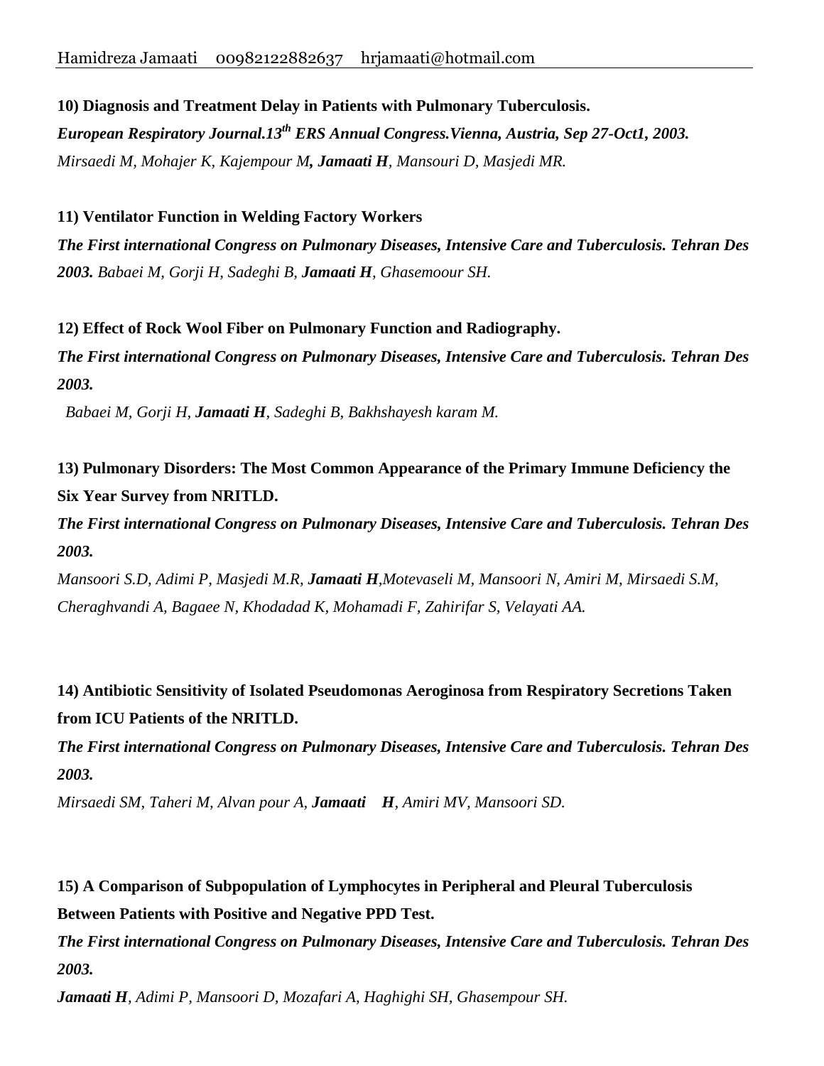**10) Diagnosis and Treatment Delay in Patients with Pulmonary Tuberculosis.**
***European Respiratory Journal.13th ERS Annual Congress.Vienna, Austria, Sep 27-Oct1, 2003.***
*Mirsaedi M, Mohajer K, Kajempour M**, Jamaati H**, Mansouri D, Masjedi MR.*

**11) Ventilator Function in Welding Factory Workers**
***The First international Congress on Pulmonary Diseases, Intensive Care and Tuberculosis. Tehran Des 2003.*** *Babaei M, Gorji H, Sadeghi B, **Jamaati H**, Ghasemoour SH.*

**12) Effect of Rock Wool Fiber on Pulmonary Function and Radiography.**
***The First international Congress on Pulmonary Diseases, Intensive Care and Tuberculosis. Tehran Des 2003.***
*Babaei M, Gorji H, **Jamaati H**, Sadeghi B, Bakhshayesh karam M.*

**13) Pulmonary Disorders: The Most Common Appearance of the Primary Immune Deficiency the Six Year Survey from NRITLD.**
***The First international Congress on Pulmonary Diseases, Intensive Care and Tuberculosis. Tehran Des 2003.***
*Mansoori S.D, Adimi P, Masjedi M.R, **Jamaati H**,Motevaseli M, Mansoori N, Amiri M, Mirsaedi S.M, Cheraghvandi A, Bagaee N, Khodadad K, Mohamadi F, Zahirifar S, Velayati AA.*

**14) Antibiotic Sensitivity of Isolated Pseudomonas Aeroginosa from Respiratory Secretions Taken from ICU Patients of the NRITLD.**
***The First international Congress on Pulmonary Diseases, Intensive Care and Tuberculosis. Tehran Des 2003.***
*Mirsaedi SM, Taheri M, Alvan pour A, **Jamaati H**, Amiri MV, Mansoori SD.*

**15) A Comparison of Subpopulation of Lymphocytes in Peripheral and Pleural Tuberculosis Between Patients with Positive and Negative PPD Test.**
***The First international Congress on Pulmonary Diseases, Intensive Care and Tuberculosis. Tehran Des 2003.***
***Jamaati H**, Adimi P, Mansoori D, Mozafari A, Haghighi SH, Ghasempour SH.*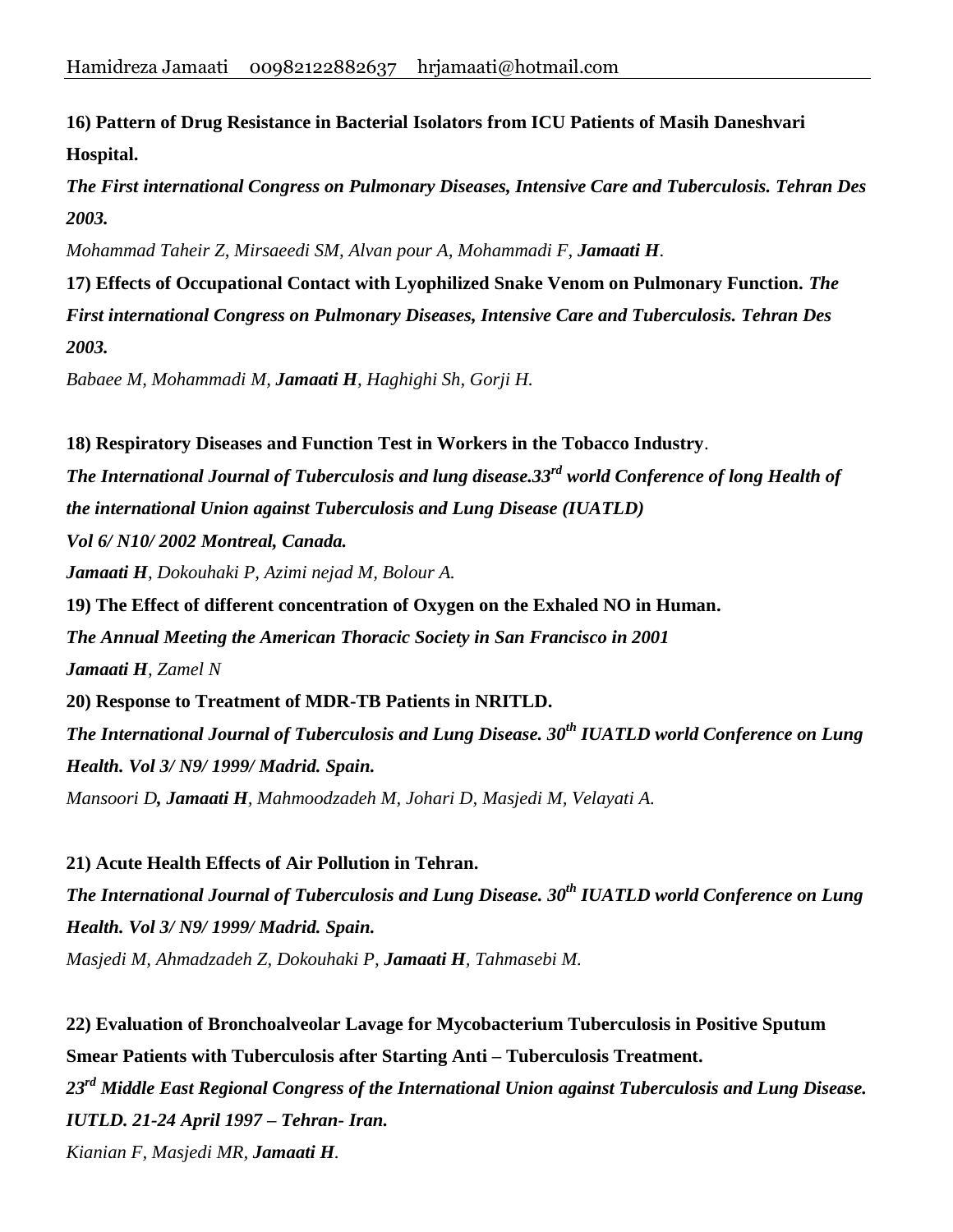**16) Pattern of Drug Resistance in Bacterial Isolators from ICU Patients of Masih Daneshvari Hospital.**

***The First international Congress on Pulmonary Diseases, Intensive Care and Tuberculosis. Tehran Des 2003.***

*Mohammad Taheir Z, Mirsaeedi SM, Alvan pour A, Mohammadi F,* ***Jamaati H****.*

**17) Effects of Occupational Contact with Lyophilized Snake Venom on Pulmonary Function.** ***The First international Congress on Pulmonary Diseases, Intensive Care and Tuberculosis. Tehran Des 2003.***

*Babaee M, Mohammadi M,* ***Jamaati H****, Haghighi Sh, Gorji H.*

**18) Respiratory Diseases and Function Test in Workers in the Tobacco Industry**.

***The International Journal of Tuberculosis and lung disease.33rd world Conference of long Health of the international Union against Tuberculosis and Lung Disease (IUATLD)***

***Vol 6/ N10/ 2002 Montreal, Canada.***

***Jamaati H****, Dokouhaki P, Azimi nejad M, Bolour A.*

**19) The Effect of different concentration of Oxygen on the Exhaled NO in Human.**

***The Annual Meeting the American Thoracic Society in San Francisco in 2001***

***Jamaati H****, Zamel N*

**20) Response to Treatment of MDR-TB Patients in NRITLD.**

***The International Journal of Tuberculosis and Lung Disease. 30th IUATLD world Conference on Lung Health. Vol 3/ N9/ 1999/ Madrid. Spain.***

*Mansoori D****, Jamaati H****, Mahmoodzadeh M, Johari D, Masjedi M, Velayati A.*

**21) Acute Health Effects of Air Pollution in Tehran.**

***The International Journal of Tuberculosis and Lung Disease. 30th IUATLD world Conference on Lung Health. Vol 3/ N9/ 1999/ Madrid. Spain.***

*Masjedi M, Ahmadzadeh Z, Dokouhaki P,* ***Jamaati H****, Tahmasebi M.*

**22) Evaluation of Bronchoalveolar Lavage for Mycobacterium Tuberculosis in Positive Sputum Smear Patients with Tuberculosis after Starting Anti – Tuberculosis Treatment.**

***23rd Middle East Regional Congress of the International Union against Tuberculosis and Lung Disease. IUTLD. 21-24 April 1997 – Tehran- Iran.***

*Kianian F, Masjedi MR,* ***Jamaati H****.*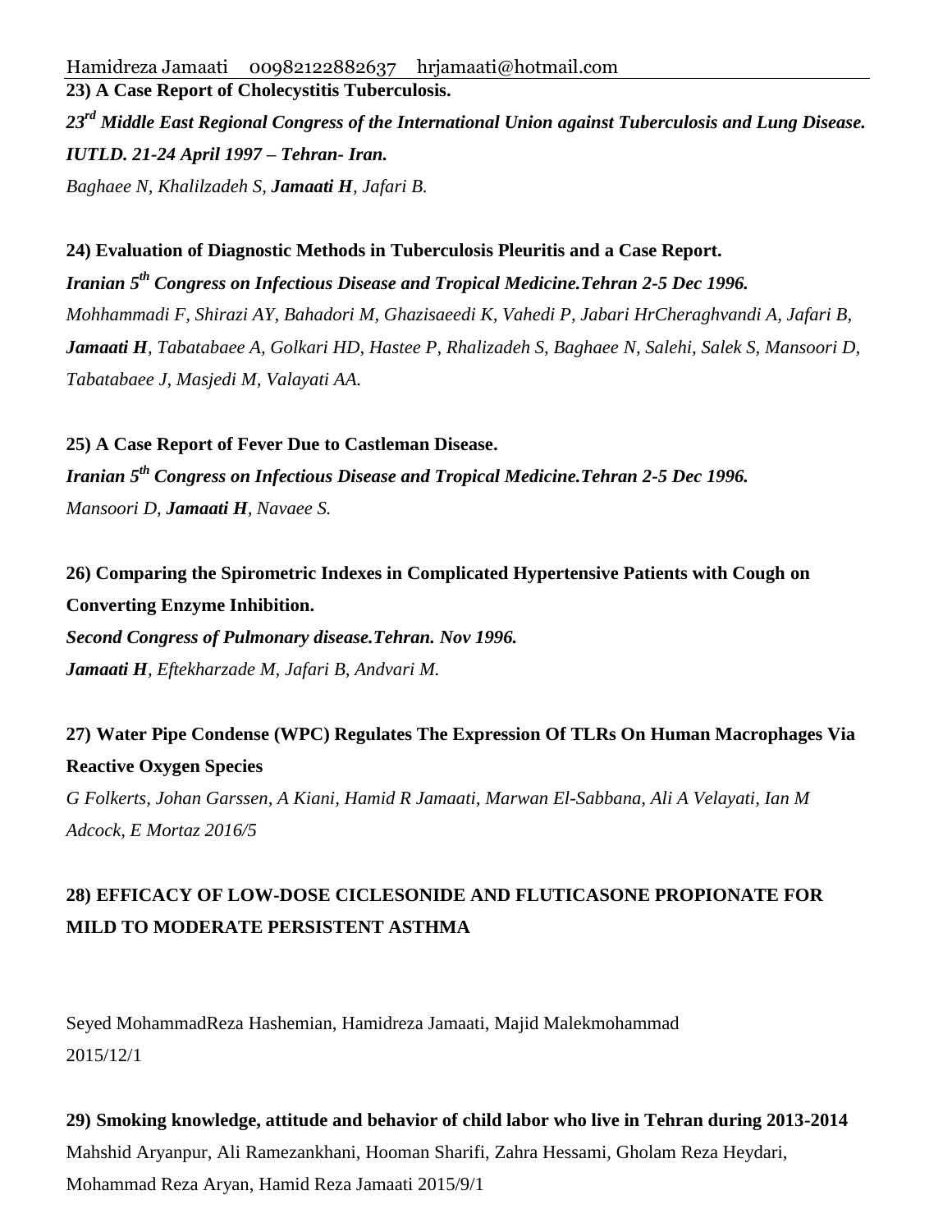**23) A Case Report of Cholecystitis Tuberculosis.**

***23rd Middle East Regional Congress of the International Union against Tuberculosis and Lung Disease. IUTLD. 21-24 April 1997 – Tehran- Iran.***

*Baghaee N, Khalilzadeh S, **Jamaati H**, Jafari B.*

**24) Evaluation of Diagnostic Methods in Tuberculosis Pleuritis and a Case Report.**

***Iranian 5th Congress on Infectious Disease and Tropical Medicine.Tehran 2-5 Dec 1996.***

*Mohhammadi F, Shirazi AY, Bahadori M, Ghazisaeedi K, Vahedi P, Jabari HrCheraghvandi A, Jafari B, **Jamaati H**, Tabatabaee A, Golkari HD, Hastee P, Rhalizadeh S, Baghaee N, Salehi, Salek S, Mansoori D, Tabatabaee J, Masjedi M, Valayati AA.*

**25) A Case Report of Fever Due to Castleman Disease.**

***Iranian 5th Congress on Infectious Disease and Tropical Medicine.Tehran 2-5 Dec 1996.***

*Mansoori D, **Jamaati H**, Navaee S.*

**26) Comparing the Spirometric Indexes in Complicated Hypertensive Patients with Cough on Converting Enzyme Inhibition.**

***Second Congress of Pulmonary disease.Tehran. Nov 1996.***

***Jamaati H**, Eftekharzade M, Jafari B, Andvari M.*

**27) Water Pipe Condense (WPC) Regulates The Expression Of TLRs On Human Macrophages Via Reactive Oxygen Species**

*G Folkerts, Johan Garssen, A Kiani, Hamid R Jamaati, Marwan El-Sabbana, Ali A Velayati, Ian M Adcock, E Mortaz 2016/5*

**28) EFFICACY OF LOW-DOSE CICLESONIDE AND FLUTICASONE PROPIONATE FOR MILD TO MODERATE PERSISTENT ASTHMA**

Seyed MohammadReza Hashemian, Hamidreza Jamaati, Majid Malekmohammad
2015/12/1

**29) Smoking knowledge, attitude and behavior of child labor who live in Tehran during 2013-2014**

Mahshid Aryanpur, Ali Ramezankhani, Hooman Sharifi, Zahra Hessami, Gholam Reza Heydari, Mohammad Reza Aryan, Hamid Reza Jamaati 2015/9/1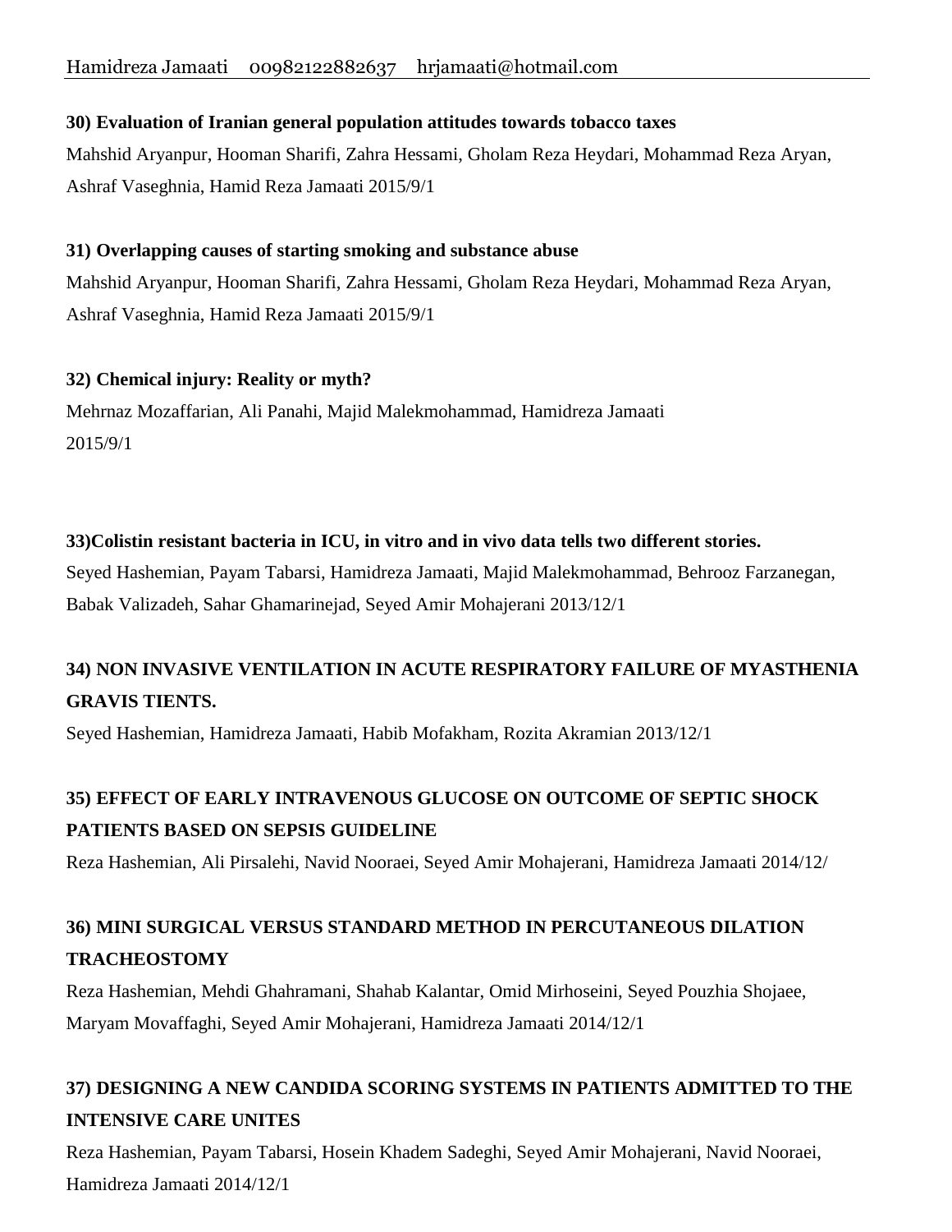**30) Evaluation of Iranian general population attitudes towards tobacco taxes**

Mahshid Aryanpur, Hooman Sharifi, Zahra Hessami, Gholam Reza Heydari, Mohammad Reza Aryan, Ashraf Vaseghnia, Hamid Reza Jamaati 2015/9/1

**31) Overlapping causes of starting smoking and substance abuse**

Mahshid Aryanpur, Hooman Sharifi, Zahra Hessami, Gholam Reza Heydari, Mohammad Reza Aryan, Ashraf Vaseghnia, Hamid Reza Jamaati 2015/9/1

**32) Chemical injury: Reality or myth?**

Mehrnaz Mozaffarian, Ali Panahi, Majid Malekmohammad, Hamidreza Jamaati
2015/9/1

**33)Colistin resistant bacteria in ICU, in vitro and in vivo data tells two different stories.**

Seyed Hashemian, Payam Tabarsi, Hamidreza Jamaati, Majid Malekmohammad, Behrooz Farzanegan, Babak Valizadeh, Sahar Ghamarinejad, Seyed Amir Mohajerani 2013/12/1

**34) NON INVASIVE VENTILATION IN ACUTE RESPIRATORY FAILURE OF MYASTHENIA GRAVIS TIENTS.**

Seyed Hashemian, Hamidreza Jamaati, Habib Mofakham, Rozita Akramian 2013/12/1

**35) EFFECT OF EARLY INTRAVENOUS GLUCOSE ON OUTCOME OF SEPTIC SHOCK PATIENTS BASED ON SEPSIS GUIDELINE**

Reza Hashemian, Ali Pirsalehi, Navid Nooraei, Seyed Amir Mohajerani, Hamidreza Jamaati 2014/12/

**36) MINI SURGICAL VERSUS STANDARD METHOD IN PERCUTANEOUS DILATION TRACHEOSTOMY**

Reza Hashemian, Mehdi Ghahramani, Shahab Kalantar, Omid Mirhoseini, Seyed Pouzhia Shojaee, Maryam Movaffaghi, Seyed Amir Mohajerani, Hamidreza Jamaati 2014/12/1

**37) DESIGNING A NEW CANDIDA SCORING SYSTEMS IN PATIENTS ADMITTED TO THE INTENSIVE CARE UNITES**

Reza Hashemian, Payam Tabarsi, Hosein Khadem Sadeghi, Seyed Amir Mohajerani, Navid Nooraei, Hamidreza Jamaati 2014/12/1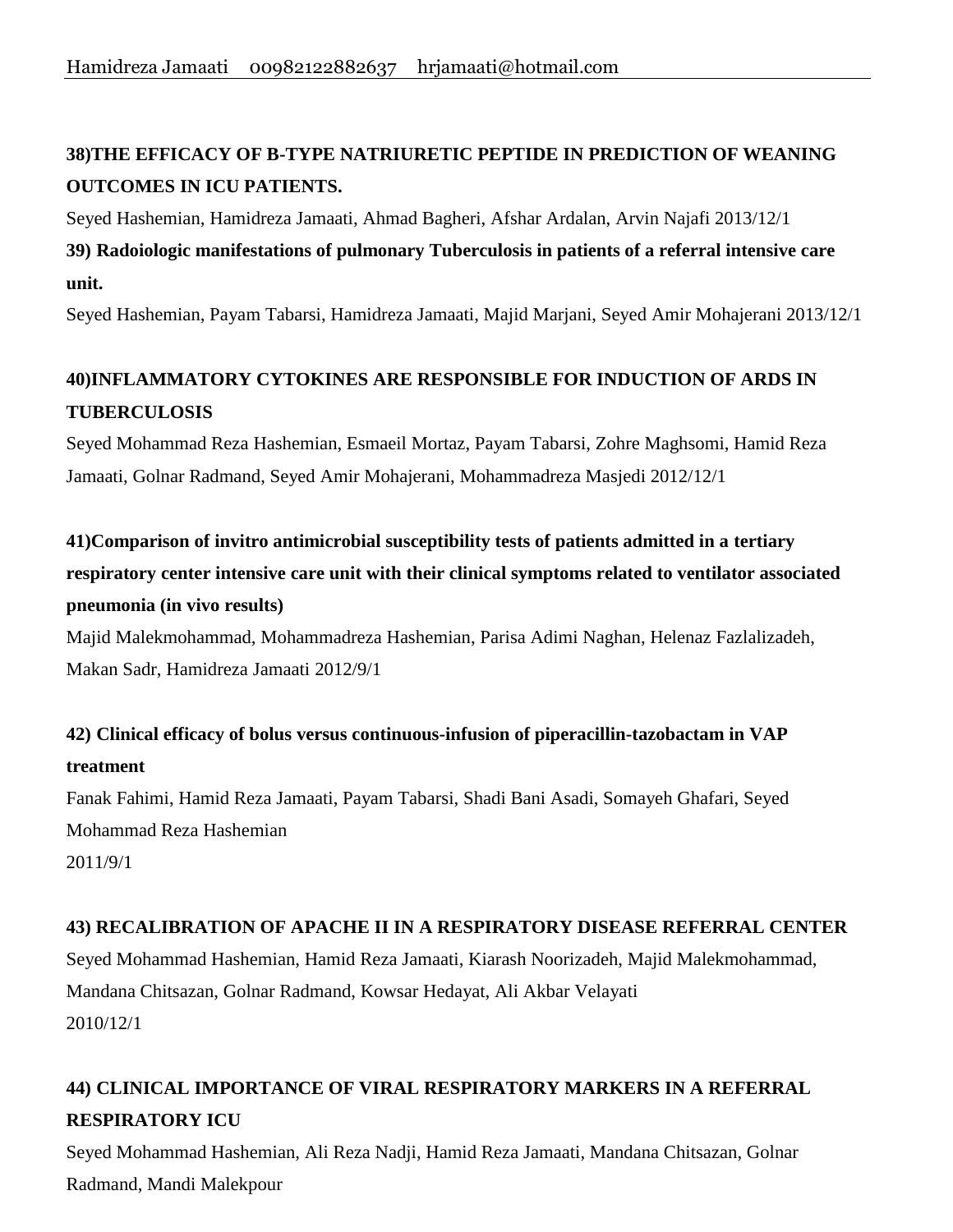**38)THE EFFICACY OF B-TYPE NATRIURETIC PEPTIDE IN PREDICTION OF WEANING OUTCOMES IN ICU PATIENTS.**

Seyed Hashemian, Hamidreza Jamaati, Ahmad Bagheri, Afshar Ardalan, Arvin Najafi 2013/12/1

**39) Radoiologic manifestations of pulmonary Tuberculosis in patients of a referral intensive care unit.**

Seyed Hashemian, Payam Tabarsi, Hamidreza Jamaati, Majid Marjani, Seyed Amir Mohajerani 2013/12/1

**40)INFLAMMATORY CYTOKINES ARE RESPONSIBLE FOR INDUCTION OF ARDS IN TUBERCULOSIS**

Seyed Mohammad Reza Hashemian, Esmaeil Mortaz, Payam Tabarsi, Zohre Maghsomi, Hamid Reza Jamaati, Golnar Radmand, Seyed Amir Mohajerani, Mohammadreza Masjedi 2012/12/1

**41)Comparison of invitro antimicrobial susceptibility tests of patients admitted in a tertiary respiratory center intensive care unit with their clinical symptoms related to ventilator associated pneumonia (in vivo results)**

Majid Malekmohammad, Mohammadreza Hashemian, Parisa Adimi Naghan, Helenaz Fazlalizadeh, Makan Sadr, Hamidreza Jamaati 2012/9/1

**42) Clinical efficacy of bolus versus continuous-infusion of piperacillin-tazobactam in VAP treatment**

Fanak Fahimi, Hamid Reza Jamaati, Payam Tabarsi, Shadi Bani Asadi, Somayeh Ghafari, Seyed Mohammad Reza Hashemian
2011/9/1

**43) RECALIBRATION OF APACHE II IN A RESPIRATORY DISEASE REFERRAL CENTER**

Seyed Mohammad Hashemian, Hamid Reza Jamaati, Kiarash Noorizadeh, Majid Malekmohammad, Mandana Chitsazan, Golnar Radmand, Kowsar Hedayat, Ali Akbar Velayati
2010/12/1

**44) CLINICAL IMPORTANCE OF VIRAL RESPIRATORY MARKERS IN A REFERRAL RESPIRATORY ICU**

Seyed Mohammad Hashemian, Ali Reza Nadji, Hamid Reza Jamaati, Mandana Chitsazan, Golnar Radmand, Mandi Malekpour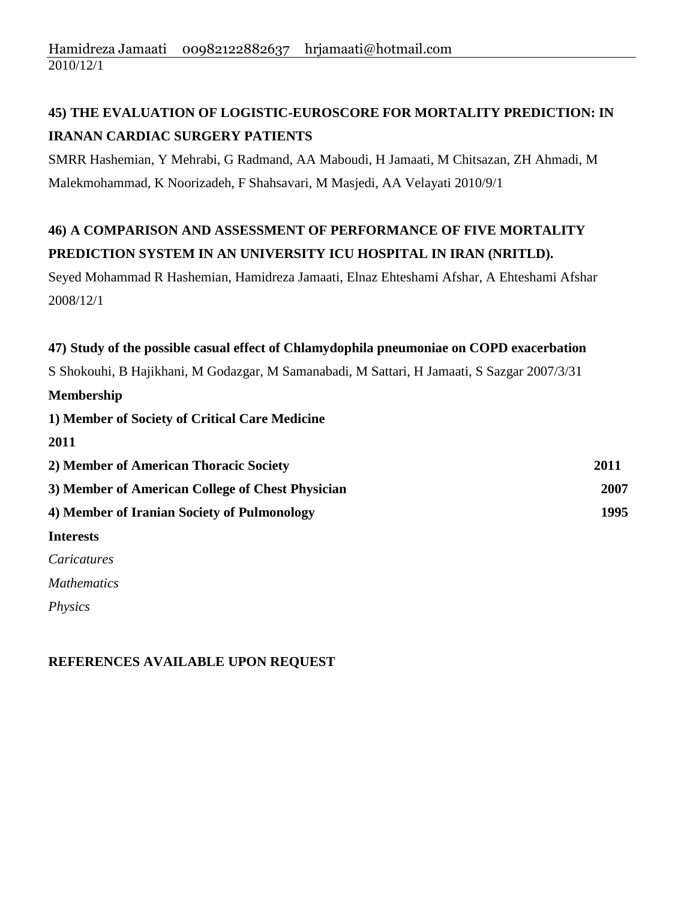**45) THE EVALUATION OF LOGISTIC-EUROSCORE FOR MORTALITY PREDICTION: IN IRANAN CARDIAC SURGERY PATIENTS**

SMRR Hashemian, Y Mehrabi, G Radmand, AA Maboudi, H Jamaati, M Chitsazan, ZH Ahmadi, M Malekmohammad, K Noorizadeh, F Shahsavari, M Masjedi, AA Velayati 2010/9/1

**46) A COMPARISON AND ASSESSMENT OF PERFORMANCE OF FIVE MORTALITY PREDICTION SYSTEM IN AN UNIVERSITY ICU HOSPITAL IN IRAN (NRITLD).**

Seyed Mohammad R Hashemian, Hamidreza Jamaati, Elnaz Ehteshami Afshar, A Ehteshami Afshar 2008/12/1

**47) Study of the possible casual effect of Chlamydophila pneumoniae on COPD exacerbation**

S Shokouhi, B Hajikhani, M Godazgar, M Samanabadi, M Sattari, H Jamaati, S Sazgar 2007/3/31

**Membership**

**1) Member of Society of Critical Care Medicine**

**2011**

**2) Member of American Thoracic Society** **2011**

**3) Member of American College of Chest Physician** **2007**

**4) Member of Iranian Society of Pulmonology** **1995**

**Interests**

*Caricatures*

*Mathematics*

*Physics*

**REFERENCES AVAILABLE UPON REQUEST**